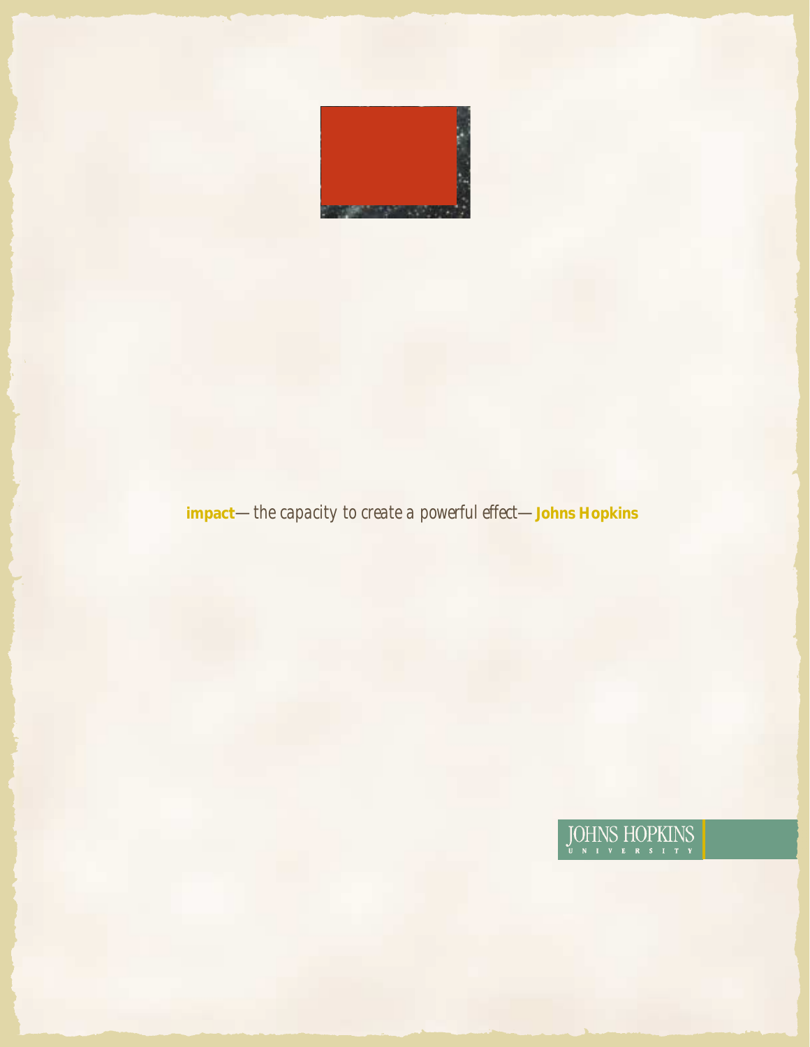**impact**— *the capacity to create a powerful effect*— **Johns Hopkins**

JOHNS HOPKINS
UNIVERSITY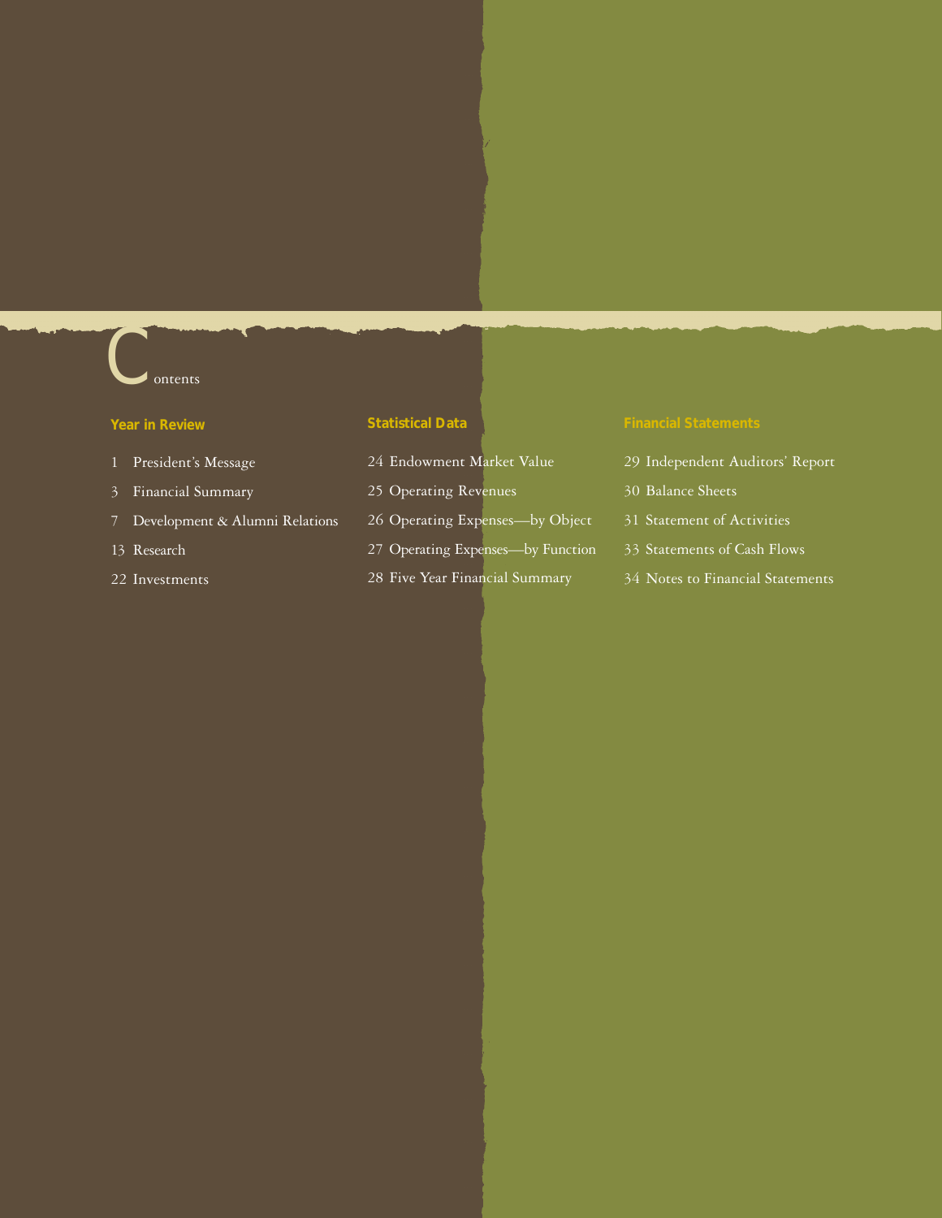# Contents

## Year in Review

1 President's Message

3 Financial Summary

7 Development & Alumni Relations

13 Research

22 Investments

## Statistical Data

24 Endowment Market Value

25 Operating Revenues

26 Operating Expenses—by Object

27 Operating Expenses—by Function

28 Five Year Financial Summary

## Financial Statements

29 Independent Auditors' Report

30 Balance Sheets

31 Statement of Activities

33 Statements of Cash Flows

34 Notes to Financial Statements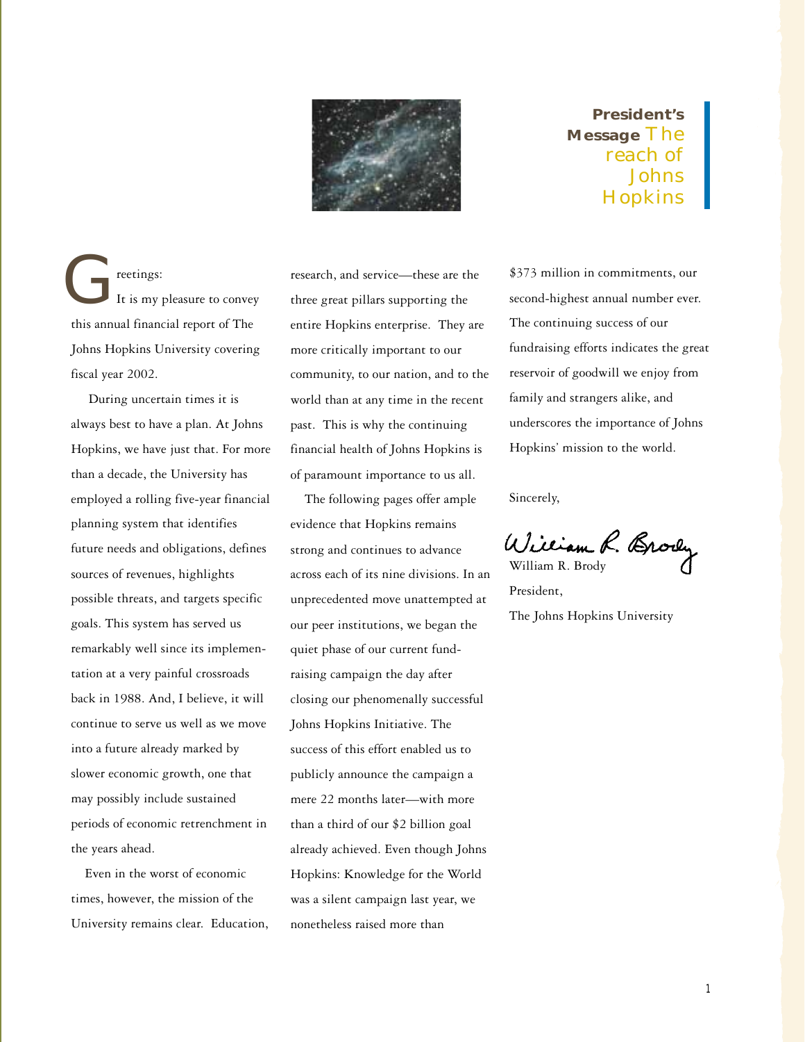## President's Message The reach of Johns Hopkins

Greetings:

It is my pleasure to convey this annual financial report of The Johns Hopkins University covering fiscal year 2002.

During uncertain times it is always best to have a plan. At Johns Hopkins, we have just that. For more than a decade, the University has employed a rolling five-year financial planning system that identifies future needs and obligations, defines sources of revenues, highlights possible threats, and targets specific goals. This system has served us remarkably well since its implementation at a very painful crossroads back in 1988. And, I believe, it will continue to serve us well as we move into a future already marked by slower economic growth, one that may possibly include sustained periods of economic retrenchment in the years ahead.

Even in the worst of economic times, however, the mission of the University remains clear. Education, research, and service—these are the three great pillars supporting the entire Hopkins enterprise. They are more critically important to our community, to our nation, and to the world than at any time in the recent past. This is why the continuing financial health of Johns Hopkins is of paramount importance to us all.

The following pages offer ample evidence that Hopkins remains strong and continues to advance across each of its nine divisions. In an unprecedented move unattempted at our peer institutions, we began the quiet phase of our current fund-raising campaign the day after closing our phenomenally successful Johns Hopkins Initiative. The success of this effort enabled us to publicly announce the campaign a mere 22 months later—with more than a third of our $2 billion goal already achieved. Even though Johns Hopkins: Knowledge for the World was a silent campaign last year, we nonetheless raised more than $373 million in commitments, our second-highest annual number ever. The continuing success of our fundraising efforts indicates the great reservoir of goodwill we enjoy from family and strangers alike, and underscores the importance of Johns Hopkins' mission to the world.

Sincerely,

William R. Brody

President,

The Johns Hopkins University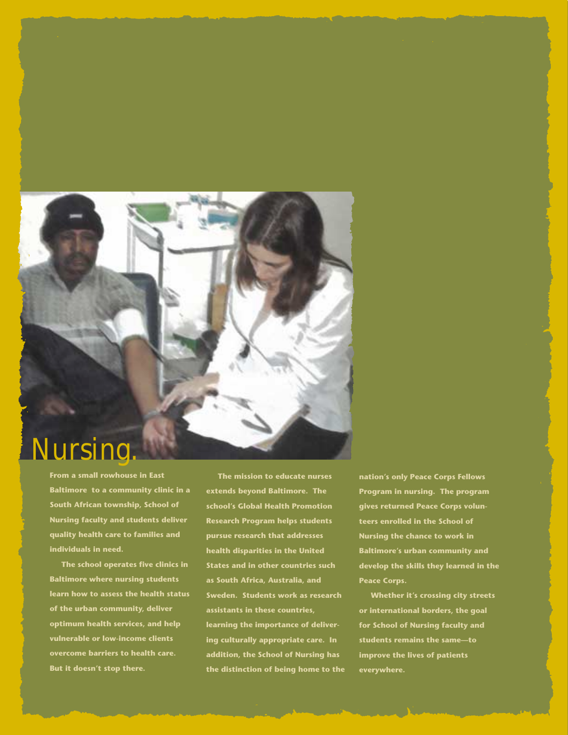# Nursing.

From a small rowhouse in East Baltimore to a community clinic in a South African township, School of Nursing faculty and students deliver quality health care to families and individuals in need.

The school operates five clinics in Baltimore where nursing students learn how to assess the health status of the urban community, deliver optimum health services, and help vulnerable or low-income clients overcome barriers to health care. But it doesn't stop there.

The mission to educate nurses extends beyond Baltimore. The school's Global Health Promotion Research Program helps students pursue research that addresses health disparities in the United States and in other countries such as South Africa, Australia, and Sweden. Students work as research assistants in these countries, learning the importance of delivering culturally appropriate care. In addition, the School of Nursing has the distinction of being home to the nation's only Peace Corps Fellows Program in nursing. The program gives returned Peace Corps volunteers enrolled in the School of Nursing the chance to work in Baltimore's urban community and develop the skills they learned in the Peace Corps.

Whether it's crossing city streets or international borders, the goal for School of Nursing faculty and students remains the same—to improve the lives of patients everywhere.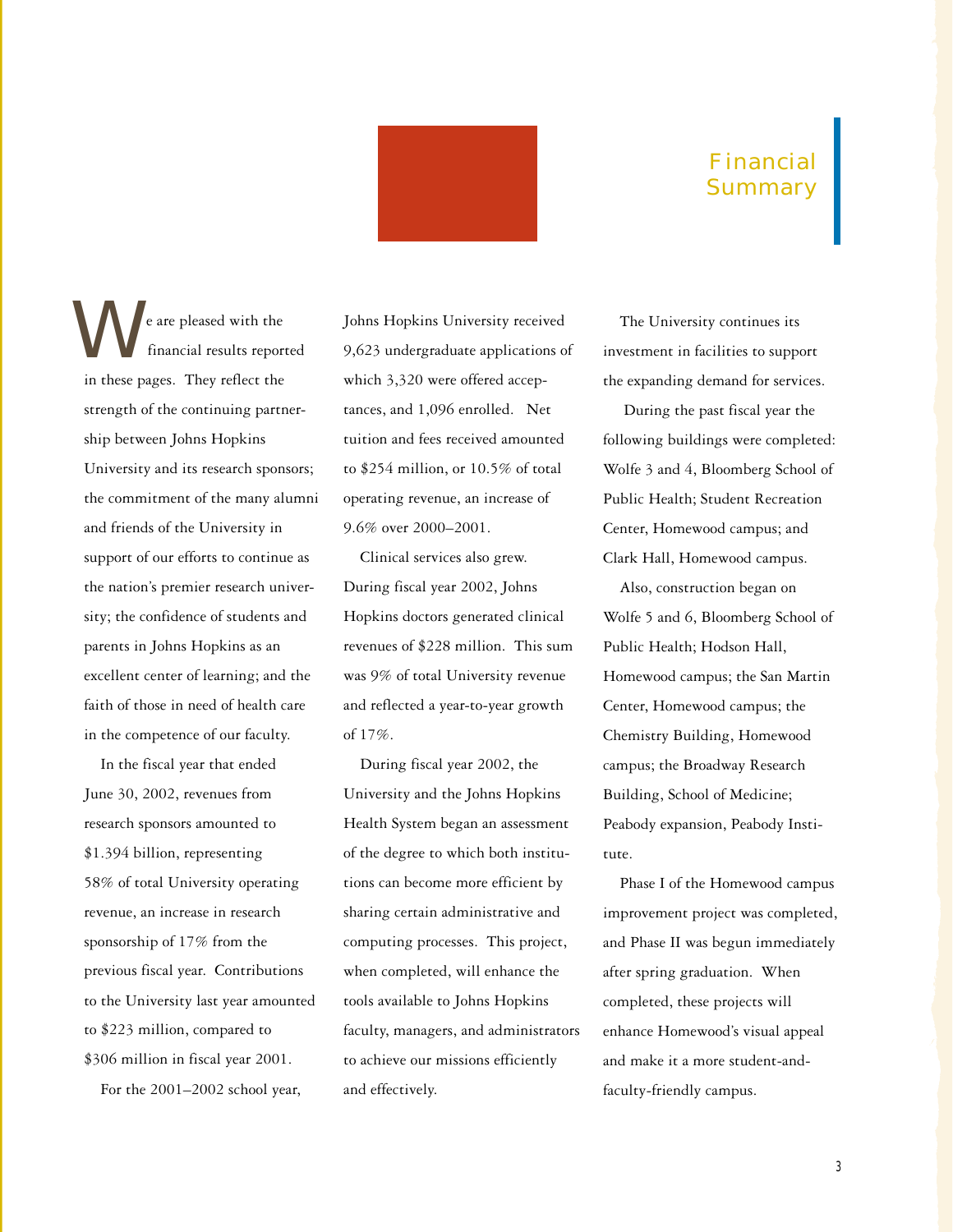# Financial Summary

We are pleased with the financial results reported in these pages. They reflect the strength of the continuing partnership between Johns Hopkins University and its research sponsors; the commitment of the many alumni and friends of the University in support of our efforts to continue as the nation's premier research university; the confidence of students and parents in Johns Hopkins as an excellent center of learning; and the faith of those in need of health care in the competence of our faculty.

In the fiscal year that ended June 30, 2002, revenues from research sponsors amounted to $1.394 billion, representing 58% of total University operating revenue, an increase in research sponsorship of 17% from the previous fiscal year. Contributions to the University last year amounted to $223 million, compared to $306 million in fiscal year 2001.

For the 2001–2002 school year, Johns Hopkins University received 9,623 undergraduate applications of which 3,320 were offered acceptances, and 1,096 enrolled. Net tuition and fees received amounted to $254 million, or 10.5% of total operating revenue, an increase of 9.6% over 2000–2001.

Clinical services also grew. During fiscal year 2002, Johns Hopkins doctors generated clinical revenues of $228 million. This sum was 9% of total University revenue and reflected a year-to-year growth of 17%.

During fiscal year 2002, the University and the Johns Hopkins Health System began an assessment of the degree to which both institutions can become more efficient by sharing certain administrative and computing processes. This project, when completed, will enhance the tools available to Johns Hopkins faculty, managers, and administrators to achieve our missions efficiently and effectively.

The University continues its investment in facilities to support the expanding demand for services.

During the past fiscal year the following buildings were completed: Wolfe 3 and 4, Bloomberg School of Public Health; Student Recreation Center, Homewood campus; and Clark Hall, Homewood campus.

Also, construction began on Wolfe 5 and 6, Bloomberg School of Public Health; Hodson Hall, Homewood campus; the San Martin Center, Homewood campus; the Chemistry Building, Homewood campus; the Broadway Research Building, School of Medicine; Peabody expansion, Peabody Institute.

Phase I of the Homewood campus improvement project was completed, and Phase II was begun immediately after spring graduation. When completed, these projects will enhance Homewood's visual appeal and make it a more student-and-faculty-friendly campus.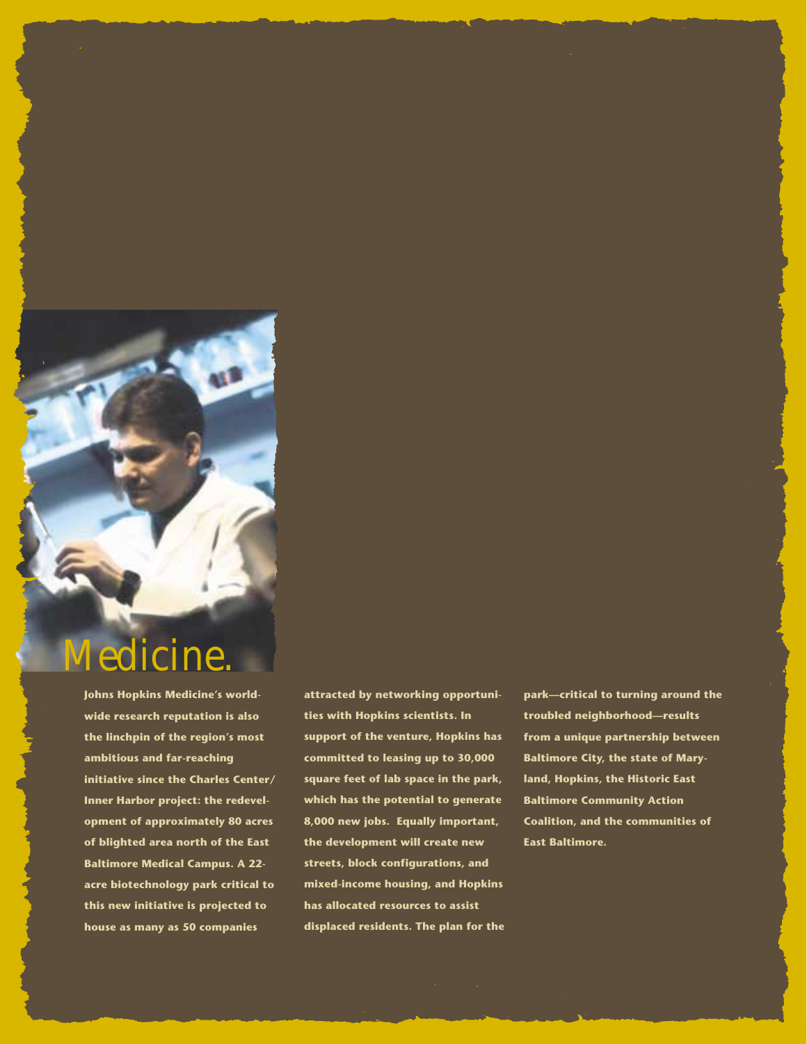# Medicine.

**Johns Hopkins Medicine's worldwide research reputation is also the linchpin of the region's most ambitious and far-reaching initiative since the Charles Center/ Inner Harbor project: the redevelopment of approximately 80 acres of blighted area north of the East Baltimore Medical Campus. A 22-acre biotechnology park critical to this new initiative is projected to house as many as 50 companies attracted by networking opportunities with Hopkins scientists. In support of the venture, Hopkins has committed to leasing up to 30,000 square feet of lab space in the park, which has the potential to generate 8,000 new jobs. Equally important, the development will create new streets, block configurations, and mixed-income housing, and Hopkins has allocated resources to assist displaced residents. The plan for the park—critical to turning around the troubled neighborhood—results from a unique partnership between Baltimore City, the state of Maryland, Hopkins, the Historic East Baltimore Community Action Coalition, and the communities of East Baltimore.**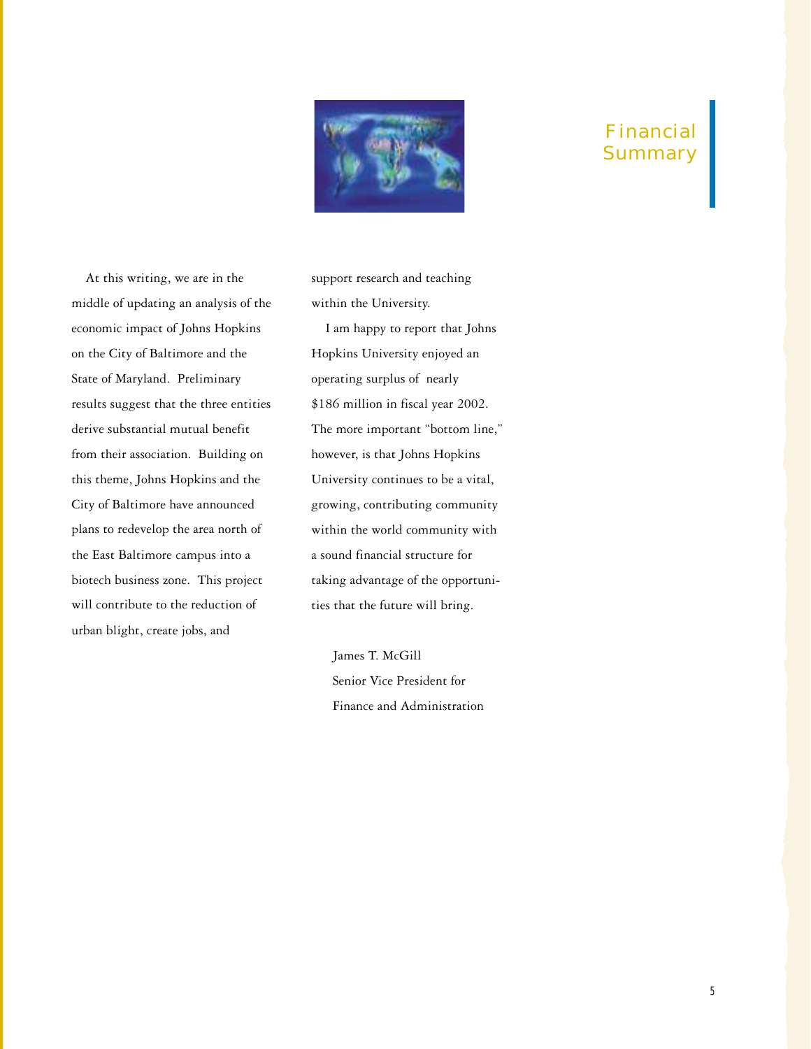# Financial Summary

At this writing, we are in the middle of updating an analysis of the economic impact of Johns Hopkins on the City of Baltimore and the State of Maryland. Preliminary results suggest that the three entities derive substantial mutual benefit from their association. Building on this theme, Johns Hopkins and the City of Baltimore have announced plans to redevelop the area north of the East Baltimore campus into a biotech business zone. This project will contribute to the reduction of urban blight, create jobs, and support research and teaching within the University.

I am happy to report that Johns Hopkins University enjoyed an operating surplus of nearly $186 million in fiscal year 2002. The more important "bottom line," however, is that Johns Hopkins University continues to be a vital, growing, contributing community within the world community with a sound financial structure for taking advantage of the opportunities that the future will bring.

James T. McGill
Senior Vice President for
Finance and Administration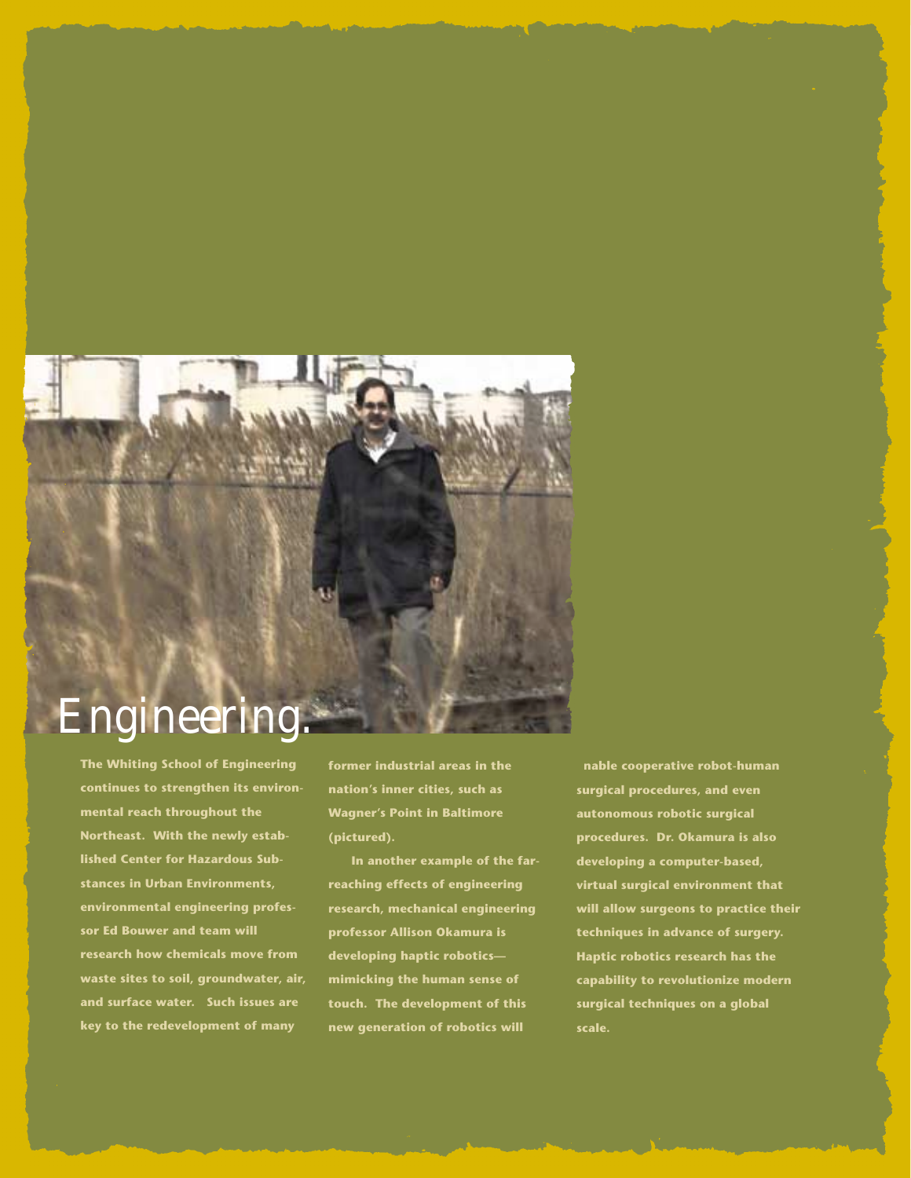# Engineering.

**The Whiting School of Engineering continues to strengthen its environmental reach throughout the Northeast. With the newly established Center for Hazardous Substances in Urban Environments, environmental engineering professor Ed Bouwer and team will research how chemicals move from waste sites to soil, groundwater, air, and surface water. Such issues are key to the redevelopment of many former industrial areas in the nation's inner cities, such as Wagner's Point in Baltimore (pictured).**

**In another example of the far-reaching effects of engineering research, mechanical engineering professor Allison Okamura is developing haptic robotics—mimicking the human sense of touch. The development of this new generation of robotics will nable cooperative robot-human surgical procedures, and even autonomous robotic surgical procedures. Dr. Okamura is also developing a computer-based, virtual surgical environment that will allow surgeons to practice their techniques in advance of surgery. Haptic robotics research has the capability to revolutionize modern surgical techniques on a global scale.**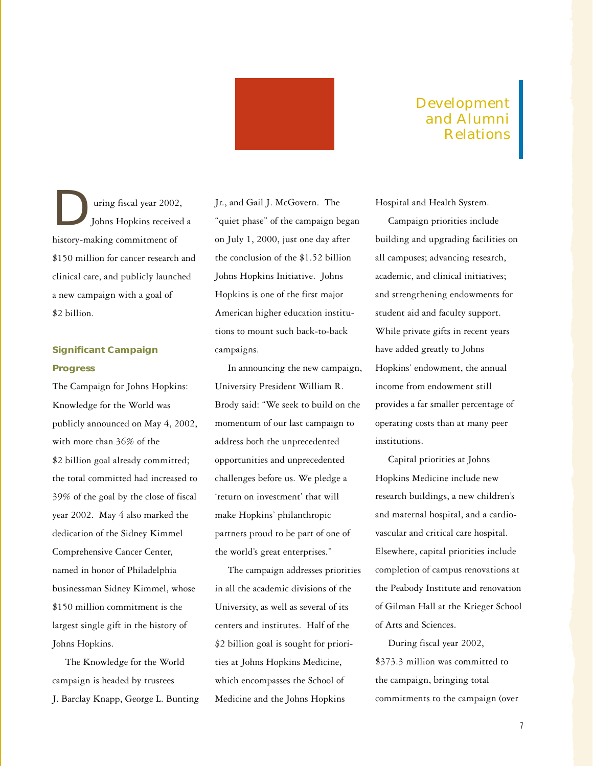# Development and Alumni Relations

During fiscal year 2002, Johns Hopkins received a history-making commitment of $150 million for cancer research and clinical care, and publicly launched a new campaign with a goal of $2 billion.

### Significant Campaign Progress

The Campaign for Johns Hopkins: Knowledge for the World was publicly announced on May 4, 2002, with more than 36% of the $2 billion goal already committed; the total committed had increased to 39% of the goal by the close of fiscal year 2002. May 4 also marked the dedication of the Sidney Kimmel Comprehensive Cancer Center, named in honor of Philadelphia businessman Sidney Kimmel, whose $150 million commitment is the largest single gift in the history of Johns Hopkins.

The Knowledge for the World campaign is headed by trustees J. Barclay Knapp, George L. Bunting Jr., and Gail J. McGovern. The "quiet phase" of the campaign began on July 1, 2000, just one day after the conclusion of the $1.52 billion Johns Hopkins Initiative. Johns Hopkins is one of the first major American higher education institutions to mount such back-to-back campaigns.

In announcing the new campaign, University President William R. Brody said: "We seek to build on the momentum of our last campaign to address both the unprecedented opportunities and unprecedented challenges before us. We pledge a 'return on investment' that will make Hopkins' philanthropic partners proud to be part of one of the world's great enterprises."

The campaign addresses priorities in all the academic divisions of the University, as well as several of its centers and institutes. Half of the $2 billion goal is sought for priorities at Johns Hopkins Medicine, which encompasses the School of Medicine and the Johns Hopkins Hospital and Health System.

Campaign priorities include building and upgrading facilities on all campuses; advancing research, academic, and clinical initiatives; and strengthening endowments for student aid and faculty support. While private gifts in recent years have added greatly to Johns Hopkins' endowment, the annual income from endowment still provides a far smaller percentage of operating costs than at many peer institutions.

Capital priorities at Johns Hopkins Medicine include new research buildings, a new children's and maternal hospital, and a cardiovascular and critical care hospital. Elsewhere, capital priorities include completion of campus renovations at the Peabody Institute and renovation of Gilman Hall at the Krieger School of Arts and Sciences.

During fiscal year 2002, $373.3 million was committed to the campaign, bringing total commitments to the campaign (over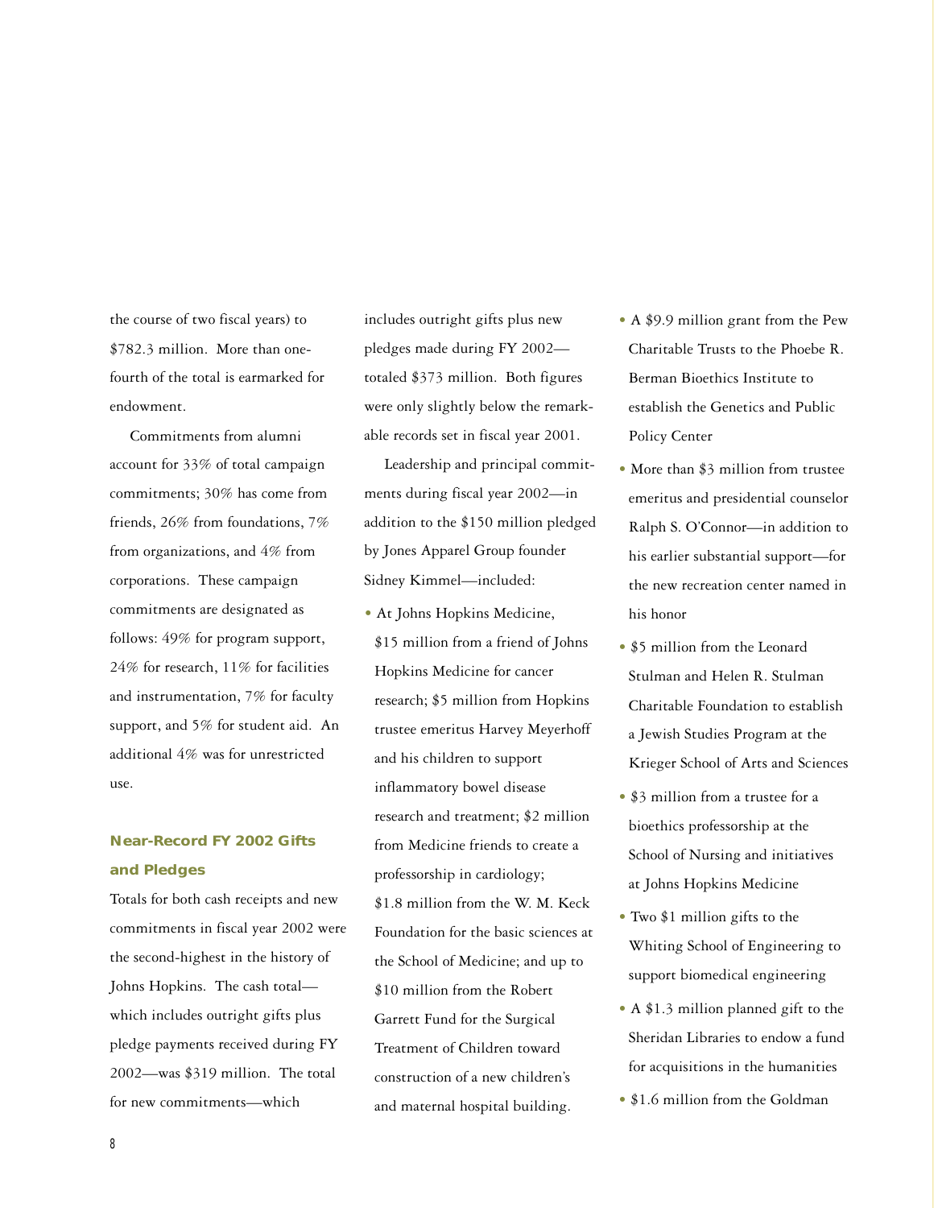the course of two fiscal years) to $782.3 million. More than one-fourth of the total is earmarked for endowment.

Commitments from alumni account for 33% of total campaign commitments; 30% has come from friends, 26% from foundations, 7% from organizations, and 4% from corporations. These campaign commitments are designated as follows: 49% for program support, 24% for research, 11% for facilities and instrumentation, 7% for faculty support, and 5% for student aid. An additional 4% was for unrestricted use.

### Near-Record FY 2002 Gifts and Pledges

Totals for both cash receipts and new commitments in fiscal year 2002 were the second-highest in the history of Johns Hopkins. The cash total—which includes outright gifts plus pledge payments received during FY 2002—was $319 million. The total for new commitments—which includes outright gifts plus new pledges made during FY 2002—totaled $373 million. Both figures were only slightly below the remarkable records set in fiscal year 2001.

Leadership and principal commitments during fiscal year 2002—in addition to the $150 million pledged by Jones Apparel Group founder Sidney Kimmel—included:

- At Johns Hopkins Medicine, $15 million from a friend of Johns Hopkins Medicine for cancer research; $5 million from Hopkins trustee emeritus Harvey Meyerhoff and his children to support inflammatory bowel disease research and treatment; $2 million from Medicine friends to create a professorship in cardiology; $1.8 million from the W. M. Keck Foundation for the basic sciences at the School of Medicine; and up to $10 million from the Robert Garrett Fund for the Surgical Treatment of Children toward construction of a new children's and maternal hospital building.
- A $9.9 million grant from the Pew Charitable Trusts to the Phoebe R. Berman Bioethics Institute to establish the Genetics and Public Policy Center
- More than $3 million from trustee emeritus and presidential counselor Ralph S. O'Connor—in addition to his earlier substantial support—for the new recreation center named in his honor
- $5 million from the Leonard Stulman and Helen R. Stulman Charitable Foundation to establish a Jewish Studies Program at the Krieger School of Arts and Sciences
- $3 million from a trustee for a bioethics professorship at the School of Nursing and initiatives at Johns Hopkins Medicine
- Two $1 million gifts to the Whiting School of Engineering to support biomedical engineering
- A $1.3 million planned gift to the Sheridan Libraries to endow a fund for acquisitions in the humanities
- $1.6 million from the Goldman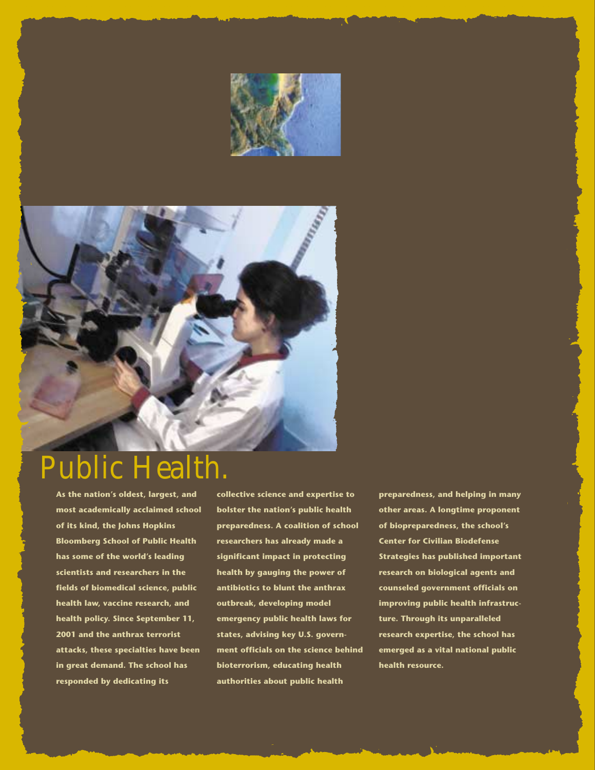# Public Health.

**As the nation's oldest, largest, and most academically acclaimed school of its kind, the Johns Hopkins Bloomberg School of Public Health has some of the world's leading scientists and researchers in the fields of biomedical science, public health law, vaccine research, and health policy. Since September 11, 2001 and the anthrax terrorist attacks, these specialties have been in great demand. The school has responded by dedicating its collective science and expertise to bolster the nation's public health preparedness. A coalition of school researchers has already made a significant impact in protecting health by gauging the power of antibiotics to blunt the anthrax outbreak, developing model emergency public health laws for states, advising key U.S. government officials on the science behind bioterrorism, educating health authorities about public health preparedness, and helping in many other areas. A longtime proponent of biopreparedness, the school's Center for Civilian Biodefense Strategies has published important research on biological agents and counseled government officials on improving public health infrastructure. Through its unparalleled research expertise, the school has emerged as a vital national public health resource.**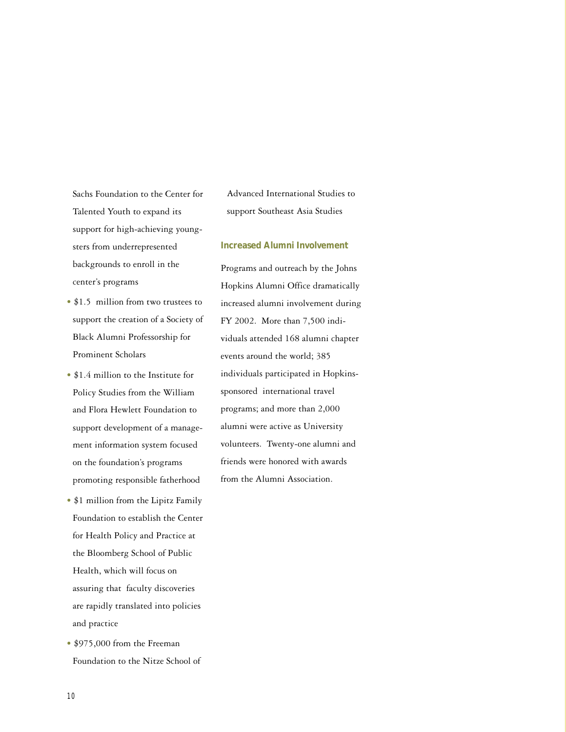Sachs Foundation to the Center for Talented Youth to expand its support for high-achieving youngsters from underrepresented backgrounds to enroll in the center's programs

- $1.5 million from two trustees to support the creation of a Society of Black Alumni Professorship for Prominent Scholars
- $1.4 million to the Institute for Policy Studies from the William and Flora Hewlett Foundation to support development of a management information system focused on the foundation's programs promoting responsible fatherhood
- $1 million from the Lipitz Family Foundation to establish the Center for Health Policy and Practice at the Bloomberg School of Public Health, which will focus on assuring that faculty discoveries are rapidly translated into policies and practice
- $975,000 from the Freeman Foundation to the Nitze School of Advanced International Studies to support Southeast Asia Studies

### Increased Alumni Involvement

Programs and outreach by the Johns Hopkins Alumni Office dramatically increased alumni involvement during FY 2002. More than 7,500 individuals attended 168 alumni chapter events around the world; 385 individuals participated in Hopkins-sponsored international travel programs; and more than 2,000 alumni were active as University volunteers. Twenty-one alumni and friends were honored with awards from the Alumni Association.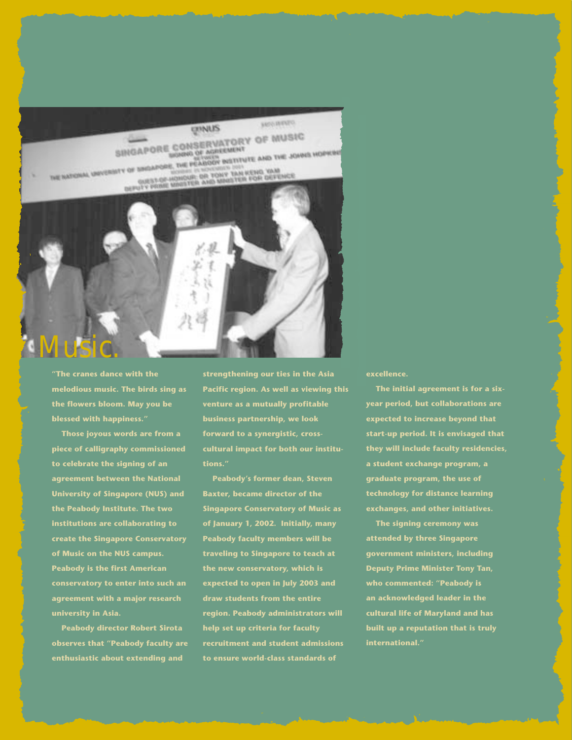# Music.

"The cranes dance with the melodious music. The birds sing as the flowers bloom. May you be blessed with happiness."

Those joyous words are from a piece of calligraphy commissioned to celebrate the signing of an agreement between the National University of Singapore (NUS) and the Peabody Institute. The two institutions are collaborating to create the Singapore Conservatory of Music on the NUS campus. Peabody is the first American conservatory to enter into such an agreement with a major research university in Asia.

Peabody director Robert Sirota observes that "Peabody faculty are enthusiastic about extending and strengthening our ties in the Asia Pacific region. As well as viewing this venture as a mutually profitable business partnership, we look forward to a synergistic, cross-cultural impact for both our institutions."

Peabody's former dean, Steven Baxter, became director of the Singapore Conservatory of Music as of January 1, 2002. Initially, many Peabody faculty members will be traveling to Singapore to teach at the new conservatory, which is expected to open in July 2003 and draw students from the entire region. Peabody administrators will help set up criteria for faculty recruitment and student admissions to ensure world-class standards of excellence.

The initial agreement is for a six-year period, but collaborations are expected to increase beyond that start-up period. It is envisaged that they will include faculty residencies, a student exchange program, a graduate program, the use of technology for distance learning exchanges, and other initiatives.

The signing ceremony was attended by three Singapore government ministers, including Deputy Prime Minister Tony Tan, who commented: "Peabody is an acknowledged leader in the cultural life of Maryland and has built up a reputation that is truly international."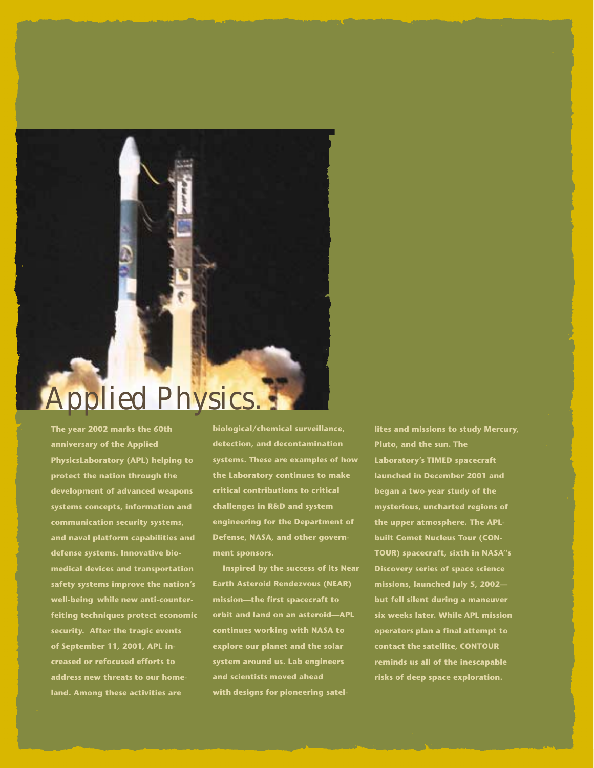# Applied Physics.

The year 2002 marks the 60th anniversary of the Applied PhysicsLaboratory (APL) helping to protect the nation through the development of advanced weapons systems concepts, information and communication security systems, and naval platform capabilities and defense systems. Innovative biomedical devices and transportation safety systems improve the nation's well-being while new anti-counterfeiting techniques protect economic security. After the tragic events of September 11, 2001, APL increased or refocused efforts to address new threats to our homeland. Among these activities are biological/chemical surveillance, detection, and decontamination systems. These are examples of how the Laboratory continues to make critical contributions to critical challenges in R&D and system engineering for the Department of Defense, NASA, and other government sponsors.

Inspired by the success of its Near Earth Asteroid Rendezvous (NEAR) mission—the first spacecraft to orbit and land on an asteroid—APL continues working with NASA to explore our planet and the solar system around us. Lab engineers and scientists moved ahead with designs for pioneering satellites and missions to study Mercury, Pluto, and the sun. The Laboratory's TIMED spacecraft launched in December 2001 and began a two-year study of the mysterious, uncharted regions of the upper atmosphere. The APL-built Comet Nucleus Tour (CONTOUR) spacecraft, sixth in NASA''s Discovery series of space science missions, launched July 5, 2002—but fell silent during a maneuver six weeks later. While APL mission operators plan a final attempt to contact the satellite, CONTOUR reminds us all of the inescapable risks of deep space exploration.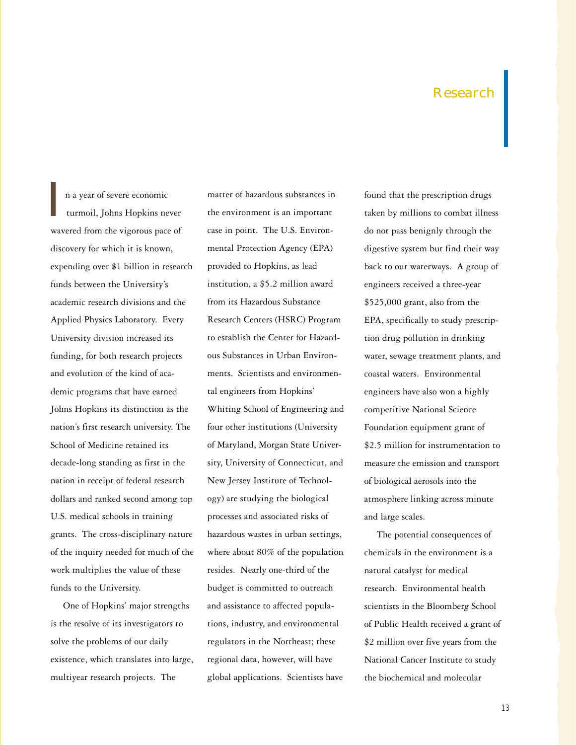# Research

In a year of severe economic turmoil, Johns Hopkins never wavered from the vigorous pace of discovery for which it is known, expending over $1 billion in research funds between the University's academic research divisions and the Applied Physics Laboratory. Every University division increased its funding, for both research projects and evolution of the kind of academic programs that have earned Johns Hopkins its distinction as the nation's first research university. The School of Medicine retained its decade-long standing as first in the nation in receipt of federal research dollars and ranked second among top U.S. medical schools in training grants. The cross-disciplinary nature of the inquiry needed for much of the work multiplies the value of these funds to the University.

One of Hopkins' major strengths is the resolve of its investigators to solve the problems of our daily existence, which translates into large, multiyear research projects. The matter of hazardous substances in the environment is an important case in point. The U.S. Environmental Protection Agency (EPA) provided to Hopkins, as lead institution, a $5.2 million award from its Hazardous Substance Research Centers (HSRC) Program to establish the Center for Hazardous Substances in Urban Environments. Scientists and environmental engineers from Hopkins' Whiting School of Engineering and four other institutions (University of Maryland, Morgan State University, University of Connecticut, and New Jersey Institute of Technology) are studying the biological processes and associated risks of hazardous wastes in urban settings, where about 80% of the population resides. Nearly one-third of the budget is committed to outreach and assistance to affected populations, industry, and environmental regulators in the Northeast; these regional data, however, will have global applications. Scientists have found that the prescription drugs taken by millions to combat illness do not pass benignly through the digestive system but find their way back to our waterways. A group of engineers received a three-year $525,000 grant, also from the EPA, specifically to study prescription drug pollution in drinking water, sewage treatment plants, and coastal waters. Environmental engineers have also won a highly competitive National Science Foundation equipment grant of $2.5 million for instrumentation to measure the emission and transport of biological aerosols into the atmosphere linking across minute and large scales.

The potential consequences of chemicals in the environment is a natural catalyst for medical research. Environmental health scientists in the Bloomberg School of Public Health received a grant of $2 million over five years from the National Cancer Institute to study the biochemical and molecular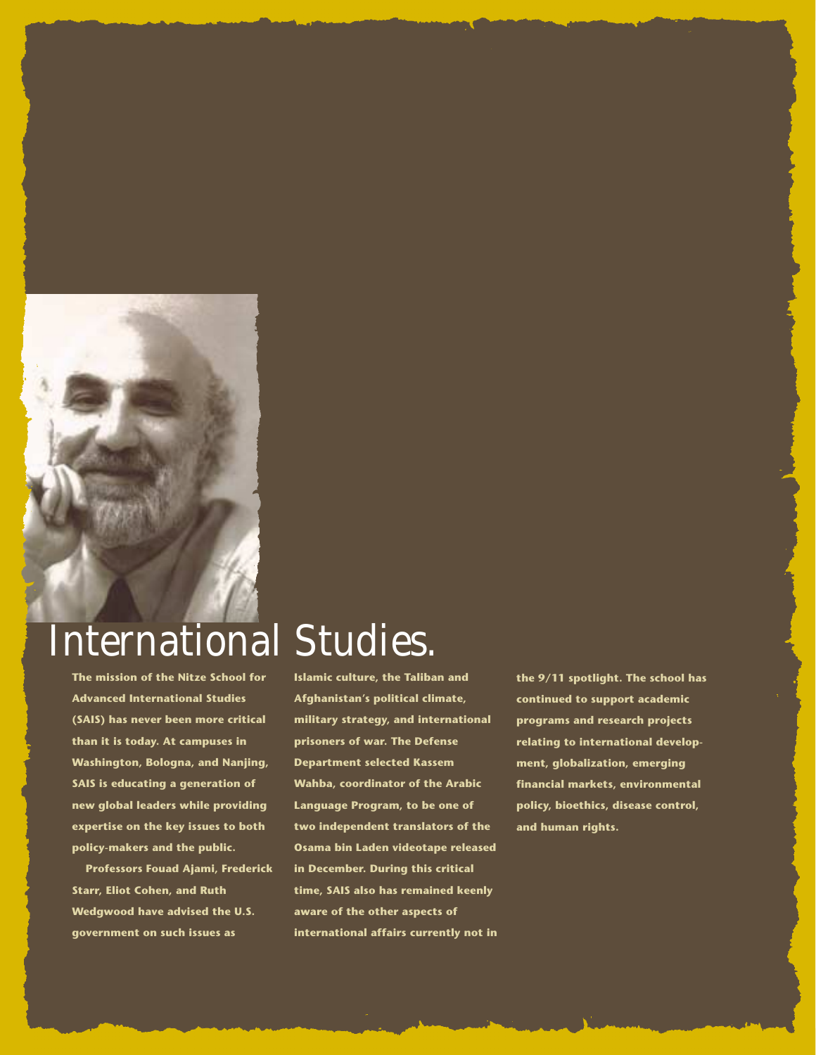# International Studies.

**The mission of the Nitze School for Advanced International Studies (SAIS) has never been more critical than it is today. At campuses in Washington, Bologna, and Nanjing, SAIS is educating a generation of new global leaders while providing expertise on the key issues to both policy-makers and the public.**

**Professors Fouad Ajami, Frederick Starr, Eliot Cohen, and Ruth Wedgwood have advised the U.S. government on such issues as Islamic culture, the Taliban and Afghanistan's political climate, military strategy, and international prisoners of war. The Defense Department selected Kassem Wahba, coordinator of the Arabic Language Program, to be one of two independent translators of the Osama bin Laden videotape released in December. During this critical time, SAIS also has remained keenly aware of the other aspects of international affairs currently not in the 9/11 spotlight. The school has continued to support academic programs and research projects relating to international development, globalization, emerging financial markets, environmental policy, bioethics, disease control, and human rights.**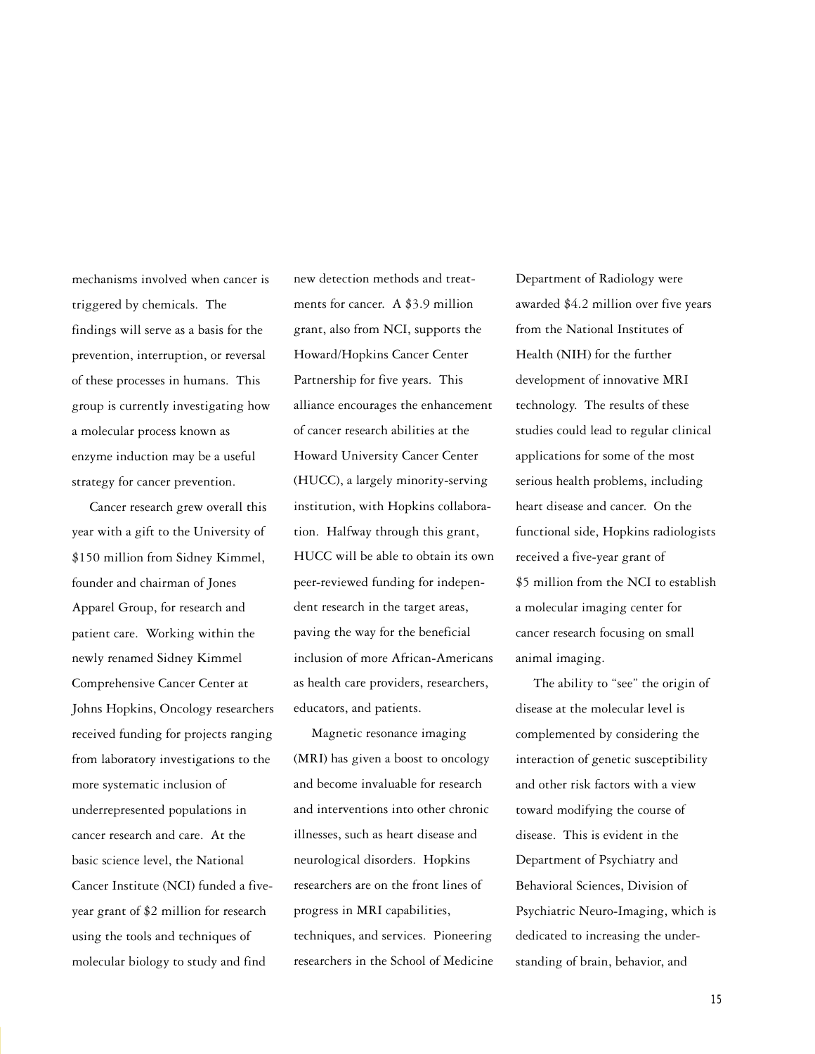mechanisms involved when cancer is triggered by chemicals. The findings will serve as a basis for the prevention, interruption, or reversal of these processes in humans. This group is currently investigating how a molecular process known as enzyme induction may be a useful strategy for cancer prevention.

Cancer research grew overall this year with a gift to the University of $150 million from Sidney Kimmel, founder and chairman of Jones Apparel Group, for research and patient care. Working within the newly renamed Sidney Kimmel Comprehensive Cancer Center at Johns Hopkins, Oncology researchers received funding for projects ranging from laboratory investigations to the more systematic inclusion of underrepresented populations in cancer research and care. At the basic science level, the National Cancer Institute (NCI) funded a five-year grant of $2 million for research using the tools and techniques of molecular biology to study and find new detection methods and treatments for cancer. A $3.9 million grant, also from NCI, supports the Howard/Hopkins Cancer Center Partnership for five years. This alliance encourages the enhancement of cancer research abilities at the Howard University Cancer Center (HUCC), a largely minority-serving institution, with Hopkins collaboration. Halfway through this grant, HUCC will be able to obtain its own peer-reviewed funding for independent research in the target areas, paving the way for the beneficial inclusion of more African-Americans as health care providers, researchers, educators, and patients.

Magnetic resonance imaging (MRI) has given a boost to oncology and become invaluable for research and interventions into other chronic illnesses, such as heart disease and neurological disorders. Hopkins researchers are on the front lines of progress in MRI capabilities, techniques, and services. Pioneering researchers in the School of Medicine Department of Radiology were awarded $4.2 million over five years from the National Institutes of Health (NIH) for the further development of innovative MRI technology. The results of these studies could lead to regular clinical applications for some of the most serious health problems, including heart disease and cancer. On the functional side, Hopkins radiologists received a five-year grant of $5 million from the NCI to establish a molecular imaging center for cancer research focusing on small animal imaging.

The ability to "see" the origin of disease at the molecular level is complemented by considering the interaction of genetic susceptibility and other risk factors with a view toward modifying the course of disease. This is evident in the Department of Psychiatry and Behavioral Sciences, Division of Psychiatric Neuro-Imaging, which is dedicated to increasing the understanding of brain, behavior, and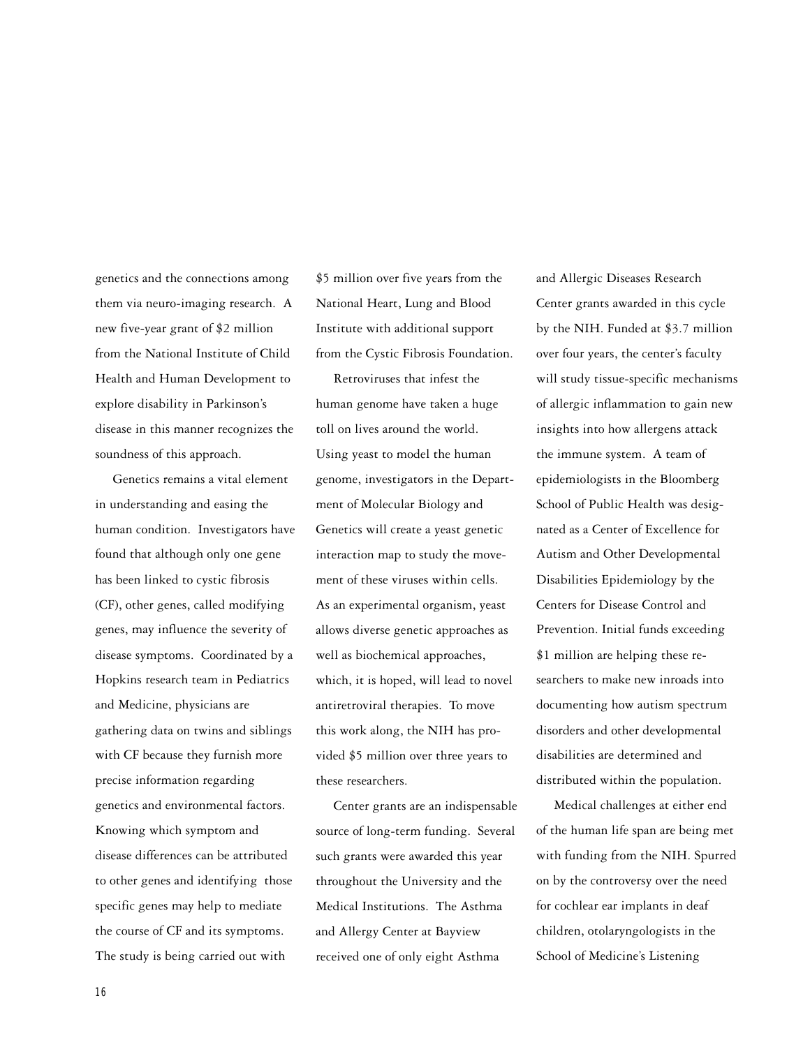genetics and the connections among them via neuro-imaging research. A new five-year grant of $2 million from the National Institute of Child Health and Human Development to explore disability in Parkinson's disease in this manner recognizes the soundness of this approach.

Genetics remains a vital element in understanding and easing the human condition. Investigators have found that although only one gene has been linked to cystic fibrosis (CF), other genes, called modifying genes, may influence the severity of disease symptoms. Coordinated by a Hopkins research team in Pediatrics and Medicine, physicians are gathering data on twins and siblings with CF because they furnish more precise information regarding genetics and environmental factors. Knowing which symptom and disease differences can be attributed to other genes and identifying those specific genes may help to mediate the course of CF and its symptoms. The study is being carried out with $5 million over five years from the National Heart, Lung and Blood Institute with additional support from the Cystic Fibrosis Foundation.

Retroviruses that infest the human genome have taken a huge toll on lives around the world. Using yeast to model the human genome, investigators in the Department of Molecular Biology and Genetics will create a yeast genetic interaction map to study the movement of these viruses within cells. As an experimental organism, yeast allows diverse genetic approaches as well as biochemical approaches, which, it is hoped, will lead to novel antiretroviral therapies. To move this work along, the NIH has provided $5 million over three years to these researchers.

Center grants are an indispensable source of long-term funding. Several such grants were awarded this year throughout the University and the Medical Institutions. The Asthma and Allergy Center at Bayview received one of only eight Asthma and Allergic Diseases Research Center grants awarded in this cycle by the NIH. Funded at $3.7 million over four years, the center's faculty will study tissue-specific mechanisms of allergic inflammation to gain new insights into how allergens attack the immune system. A team of epidemiologists in the Bloomberg School of Public Health was designated as a Center of Excellence for Autism and Other Developmental Disabilities Epidemiology by the Centers for Disease Control and Prevention. Initial funds exceeding $1 million are helping these researchers to make new inroads into documenting how autism spectrum disorders and other developmental disabilities are determined and distributed within the population.

Medical challenges at either end of the human life span are being met with funding from the NIH. Spurred on by the controversy over the need for cochlear ear implants in deaf children, otolaryngologists in the School of Medicine's Listening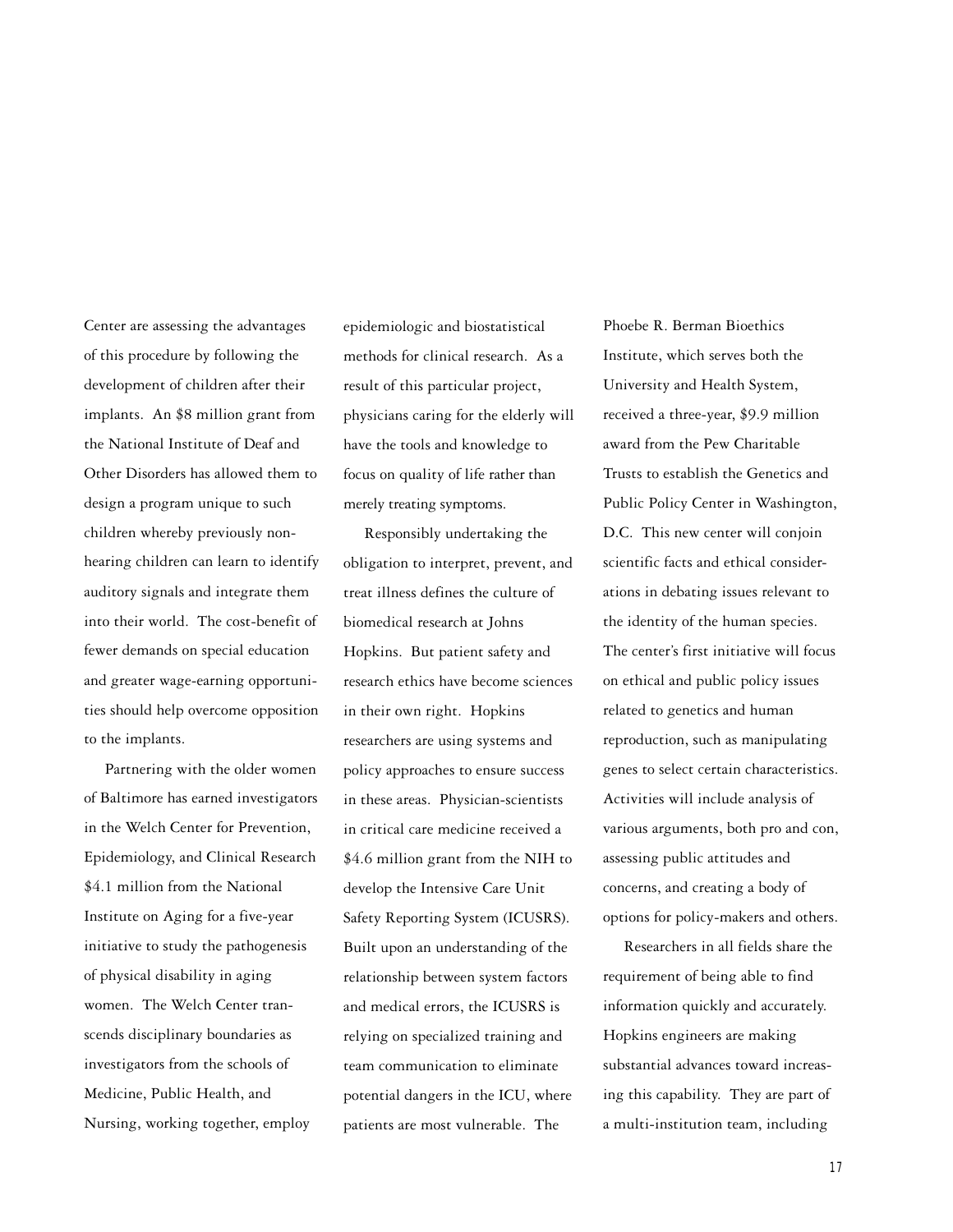Center are assessing the advantages of this procedure by following the development of children after their implants. An $8 million grant from the National Institute of Deaf and Other Disorders has allowed them to design a program unique to such children whereby previously non-hearing children can learn to identify auditory signals and integrate them into their world. The cost-benefit of fewer demands on special education and greater wage-earning opportunities should help overcome opposition to the implants.

Partnering with the older women of Baltimore has earned investigators in the Welch Center for Prevention, Epidemiology, and Clinical Research $4.1 million from the National Institute on Aging for a five-year initiative to study the pathogenesis of physical disability in aging women. The Welch Center transcends disciplinary boundaries as investigators from the schools of Medicine, Public Health, and Nursing, working together, employ epidemiologic and biostatistical methods for clinical research. As a result of this particular project, physicians caring for the elderly will have the tools and knowledge to focus on quality of life rather than merely treating symptoms.

Responsibly undertaking the obligation to interpret, prevent, and treat illness defines the culture of biomedical research at Johns Hopkins. But patient safety and research ethics have become sciences in their own right. Hopkins researchers are using systems and policy approaches to ensure success in these areas. Physician-scientists in critical care medicine received a $4.6 million grant from the NIH to develop the Intensive Care Unit Safety Reporting System (ICUSRS). Built upon an understanding of the relationship between system factors and medical errors, the ICUSRS is relying on specialized training and team communication to eliminate potential dangers in the ICU, where patients are most vulnerable. The Phoebe R. Berman Bioethics Institute, which serves both the University and Health System, received a three-year, $9.9 million award from the Pew Charitable Trusts to establish the Genetics and Public Policy Center in Washington, D.C. This new center will conjoin scientific facts and ethical considerations in debating issues relevant to the identity of the human species. The center's first initiative will focus on ethical and public policy issues related to genetics and human reproduction, such as manipulating genes to select certain characteristics. Activities will include analysis of various arguments, both pro and con, assessing public attitudes and concerns, and creating a body of options for policy-makers and others.

Researchers in all fields share the requirement of being able to find information quickly and accurately. Hopkins engineers are making substantial advances toward increasing this capability. They are part of a multi-institution team, including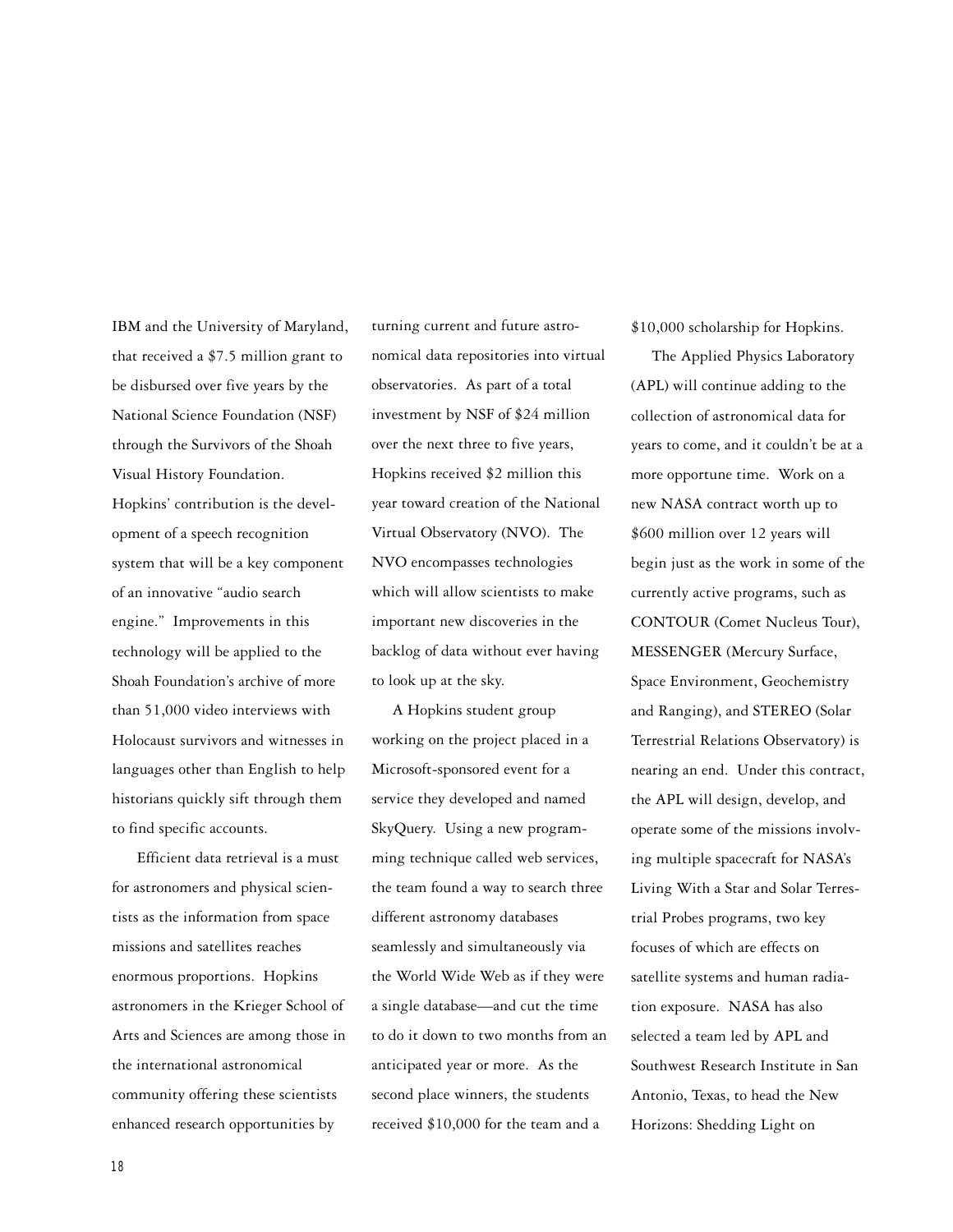IBM and the University of Maryland, that received a $7.5 million grant to be disbursed over five years by the National Science Foundation (NSF) through the Survivors of the Shoah Visual History Foundation. Hopkins' contribution is the development of a speech recognition system that will be a key component of an innovative "audio search engine." Improvements in this technology will be applied to the Shoah Foundation's archive of more than 51,000 video interviews with Holocaust survivors and witnesses in languages other than English to help historians quickly sift through them to find specific accounts.

Efficient data retrieval is a must for astronomers and physical scientists as the information from space missions and satellites reaches enormous proportions. Hopkins astronomers in the Krieger School of Arts and Sciences are among those in the international astronomical community offering these scientists enhanced research opportunities by turning current and future astronomical data repositories into virtual observatories. As part of a total investment by NSF of $24 million over the next three to five years, Hopkins received $2 million this year toward creation of the National Virtual Observatory (NVO). The NVO encompasses technologies which will allow scientists to make important new discoveries in the backlog of data without ever having to look up at the sky.

A Hopkins student group working on the project placed in a Microsoft-sponsored event for a service they developed and named SkyQuery. Using a new programming technique called web services, the team found a way to search three different astronomy databases seamlessly and simultaneously via the World Wide Web as if they were a single database—and cut the time to do it down to two months from an anticipated year or more. As the second place winners, the students received $10,000 for the team and a $10,000 scholarship for Hopkins.

The Applied Physics Laboratory (APL) will continue adding to the collection of astronomical data for years to come, and it couldn't be at a more opportune time. Work on a new NASA contract worth up to $600 million over 12 years will begin just as the work in some of the currently active programs, such as CONTOUR (Comet Nucleus Tour), MESSENGER (Mercury Surface, Space Environment, Geochemistry and Ranging), and STEREO (Solar Terrestrial Relations Observatory) is nearing an end. Under this contract, the APL will design, develop, and operate some of the missions involving multiple spacecraft for NASA's Living With a Star and Solar Terrestrial Probes programs, two key focuses of which are effects on satellite systems and human radiation exposure. NASA has also selected a team led by APL and Southwest Research Institute in San Antonio, Texas, to head the New Horizons: Shedding Light on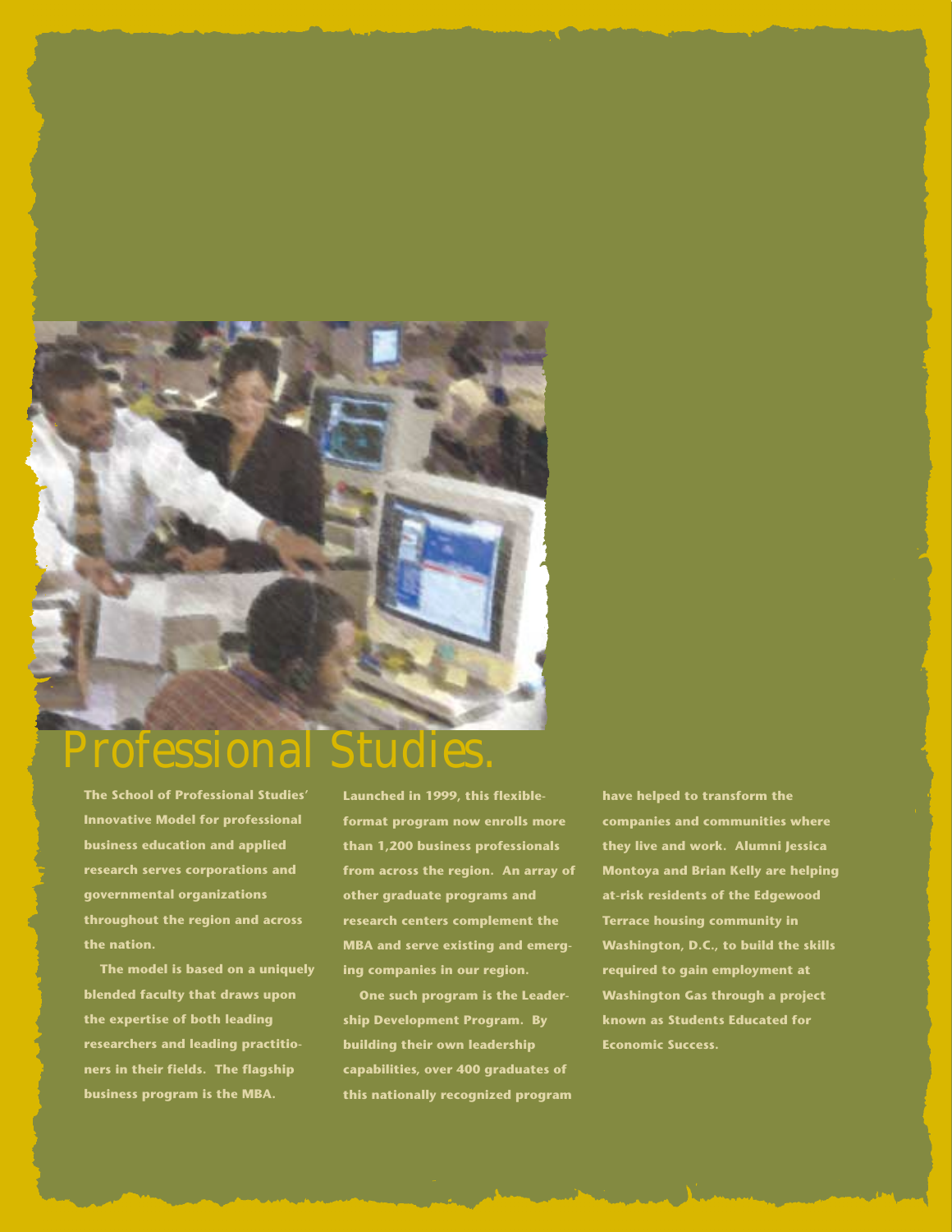# Professional Studies.

The School of Professional Studies' Innovative Model for professional business education and applied research serves corporations and governmental organizations throughout the region and across the nation.

The model is based on a uniquely blended faculty that draws upon the expertise of both leading researchers and leading practitioners in their fields. The flagship business program is the MBA. Launched in 1999, this flexible-format program now enrolls more than 1,200 business professionals from across the region. An array of other graduate programs and research centers complement the MBA and serve existing and emerging companies in our region.

One such program is the Leadership Development Program. By building their own leadership capabilities, over 400 graduates of this nationally recognized program have helped to transform the companies and communities where they live and work. Alumni Jessica Montoya and Brian Kelly are helping at-risk residents of the Edgewood Terrace housing community in Washington, D.C., to build the skills required to gain employment at Washington Gas through a project known as Students Educated for Economic Success.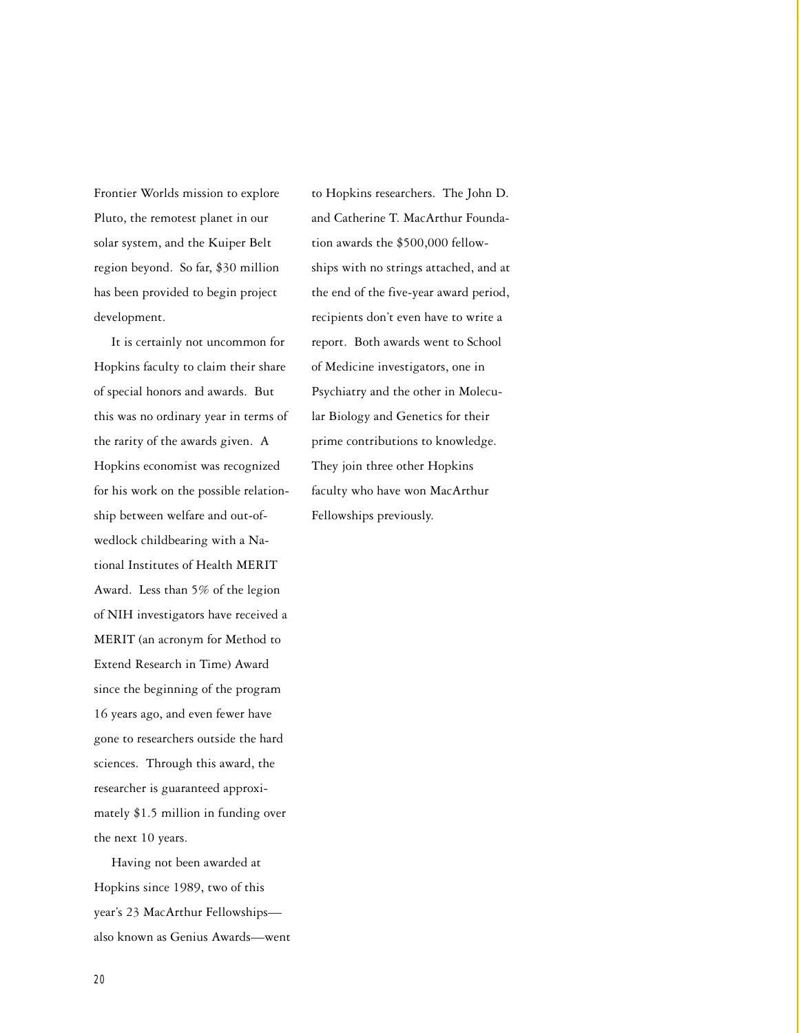Frontier Worlds mission to explore Pluto, the remotest planet in our solar system, and the Kuiper Belt region beyond. So far, $30 million has been provided to begin project development.

It is certainly not uncommon for Hopkins faculty to claim their share of special honors and awards. But this was no ordinary year in terms of the rarity of the awards given. A Hopkins economist was recognized for his work on the possible relationship between welfare and out-of-wedlock childbearing with a National Institutes of Health MERIT Award. Less than 5% of the legion of NIH investigators have received a MERIT (an acronym for Method to Extend Research in Time) Award since the beginning of the program 16 years ago, and even fewer have gone to researchers outside the hard sciences. Through this award, the researcher is guaranteed approximately $1.5 million in funding over the next 10 years.

Having not been awarded at Hopkins since 1989, two of this year's 23 MacArthur Fellowships—also known as Genius Awards—went to Hopkins researchers. The John D. and Catherine T. MacArthur Foundation awards the $500,000 fellowships with no strings attached, and at the end of the five-year award period, recipients don't even have to write a report. Both awards went to School of Medicine investigators, one in Psychiatry and the other in Molecular Biology and Genetics for their prime contributions to knowledge. They join three other Hopkins faculty who have won MacArthur Fellowships previously.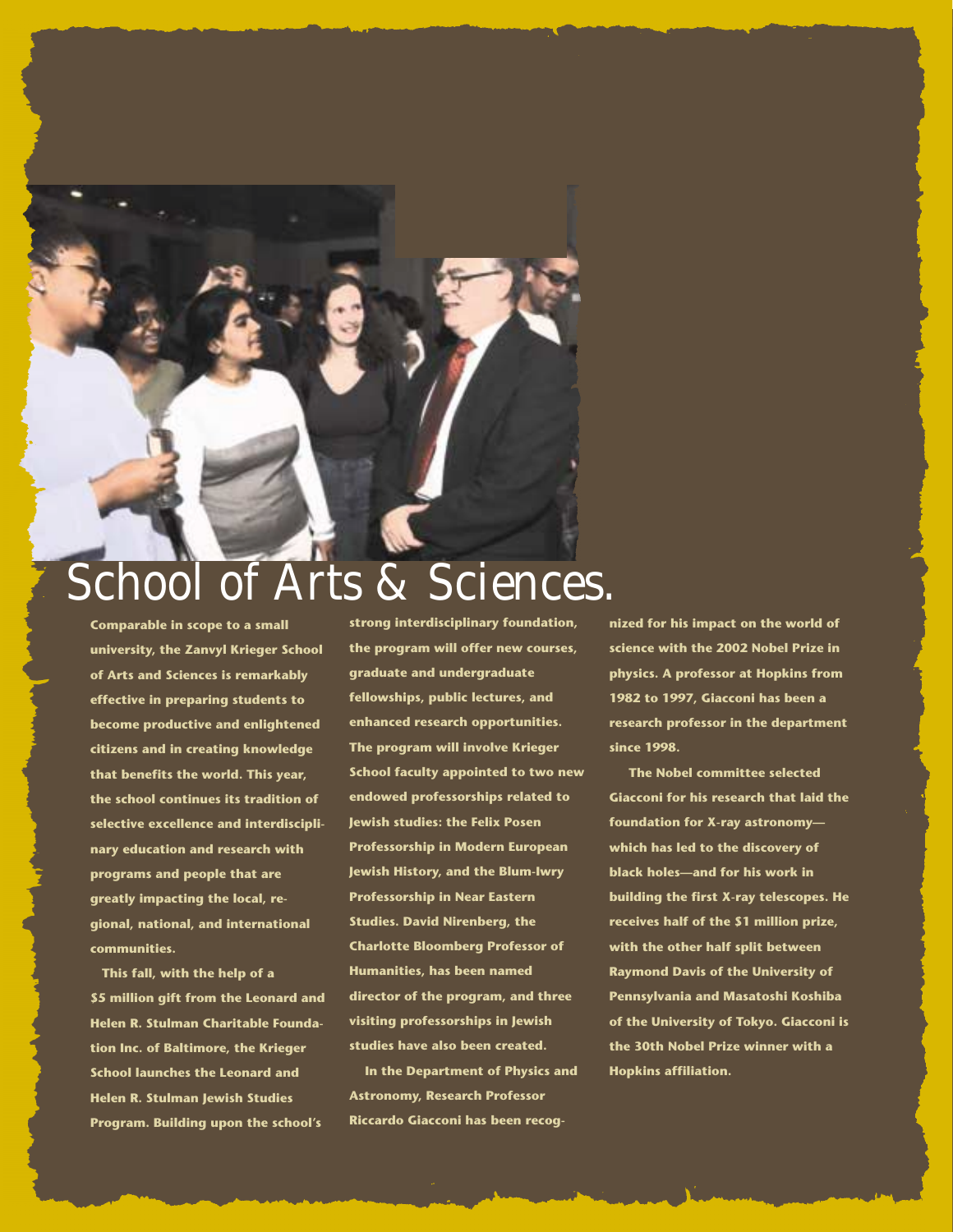# School of Arts & Sciences.

**Comparable in scope to a small university, the Zanvyl Krieger School of Arts and Sciences is remarkably effective in preparing students to become productive and enlightened citizens and in creating knowledge that benefits the world. This year, the school continues its tradition of selective excellence and interdisciplinary education and research with programs and people that are greatly impacting the local, regional, national, and international communities.**

**This fall, with the help of a $5 million gift from the Leonard and Helen R. Stulman Charitable Foundation Inc. of Baltimore, the Krieger School launches the Leonard and Helen R. Stulman Jewish Studies Program. Building upon the school's strong interdisciplinary foundation, the program will offer new courses, graduate and undergraduate fellowships, public lectures, and enhanced research opportunities. The program will involve Krieger School faculty appointed to two new endowed professorships related to Jewish studies: the Felix Posen Professorship in Modern European Jewish History, and the Blum-Iwry Professorship in Near Eastern Studies. David Nirenberg, the Charlotte Bloomberg Professor of Humanities, has been named director of the program, and three visiting professorships in Jewish studies have also been created.**

**In the Department of Physics and Astronomy, Research Professor Riccardo Giacconi has been recognized for his impact on the world of science with the 2002 Nobel Prize in physics. A professor at Hopkins from 1982 to 1997, Giacconi has been a research professor in the department since 1998.**

**The Nobel committee selected Giacconi for his research that laid the foundation for X-ray astronomy—which has led to the discovery of black holes—and for his work in building the first X-ray telescopes. He receives half of the $1 million prize, with the other half split between Raymond Davis of the University of Pennsylvania and Masatoshi Koshiba of the University of Tokyo. Giacconi is the 30th Nobel Prize winner with a Hopkins affiliation.**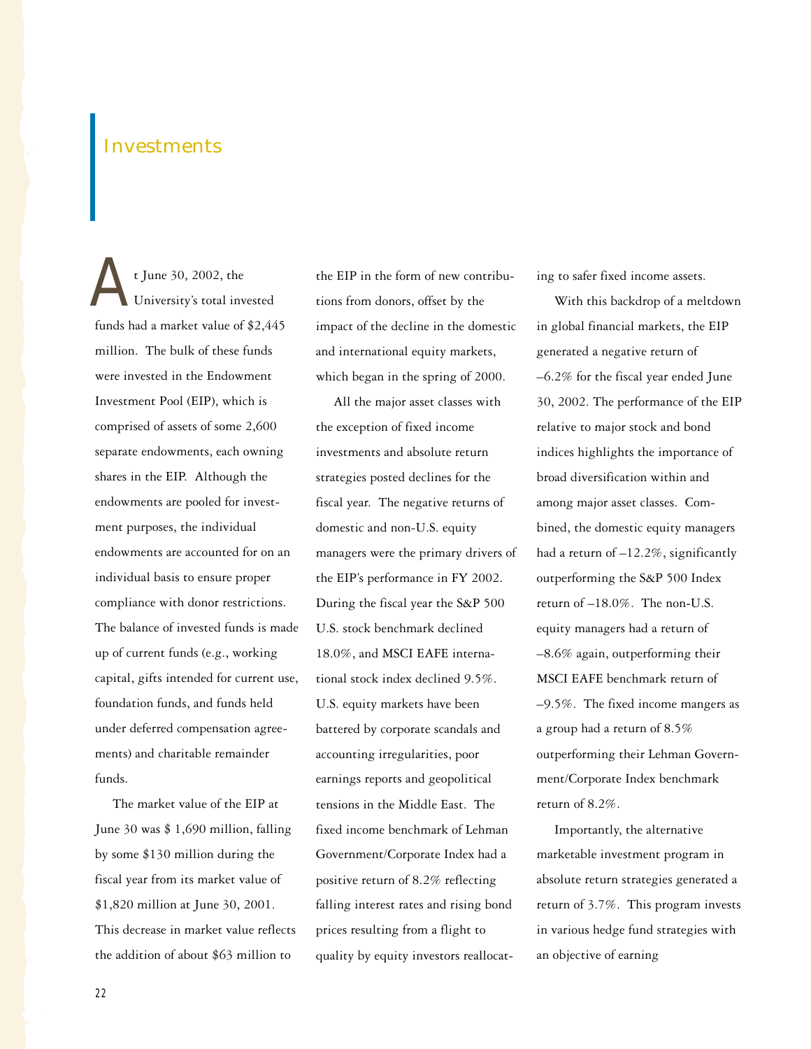# Investments

At June 30, 2002, the University's total invested funds had a market value of $2,445 million. The bulk of these funds were invested in the Endowment Investment Pool (EIP), which is comprised of assets of some 2,600 separate endowments, each owning shares in the EIP. Although the endowments are pooled for investment purposes, the individual endowments are accounted for on an individual basis to ensure proper compliance with donor restrictions. The balance of invested funds is made up of current funds (e.g., working capital, gifts intended for current use, foundation funds, and funds held under deferred compensation agreements) and charitable remainder funds.

The market value of the EIP at June 30 was $ 1,690 million, falling by some $130 million during the fiscal year from its market value of $1,820 million at June 30, 2001. This decrease in market value reflects the addition of about $63 million to the EIP in the form of new contributions from donors, offset by the impact of the decline in the domestic and international equity markets, which began in the spring of 2000.

All the major asset classes with the exception of fixed income investments and absolute return strategies posted declines for the fiscal year. The negative returns of domestic and non-U.S. equity managers were the primary drivers of the EIP's performance in FY 2002. During the fiscal year the S&P 500 U.S. stock benchmark declined 18.0%, and MSCI EAFE international stock index declined 9.5%. U.S. equity markets have been battered by corporate scandals and accounting irregularities, poor earnings reports and geopolitical tensions in the Middle East. The fixed income benchmark of Lehman Government/Corporate Index had a positive return of 8.2% reflecting falling interest rates and rising bond prices resulting from a flight to quality by equity investors reallocating to safer fixed income assets.

With this backdrop of a meltdown in global financial markets, the EIP generated a negative return of –6.2% for the fiscal year ended June 30, 2002. The performance of the EIP relative to major stock and bond indices highlights the importance of broad diversification within and among major asset classes. Combined, the domestic equity managers had a return of –12.2%, significantly outperforming the S&P 500 Index return of –18.0%. The non-U.S. equity managers had a return of –8.6% again, outperforming their MSCI EAFE benchmark return of –9.5%. The fixed income mangers as a group had a return of 8.5% outperforming their Lehman Government/Corporate Index benchmark return of 8.2%.

Importantly, the alternative marketable investment program in absolute return strategies generated a return of 3.7%. This program invests in various hedge fund strategies with an objective of earning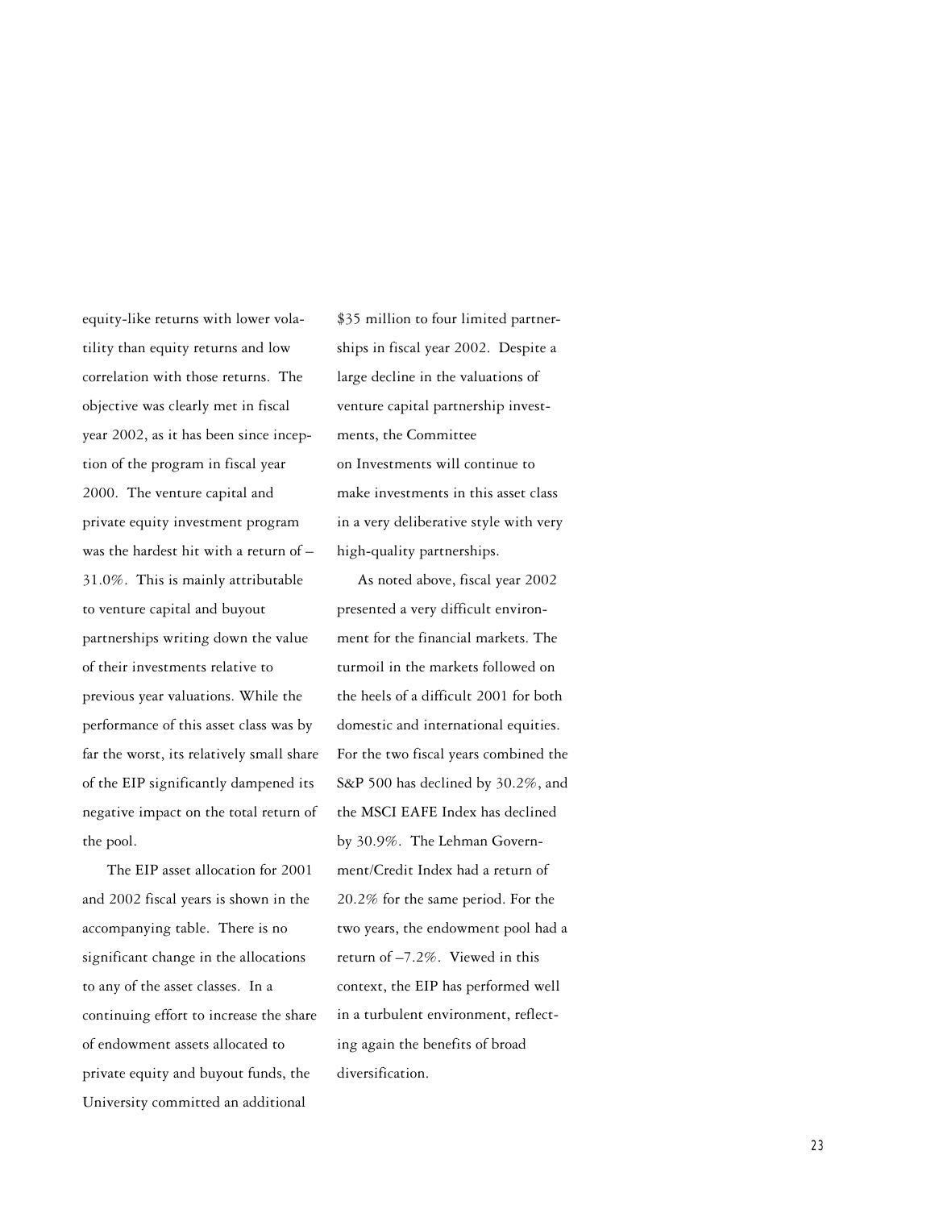equity-like returns with lower volatility than equity returns and low correlation with those returns. The objective was clearly met in fiscal year 2002, as it has been since inception of the program in fiscal year 2000. The venture capital and private equity investment program was the hardest hit with a return of –31.0%. This is mainly attributable to venture capital and buyout partnerships writing down the value of their investments relative to previous year valuations. While the performance of this asset class was by far the worst, its relatively small share of the EIP significantly dampened its negative impact on the total return of the pool.

The EIP asset allocation for 2001 and 2002 fiscal years is shown in the accompanying table. There is no significant change in the allocations to any of the asset classes. In a continuing effort to increase the share of endowment assets allocated to private equity and buyout funds, the University committed an additional $35 million to four limited partnerships in fiscal year 2002. Despite a large decline in the valuations of venture capital partnership investments, the Committee on Investments will continue to make investments in this asset class in a very deliberative style with very high-quality partnerships.

As noted above, fiscal year 2002 presented a very difficult environment for the financial markets. The turmoil in the markets followed on the heels of a difficult 2001 for both domestic and international equities. For the two fiscal years combined the S&P 500 has declined by 30.2%, and the MSCI EAFE Index has declined by 30.9%. The Lehman Government/Credit Index had a return of 20.2% for the same period. For the two years, the endowment pool had a return of –7.2%. Viewed in this context, the EIP has performed well in a turbulent environment, reflecting again the benefits of broad diversification.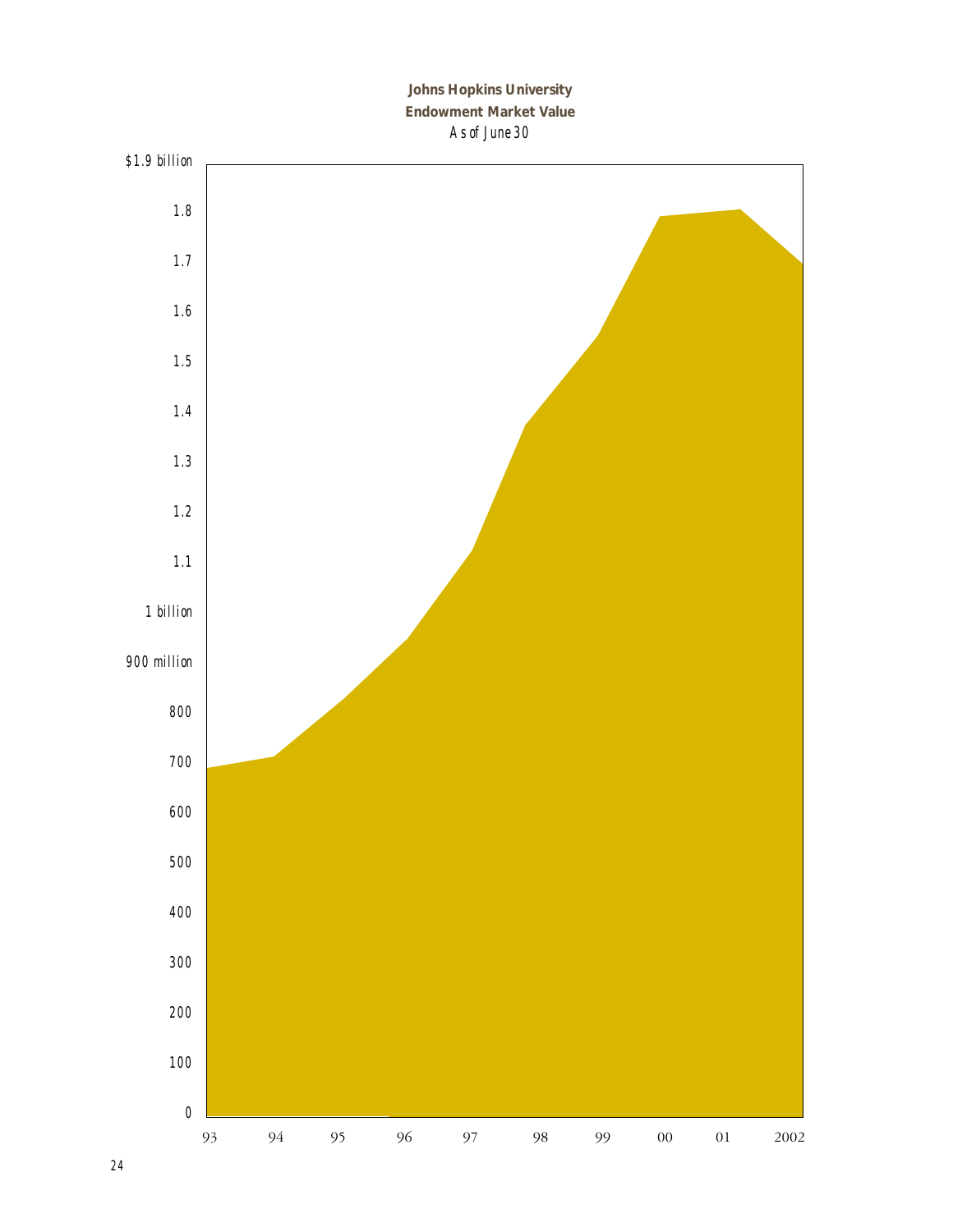**Johns Hopkins University**
**Endowment Market Value**
*As of June 30*

$1.9 billion

1.8

1.7

1.6

1.5

1.4

1.3

1.2

1.1

1 billion

900 million

800

700

600

500

400

300

200

100

0

93 94 95 96 97 98 99 00 01 2002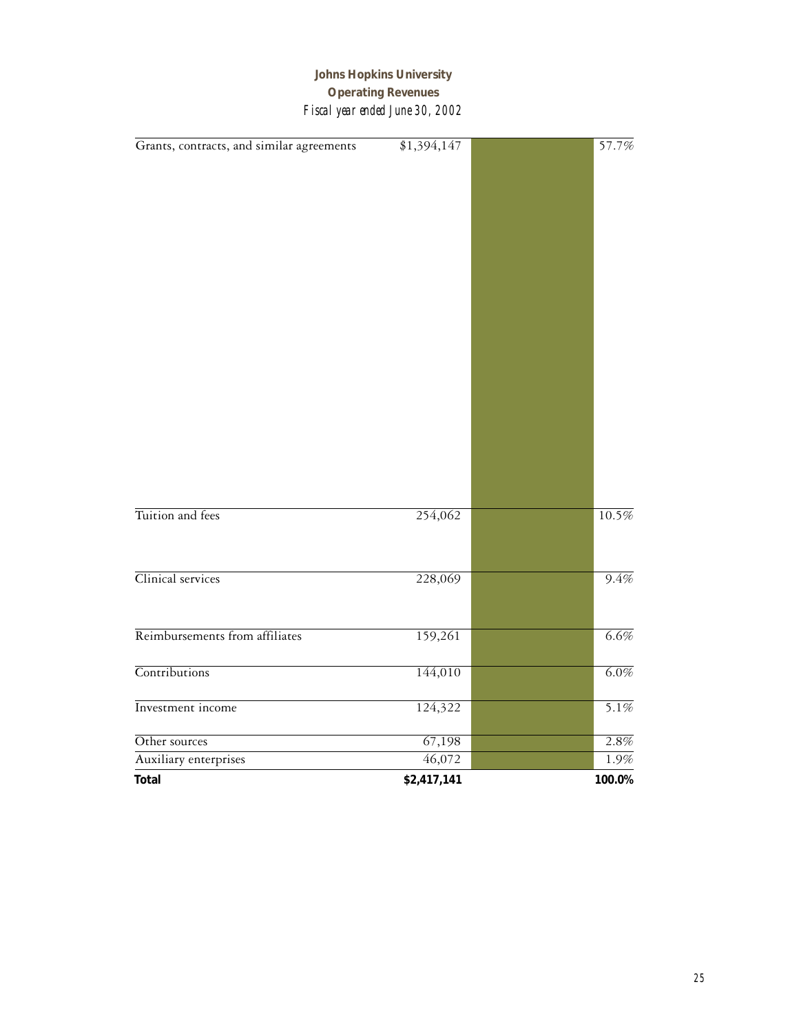**Johns Hopkins University**
**Operating Revenues**
*Fiscal year ended June 30, 2002*

| | | |
|---|---|---|
| Grants, contracts, and similar agreements | $1,394,147 | 57.7% |
| Tuition and fees | 254,062 | 10.5% |
| Clinical services | 228,069 | 9.4% |
| Reimbursements from affiliates | 159,261 | 6.6% |
| Contributions | 144,010 | 6.0% |
| Investment income | 124,322 | 5.1% |
| Other sources | 67,198 | 2.8% |
| Auxiliary enterprises | 46,072 | 1.9% |
| **Total** | **$2,417,141** | **100.0%** |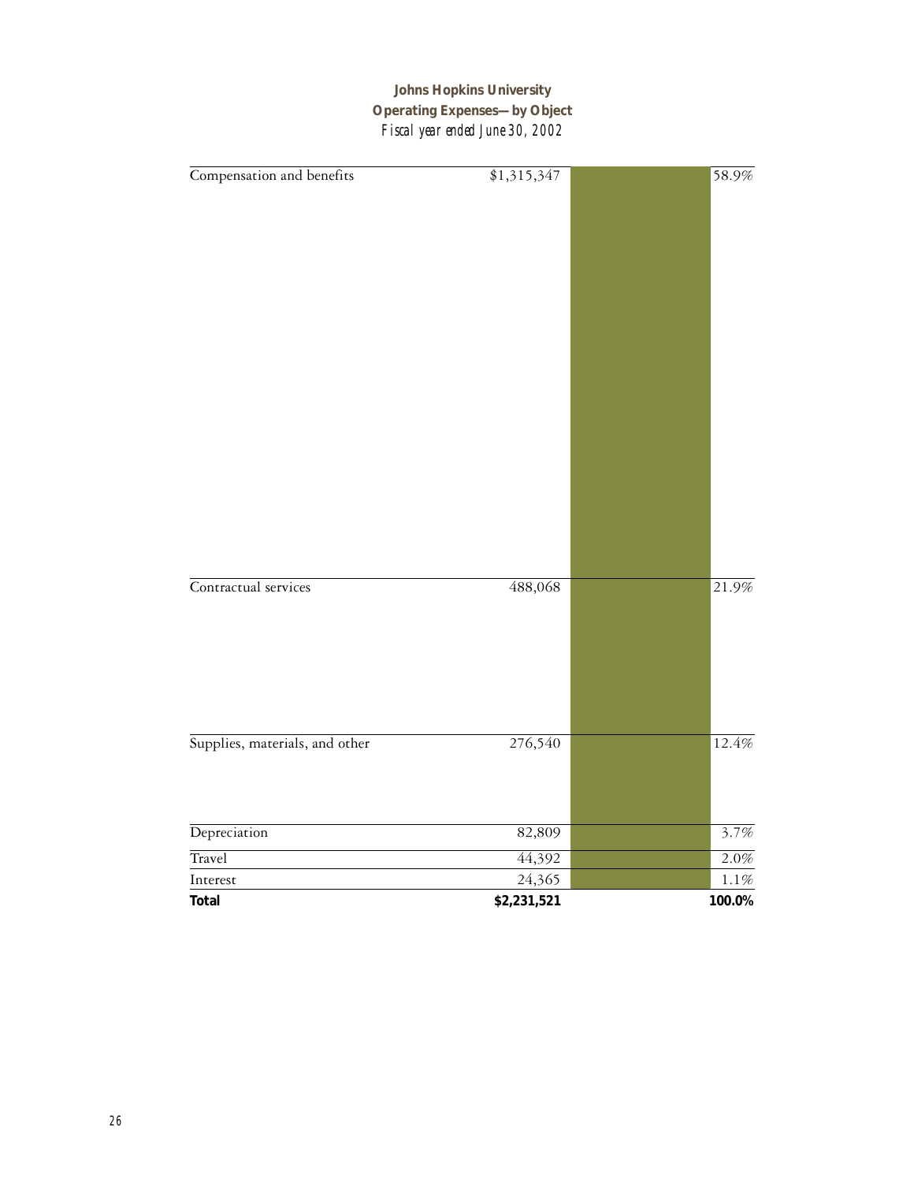**Johns Hopkins University**
**Operating Expenses—by Object**
*Fiscal year ended June 30, 2002*

| | | |
|---|---|---|
| Compensation and benefits | $1,315,347 | 58.9% |
| Contractual services | 488,068 | 21.9% |
| Supplies, materials, and other | 276,540 | 12.4% |
| Depreciation | 82,809 | 3.7% |
| Travel | 44,392 | 2.0% |
| Interest | 24,365 | 1.1% |
| **Total** | **$2,231,521** | **100.0%** |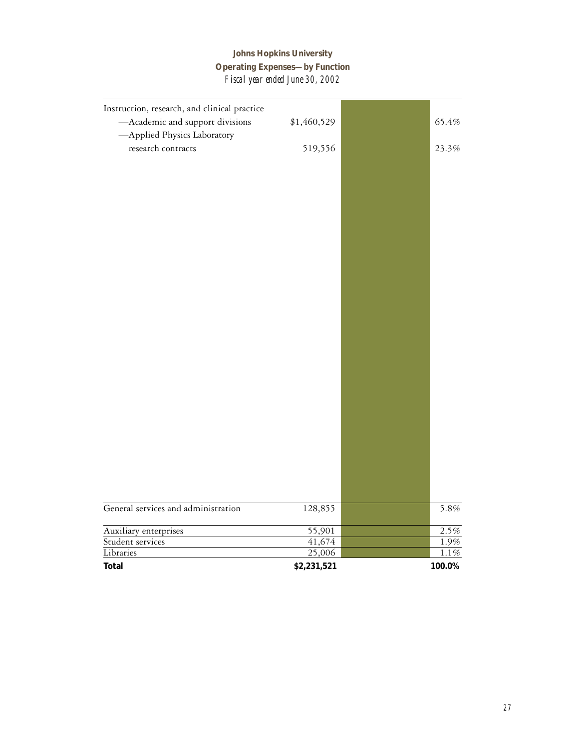**Johns Hopkins University**
**Operating Expenses—by Function**
*Fiscal year ended June 30, 2002*

| Function | Amount | Percent |
|---|---|---|
| Instruction, research, and clinical practice | | |
| —Academic and support divisions | $1,460,529 | 65.4% |
| —Applied Physics Laboratory research contracts | 519,556 | 23.3% |
| General services and administration | 128,855 | 5.8% |
| Auxiliary enterprises | 55,901 | 2.5% |
| Student services | 41,674 | 1.9% |
| Libraries | 25,006 | 1.1% |
| **Total** | **$2,231,521** | **100.0%** |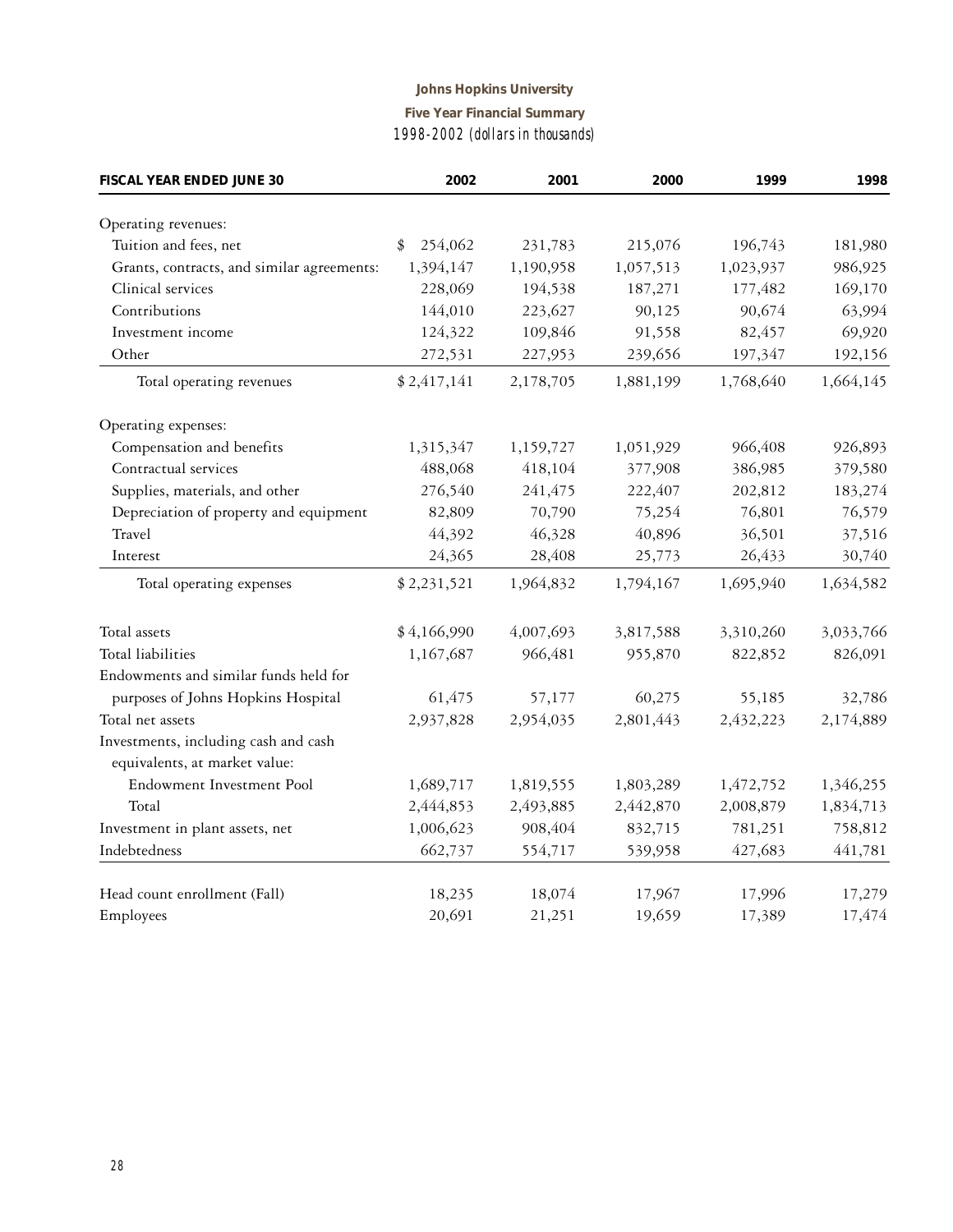# Johns Hopkins University

## Five Year Financial Summary

*1998-2002 (dollars in thousands)*

| FISCAL YEAR ENDED JUNE 30 | 2002 | 2001 | 2000 | 1999 | 1998 |
|---|---|---|---|---|---|
| Operating revenues: | | | | | |
| Tuition and fees, net | $ 254,062 | 231,783 | 215,076 | 196,743 | 181,980 |
| Grants, contracts, and similar agreements: | 1,394,147 | 1,190,958 | 1,057,513 | 1,023,937 | 986,925 |
| Clinical services | 228,069 | 194,538 | 187,271 | 177,482 | 169,170 |
| Contributions | 144,010 | 223,627 | 90,125 | 90,674 | 63,994 |
| Investment income | 124,322 | 109,846 | 91,558 | 82,457 | 69,920 |
| Other | 272,531 | 227,953 | 239,656 | 197,347 | 192,156 |
| Total operating revenues | $ 2,417,141 | 2,178,705 | 1,881,199 | 1,768,640 | 1,664,145 |
| Operating expenses: | | | | | |
| Compensation and benefits | 1,315,347 | 1,159,727 | 1,051,929 | 966,408 | 926,893 |
| Contractual services | 488,068 | 418,104 | 377,908 | 386,985 | 379,580 |
| Supplies, materials, and other | 276,540 | 241,475 | 222,407 | 202,812 | 183,274 |
| Depreciation of property and equipment | 82,809 | 70,790 | 75,254 | 76,801 | 76,579 |
| Travel | 44,392 | 46,328 | 40,896 | 36,501 | 37,516 |
| Interest | 24,365 | 28,408 | 25,773 | 26,433 | 30,740 |
| Total operating expenses | $ 2,231,521 | 1,964,832 | 1,794,167 | 1,695,940 | 1,634,582 |
| Total assets | $ 4,166,990 | 4,007,693 | 3,817,588 | 3,310,260 | 3,033,766 |
| Total liabilities | 1,167,687 | 966,481 | 955,870 | 822,852 | 826,091 |
| Endowments and similar funds held for purposes of Johns Hopkins Hospital | 61,475 | 57,177 | 60,275 | 55,185 | 32,786 |
| Total net assets | 2,937,828 | 2,954,035 | 2,801,443 | 2,432,223 | 2,174,889 |
| Investments, including cash and cash equivalents, at market value: | | | | | |
| Endowment Investment Pool | 1,689,717 | 1,819,555 | 1,803,289 | 1,472,752 | 1,346,255 |
| Total | 2,444,853 | 2,493,885 | 2,442,870 | 2,008,879 | 1,834,713 |
| Investment in plant assets, net | 1,006,623 | 908,404 | 832,715 | 781,251 | 758,812 |
| Indebtedness | 662,737 | 554,717 | 539,958 | 427,683 | 441,781 |
| Head count enrollment (Fall) | 18,235 | 18,074 | 17,967 | 17,996 | 17,279 |
| Employees | 20,691 | 21,251 | 19,659 | 17,389 | 17,474 |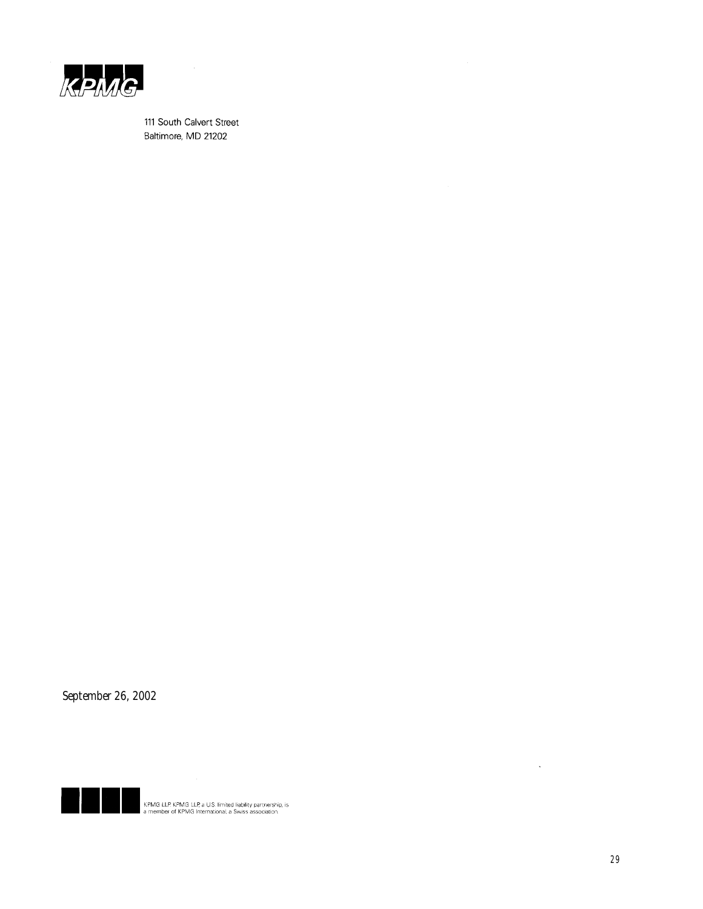KPMG

111 South Calvert Street
Baltimore, MD 21202

September 26, 2002

KPMG LLP KPMG LLP, a U.S. limited liability partnership, is a member of KPMG International, a Swiss association.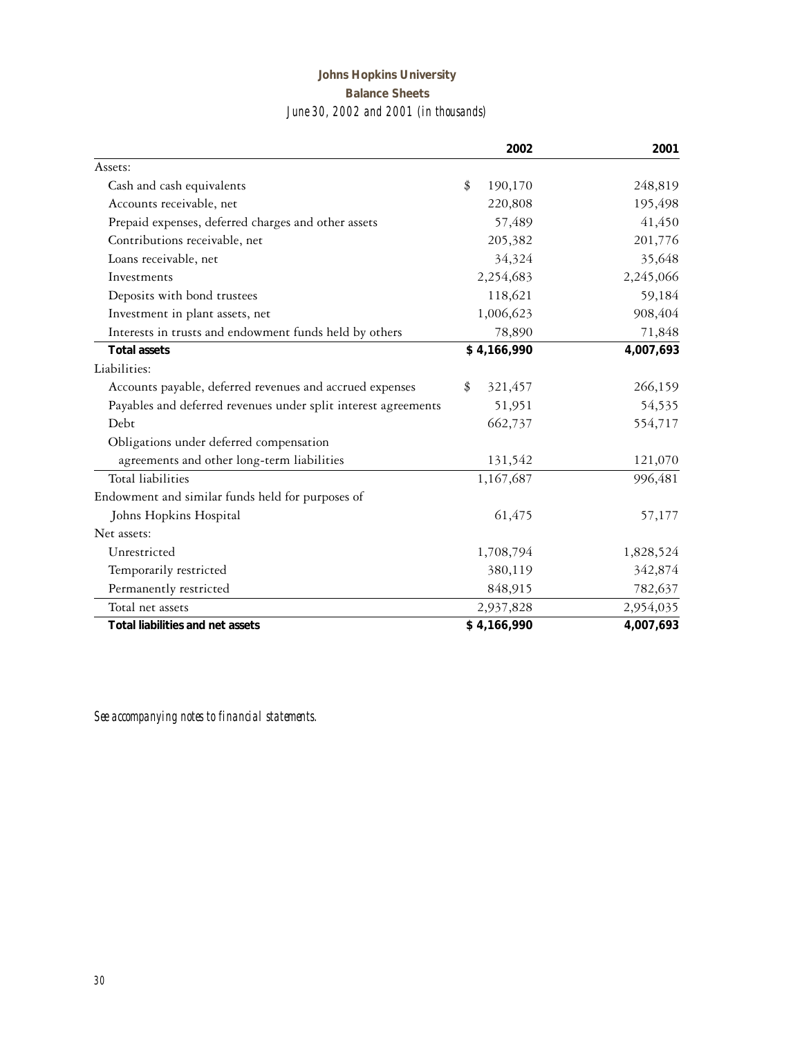# Johns Hopkins University

## Balance Sheets

*June 30, 2002 and 2001 (in thousands)*

| | 2002 | 2001 |
|---|---|---|
| Assets: | | |
| Cash and cash equivalents | $ 190,170 | 248,819 |
| Accounts receivable, net | 220,808 | 195,498 |
| Prepaid expenses, deferred charges and other assets | 57,489 | 41,450 |
| Contributions receivable, net | 205,382 | 201,776 |
| Loans receivable, net | 34,324 | 35,648 |
| Investments | 2,254,683 | 2,245,066 |
| Deposits with bond trustees | 118,621 | 59,184 |
| Investment in plant assets, net | 1,006,623 | 908,404 |
| Interests in trusts and endowment funds held by others | 78,890 | 71,848 |
| **Total assets** | **$ 4,166,990** | **4,007,693** |
| Liabilities: | | |
| Accounts payable, deferred revenues and accrued expenses | $ 321,457 | 266,159 |
| Payables and deferred revenues under split interest agreements | 51,951 | 54,535 |
| Debt | 662,737 | 554,717 |
| Obligations under deferred compensation agreements and other long-term liabilities | 131,542 | 121,070 |
| Total liabilities | 1,167,687 | 996,481 |
| Endowment and similar funds held for purposes of Johns Hopkins Hospital | 61,475 | 57,177 |
| Net assets: | | |
| Unrestricted | 1,708,794 | 1,828,524 |
| Temporarily restricted | 380,119 | 342,874 |
| Permanently restricted | 848,915 | 782,637 |
| Total net assets | 2,937,828 | 2,954,035 |
| **Total liabilities and net assets** | **$ 4,166,990** | **4,007,693** |

*See accompanying notes to financial statements.*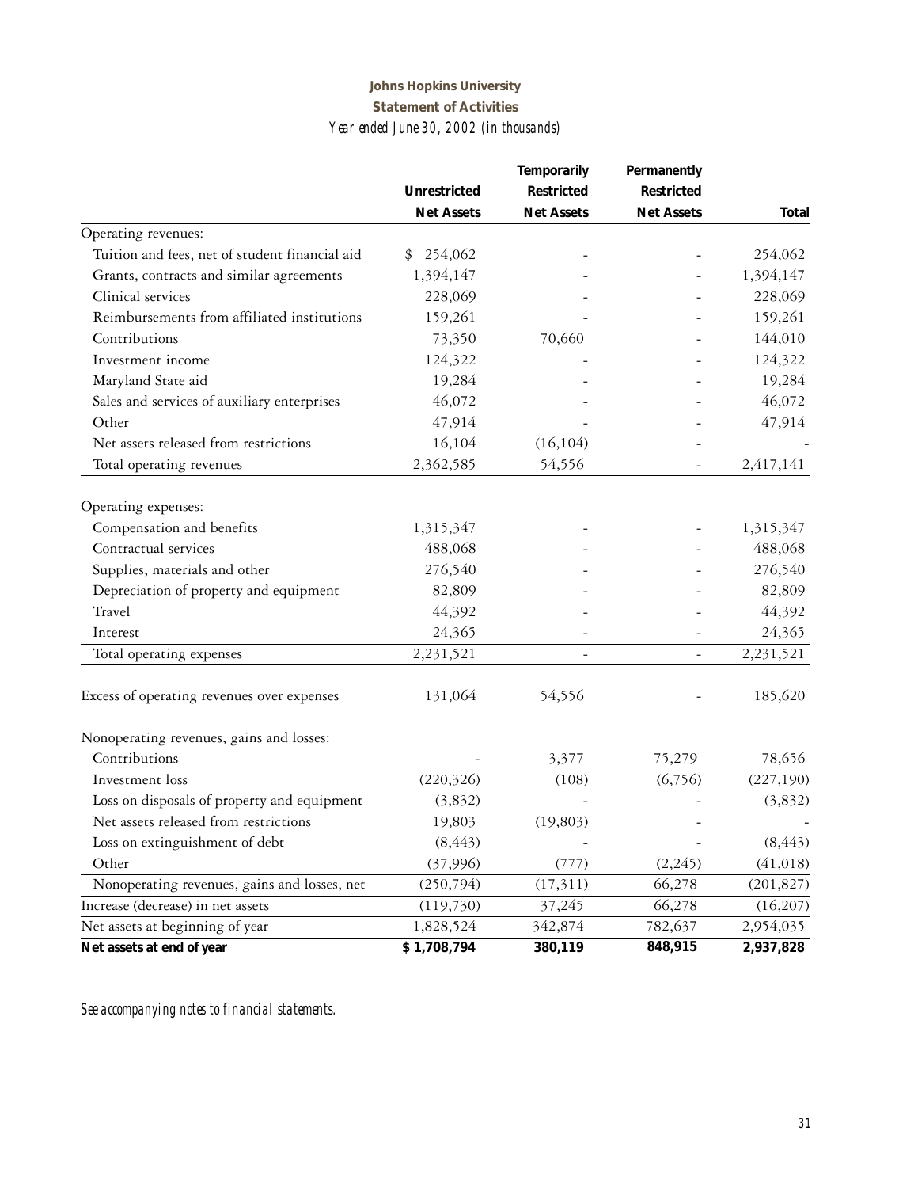**Johns Hopkins University**

**Statement of Activities**

*Year ended June 30, 2002 (in thousands)*

| | Unrestricted Net Assets | Temporarily Restricted Net Assets | Permanently Restricted Net Assets | Total |
|---|---|---|---|---|
| Operating revenues: | | | | |
| Tuition and fees, net of student financial aid | $ 254,062 | - | - | 254,062 |
| Grants, contracts and similar agreements | 1,394,147 | - | - | 1,394,147 |
| Clinical services | 228,069 | - | - | 228,069 |
| Reimbursements from affiliated institutions | 159,261 | - | - | 159,261 |
| Contributions | 73,350 | 70,660 | - | 144,010 |
| Investment income | 124,322 | - | - | 124,322 |
| Maryland State aid | 19,284 | - | - | 19,284 |
| Sales and services of auxiliary enterprises | 46,072 | - | - | 46,072 |
| Other | 47,914 | - | - | 47,914 |
| Net assets released from restrictions | 16,104 | (16,104) | - | - |
| Total operating revenues | 2,362,585 | 54,556 | - | 2,417,141 |
| Operating expenses: | | | | |
| Compensation and benefits | 1,315,347 | - | - | 1,315,347 |
| Contractual services | 488,068 | - | - | 488,068 |
| Supplies, materials and other | 276,540 | - | - | 276,540 |
| Depreciation of property and equipment | 82,809 | - | - | 82,809 |
| Travel | 44,392 | - | - | 44,392 |
| Interest | 24,365 | - | - | 24,365 |
| Total operating expenses | 2,231,521 | - | - | 2,231,521 |
| Excess of operating revenues over expenses | 131,064 | 54,556 | - | 185,620 |
| Nonoperating revenues, gains and losses: | | | | |
| Contributions | - | 3,377 | 75,279 | 78,656 |
| Investment loss | (220,326) | (108) | (6,756) | (227,190) |
| Loss on disposals of property and equipment | (3,832) | - | - | (3,832) |
| Net assets released from restrictions | 19,803 | (19,803) | - | - |
| Loss on extinguishment of debt | (8,443) | - | - | (8,443) |
| Other | (37,996) | (777) | (2,245) | (41,018) |
| Nonoperating revenues, gains and losses, net | (250,794) | (17,311) | 66,278 | (201,827) |
| Increase (decrease) in net assets | (119,730) | 37,245 | 66,278 | (16,207) |
| Net assets at beginning of year | 1,828,524 | 342,874 | 782,637 | 2,954,035 |
| **Net assets at end of year** | **$ 1,708,794** | **380,119** | **848,915** | **2,937,828** |

*See accompanying notes to financial statements.*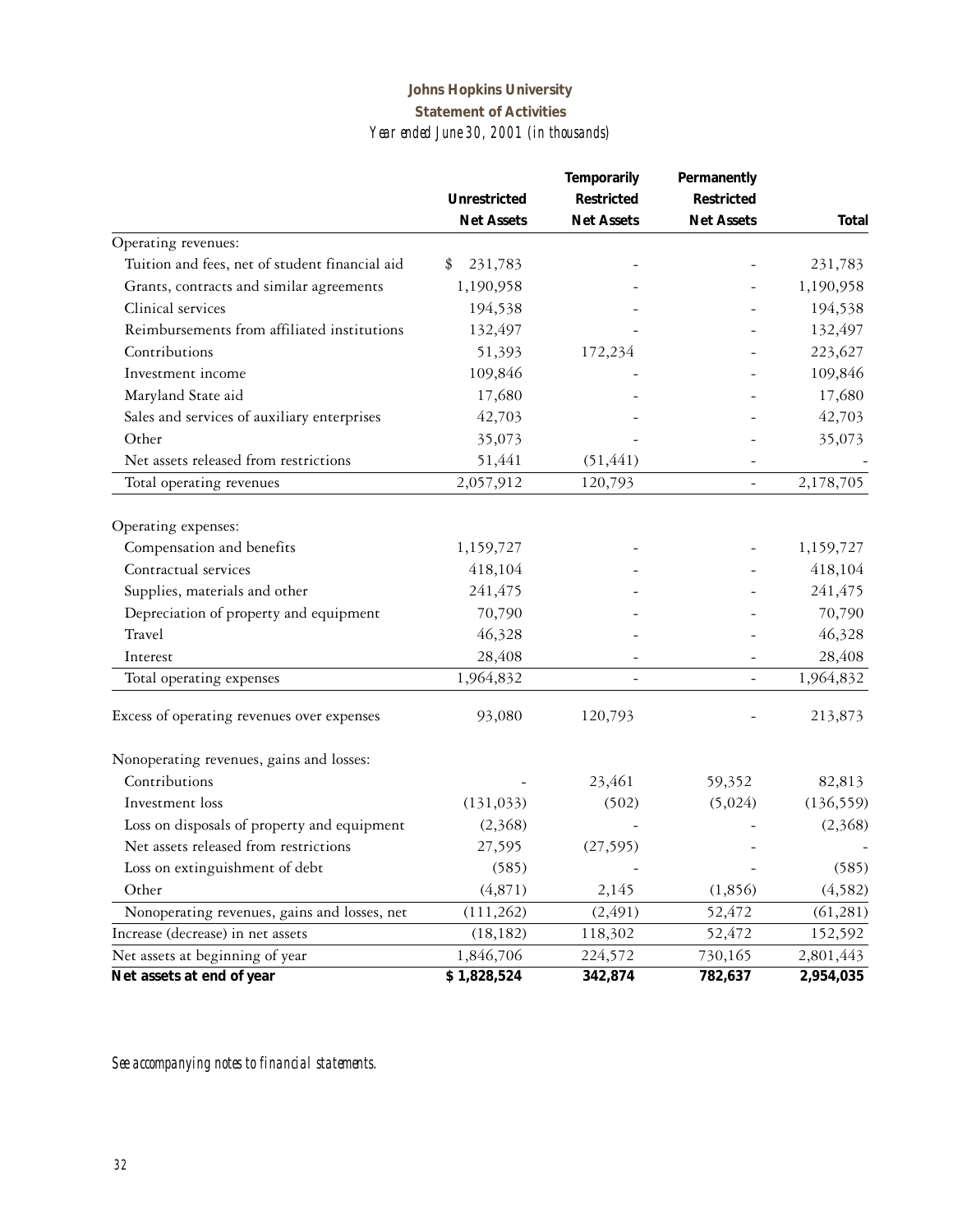# Johns Hopkins University

## Statement of Activities

*Year ended June 30, 2001 (in thousands)*

| | Unrestricted Net Assets | Temporarily Restricted Net Assets | Permanently Restricted Net Assets | Total |
|---|---|---|---|---|
| Operating revenues: | | | | |
| Tuition and fees, net of student financial aid | $ 231,783 | - | - | 231,783 |
| Grants, contracts and similar agreements | 1,190,958 | - | - | 1,190,958 |
| Clinical services | 194,538 | - | - | 194,538 |
| Reimbursements from affiliated institutions | 132,497 | - | - | 132,497 |
| Contributions | 51,393 | 172,234 | - | 223,627 |
| Investment income | 109,846 | - | - | 109,846 |
| Maryland State aid | 17,680 | - | - | 17,680 |
| Sales and services of auxiliary enterprises | 42,703 | - | - | 42,703 |
| Other | 35,073 | - | - | 35,073 |
| Net assets released from restrictions | 51,441 | (51,441) | - | - |
| Total operating revenues | 2,057,912 | 120,793 | - | 2,178,705 |
| Operating expenses: | | | | |
| Compensation and benefits | 1,159,727 | - | - | 1,159,727 |
| Contractual services | 418,104 | - | - | 418,104 |
| Supplies, materials and other | 241,475 | - | - | 241,475 |
| Depreciation of property and equipment | 70,790 | - | - | 70,790 |
| Travel | 46,328 | - | - | 46,328 |
| Interest | 28,408 | - | - | 28,408 |
| Total operating expenses | 1,964,832 | - | - | 1,964,832 |
| Excess of operating revenues over expenses | 93,080 | 120,793 | - | 213,873 |
| Nonoperating revenues, gains and losses: | | | | |
| Contributions | - | 23,461 | 59,352 | 82,813 |
| Investment loss | (131,033) | (502) | (5,024) | (136,559) |
| Loss on disposals of property and equipment | (2,368) | - | - | (2,368) |
| Net assets released from restrictions | 27,595 | (27,595) | - | - |
| Loss on extinguishment of debt | (585) | - | - | (585) |
| Other | (4,871) | 2,145 | (1,856) | (4,582) |
| Nonoperating revenues, gains and losses, net | (111,262) | (2,491) | 52,472 | (61,281) |
| Increase (decrease) in net assets | (18,182) | 118,302 | 52,472 | 152,592 |
| Net assets at beginning of year | 1,846,706 | 224,572 | 730,165 | 2,801,443 |
| **Net assets at end of year** | **$ 1,828,524** | **342,874** | **782,637** | **2,954,035** |

*See accompanying notes to financial statements.*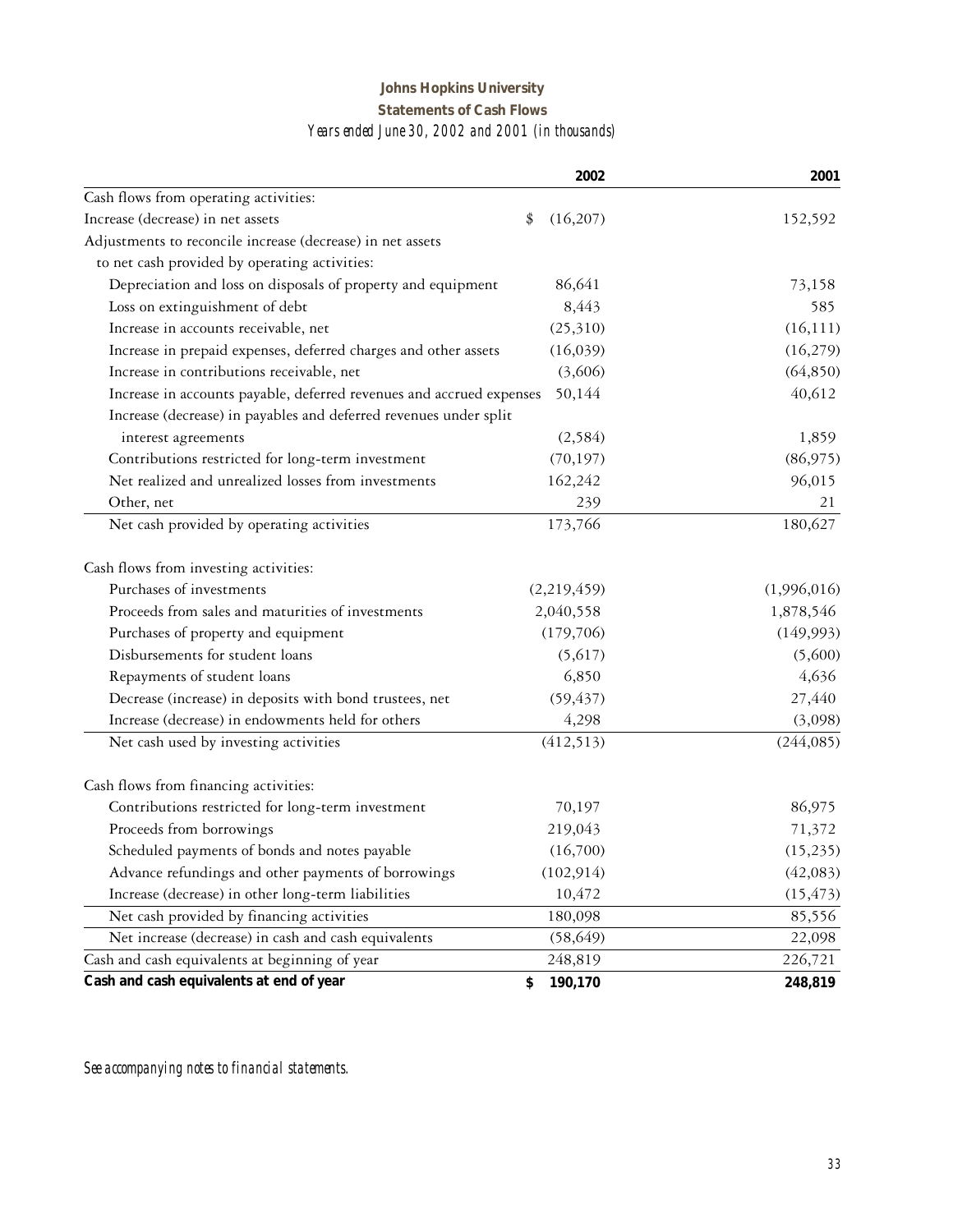**Johns Hopkins University**

**Statements of Cash Flows**

*Years ended June 30, 2002 and 2001 (in thousands)*

| | 2002 | 2001 |
|---|---|---|
| Cash flows from operating activities: | | |
| Increase (decrease) in net assets | $ (16,207) | 152,592 |
| Adjustments to reconcile increase (decrease) in net assets | | |
| to net cash provided by operating activities: | | |
| Depreciation and loss on disposals of property and equipment | 86,641 | 73,158 |
| Loss on extinguishment of debt | 8,443 | 585 |
| Increase in accounts receivable, net | (25,310) | (16,111) |
| Increase in prepaid expenses, deferred charges and other assets | (16,039) | (16,279) |
| Increase in contributions receivable, net | (3,606) | (64,850) |
| Increase in accounts payable, deferred revenues and accrued expenses | 50,144 | 40,612 |
| Increase (decrease) in payables and deferred revenues under split interest agreements | (2,584) | 1,859 |
| Contributions restricted for long-term investment | (70,197) | (86,975) |
| Net realized and unrealized losses from investments | 162,242 | 96,015 |
| Other, net | 239 | 21 |
| Net cash provided by operating activities | 173,766 | 180,627 |
| Cash flows from investing activities: | | |
| Purchases of investments | (2,219,459) | (1,996,016) |
| Proceeds from sales and maturities of investments | 2,040,558 | 1,878,546 |
| Purchases of property and equipment | (179,706) | (149,993) |
| Disbursements for student loans | (5,617) | (5,600) |
| Repayments of student loans | 6,850 | 4,636 |
| Decrease (increase) in deposits with bond trustees, net | (59,437) | 27,440 |
| Increase (decrease) in endowments held for others | 4,298 | (3,098) |
| Net cash used by investing activities | (412,513) | (244,085) |
| Cash flows from financing activities: | | |
| Contributions restricted for long-term investment | 70,197 | 86,975 |
| Proceeds from borrowings | 219,043 | 71,372 |
| Scheduled payments of bonds and notes payable | (16,700) | (15,235) |
| Advance refundings and other payments of borrowings | (102,914) | (42,083) |
| Increase (decrease) in other long-term liabilities | 10,472 | (15,473) |
| Net cash provided by financing activities | 180,098 | 85,556 |
| Net increase (decrease) in cash and cash equivalents | (58,649) | 22,098 |
| Cash and cash equivalents at beginning of year | 248,819 | 226,721 |
| **Cash and cash equivalents at end of year** | **$ 190,170** | **248,819** |

*See accompanying notes to financial statements.*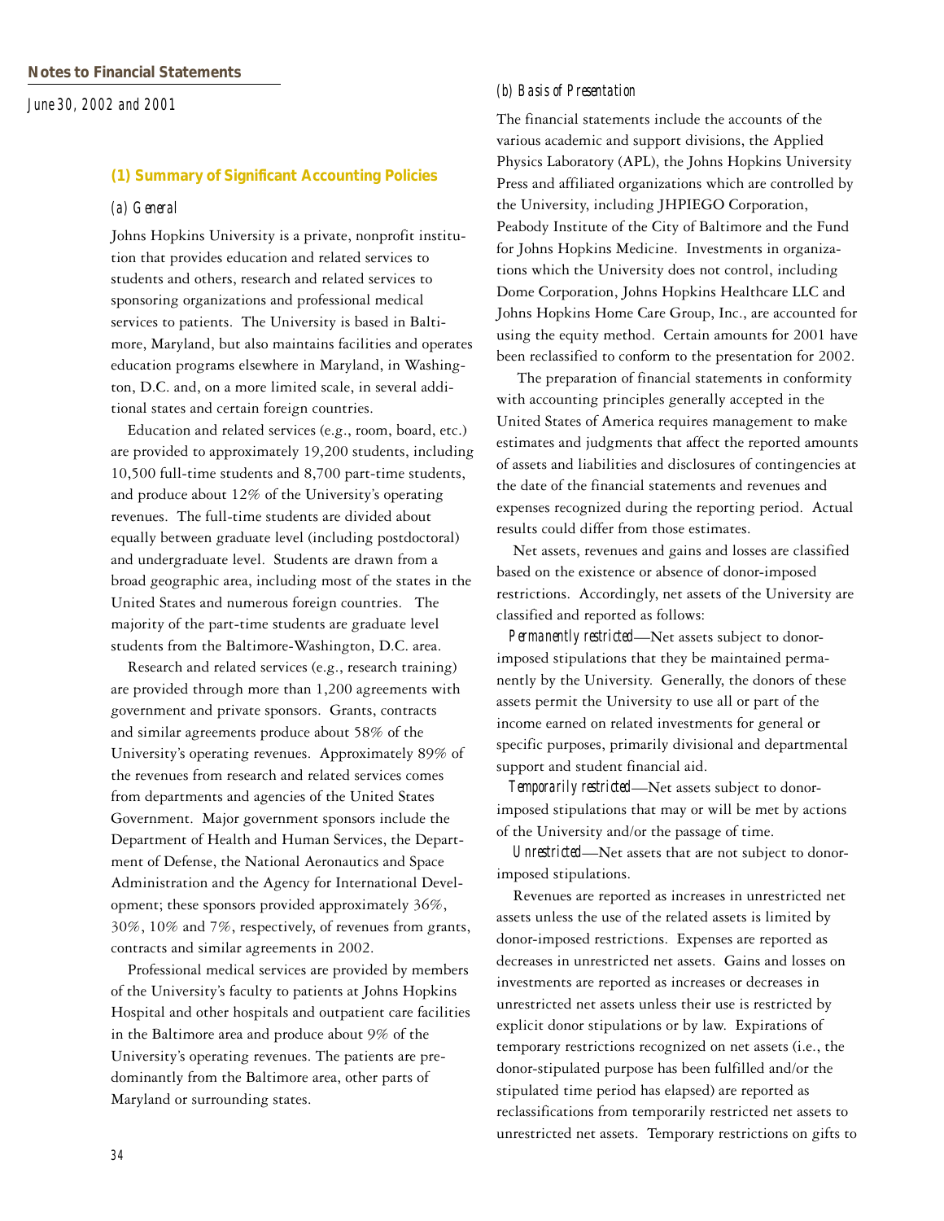## Notes to Financial Statements

*June 30, 2002 and 2001*

### (1) Summary of Significant Accounting Policies

*(a) General*

Johns Hopkins University is a private, nonprofit institution that provides education and related services to students and others, research and related services to sponsoring organizations and professional medical services to patients. The University is based in Baltimore, Maryland, but also maintains facilities and operates education programs elsewhere in Maryland, in Washington, D.C. and, on a more limited scale, in several additional states and certain foreign countries.

Education and related services (e.g., room, board, etc.) are provided to approximately 19,200 students, including 10,500 full-time students and 8,700 part-time students, and produce about 12% of the University's operating revenues. The full-time students are divided about equally between graduate level (including postdoctoral) and undergraduate level. Students are drawn from a broad geographic area, including most of the states in the United States and numerous foreign countries. The majority of the part-time students are graduate level students from the Baltimore-Washington, D.C. area.

Research and related services (e.g., research training) are provided through more than 1,200 agreements with government and private sponsors. Grants, contracts and similar agreements produce about 58% of the University's operating revenues. Approximately 89% of the revenues from research and related services comes from departments and agencies of the United States Government. Major government sponsors include the Department of Health and Human Services, the Department of Defense, the National Aeronautics and Space Administration and the Agency for International Development; these sponsors provided approximately 36%, 30%, 10% and 7%, respectively, of revenues from grants, contracts and similar agreements in 2002.

Professional medical services are provided by members of the University's faculty to patients at Johns Hopkins Hospital and other hospitals and outpatient care facilities in the Baltimore area and produce about 9% of the University's operating revenues. The patients are predominantly from the Baltimore area, other parts of Maryland or surrounding states.

*(b) Basis of Presentation*

The financial statements include the accounts of the various academic and support divisions, the Applied Physics Laboratory (APL), the Johns Hopkins University Press and affiliated organizations which are controlled by the University, including JHPIEGO Corporation, Peabody Institute of the City of Baltimore and the Fund for Johns Hopkins Medicine. Investments in organizations which the University does not control, including Dome Corporation, Johns Hopkins Healthcare LLC and Johns Hopkins Home Care Group, Inc., are accounted for using the equity method. Certain amounts for 2001 have been reclassified to conform to the presentation for 2002.

The preparation of financial statements in conformity with accounting principles generally accepted in the United States of America requires management to make estimates and judgments that affect the reported amounts of assets and liabilities and disclosures of contingencies at the date of the financial statements and revenues and expenses recognized during the reporting period. Actual results could differ from those estimates.

Net assets, revenues and gains and losses are classified based on the existence or absence of donor-imposed restrictions. Accordingly, net assets of the University are classified and reported as follows:

*Permanently restricted*—Net assets subject to donor-imposed stipulations that they be maintained permanently by the University. Generally, the donors of these assets permit the University to use all or part of the income earned on related investments for general or specific purposes, primarily divisional and departmental support and student financial aid.

*Temporarily restricted*—Net assets subject to donor-imposed stipulations that may or will be met by actions of the University and/or the passage of time.

*Unrestricted*—Net assets that are not subject to donor-imposed stipulations.

Revenues are reported as increases in unrestricted net assets unless the use of the related assets is limited by donor-imposed restrictions. Expenses are reported as decreases in unrestricted net assets. Gains and losses on investments are reported as increases or decreases in unrestricted net assets unless their use is restricted by explicit donor stipulations or by law. Expirations of temporary restrictions recognized on net assets (i.e., the donor-stipulated purpose has been fulfilled and/or the stipulated time period has elapsed) are reported as reclassifications from temporarily restricted net assets to unrestricted net assets. Temporary restrictions on gifts to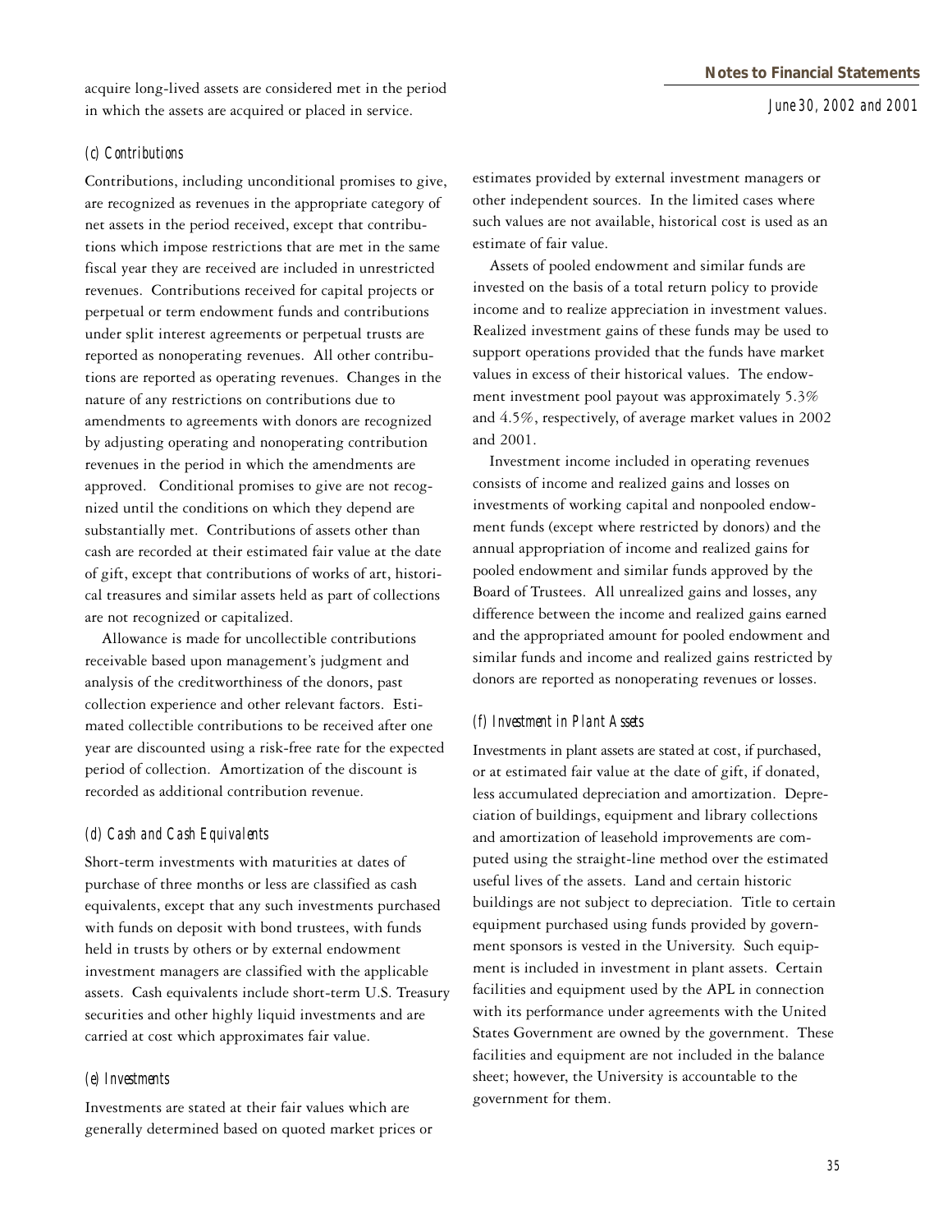acquire long-lived assets are considered met in the period in which the assets are acquired or placed in service.

### *(c) Contributions*

Contributions, including unconditional promises to give, are recognized as revenues in the appropriate category of net assets in the period received, except that contributions which impose restrictions that are met in the same fiscal year they are received are included in unrestricted revenues. Contributions received for capital projects or perpetual or term endowment funds and contributions under split interest agreements or perpetual trusts are reported as nonoperating revenues. All other contributions are reported as operating revenues. Changes in the nature of any restrictions on contributions due to amendments to agreements with donors are recognized by adjusting operating and nonoperating contribution revenues in the period in which the amendments are approved. Conditional promises to give are not recognized until the conditions on which they depend are substantially met. Contributions of assets other than cash are recorded at their estimated fair value at the date of gift, except that contributions of works of art, historical treasures and similar assets held as part of collections are not recognized or capitalized.

Allowance is made for uncollectible contributions receivable based upon management's judgment and analysis of the creditworthiness of the donors, past collection experience and other relevant factors. Estimated collectible contributions to be received after one year are discounted using a risk-free rate for the expected period of collection. Amortization of the discount is recorded as additional contribution revenue.

### *(d) Cash and Cash Equivalents*

Short-term investments with maturities at dates of purchase of three months or less are classified as cash equivalents, except that any such investments purchased with funds on deposit with bond trustees, with funds held in trusts by others or by external endowment investment managers are classified with the applicable assets. Cash equivalents include short-term U.S. Treasury securities and other highly liquid investments and are carried at cost which approximates fair value.

### *(e) Investments*

Investments are stated at their fair values which are generally determined based on quoted market prices or estimates provided by external investment managers or other independent sources. In the limited cases where such values are not available, historical cost is used as an estimate of fair value.

Assets of pooled endowment and similar funds are invested on the basis of a total return policy to provide income and to realize appreciation in investment values. Realized investment gains of these funds may be used to support operations provided that the funds have market values in excess of their historical values. The endowment investment pool payout was approximately 5.3% and 4.5%, respectively, of average market values in 2002 and 2001.

Investment income included in operating revenues consists of income and realized gains and losses on investments of working capital and nonpooled endowment funds (except where restricted by donors) and the annual appropriation of income and realized gains for pooled endowment and similar funds approved by the Board of Trustees. All unrealized gains and losses, any difference between the income and realized gains earned and the appropriated amount for pooled endowment and similar funds and income and realized gains restricted by donors are reported as nonoperating revenues or losses.

### *(f) Investment in Plant Assets*

Investments in plant assets are stated at cost, if purchased, or at estimated fair value at the date of gift, if donated, less accumulated depreciation and amortization. Depreciation of buildings, equipment and library collections and amortization of leasehold improvements are computed using the straight-line method over the estimated useful lives of the assets. Land and certain historic buildings are not subject to depreciation. Title to certain equipment purchased using funds provided by government sponsors is vested in the University. Such equipment is included in investment in plant assets. Certain facilities and equipment used by the APL in connection with its performance under agreements with the United States Government are owned by the government. These facilities and equipment are not included in the balance sheet; however, the University is accountable to the government for them.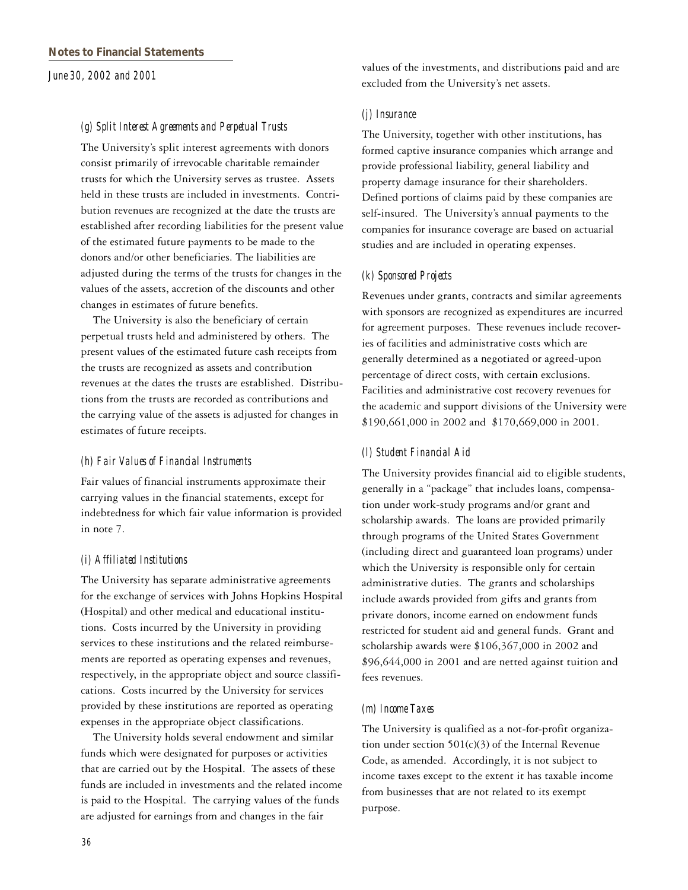## Notes to Financial Statements

*June 30, 2002 and 2001*

### *(g) Split Interest Agreements and Perpetual Trusts*

The University's split interest agreements with donors consist primarily of irrevocable charitable remainder trusts for which the University serves as trustee. Assets held in these trusts are included in investments. Contribution revenues are recognized at the date the trusts are established after recording liabilities for the present value of the estimated future payments to be made to the donors and/or other beneficiaries. The liabilities are adjusted during the terms of the trusts for changes in the values of the assets, accretion of the discounts and other changes in estimates of future benefits.

The University is also the beneficiary of certain perpetual trusts held and administered by others. The present values of the estimated future cash receipts from the trusts are recognized as assets and contribution revenues at the dates the trusts are established. Distributions from the trusts are recorded as contributions and the carrying value of the assets is adjusted for changes in estimates of future receipts.

### *(h) Fair Values of Financial Instruments*

Fair values of financial instruments approximate their carrying values in the financial statements, except for indebtedness for which fair value information is provided in note 7.

### *(i) Affiliated Institutions*

The University has separate administrative agreements for the exchange of services with Johns Hopkins Hospital (Hospital) and other medical and educational institutions. Costs incurred by the University in providing services to these institutions and the related reimbursements are reported as operating expenses and revenues, respectively, in the appropriate object and source classifications. Costs incurred by the University for services provided by these institutions are reported as operating expenses in the appropriate object classifications.

The University holds several endowment and similar funds which were designated for purposes or activities that are carried out by the Hospital. The assets of these funds are included in investments and the related income is paid to the Hospital. The carrying values of the funds are adjusted for earnings from and changes in the fair values of the investments, and distributions paid and are excluded from the University's net assets.

### *(j) Insurance*

The University, together with other institutions, has formed captive insurance companies which arrange and provide professional liability, general liability and property damage insurance for their shareholders. Defined portions of claims paid by these companies are self-insured. The University's annual payments to the companies for insurance coverage are based on actuarial studies and are included in operating expenses.

### *(k) Sponsored Projects*

Revenues under grants, contracts and similar agreements with sponsors are recognized as expenditures are incurred for agreement purposes. These revenues include recoveries of facilities and administrative costs which are generally determined as a negotiated or agreed-upon percentage of direct costs, with certain exclusions. Facilities and administrative cost recovery revenues for the academic and support divisions of the University were $190,661,000 in 2002 and $170,669,000 in 2001.

### *(l) Student Financial Aid*

The University provides financial aid to eligible students, generally in a "package" that includes loans, compensation under work-study programs and/or grant and scholarship awards. The loans are provided primarily through programs of the United States Government (including direct and guaranteed loan programs) under which the University is responsible only for certain administrative duties. The grants and scholarships include awards provided from gifts and grants from private donors, income earned on endowment funds restricted for student aid and general funds. Grant and scholarship awards were $106,367,000 in 2002 and $96,644,000 in 2001 and are netted against tuition and fees revenues.

### *(m) Income Taxes*

The University is qualified as a not-for-profit organization under section 501(c)(3) of the Internal Revenue Code, as amended. Accordingly, it is not subject to income taxes except to the extent it has taxable income from businesses that are not related to its exempt purpose.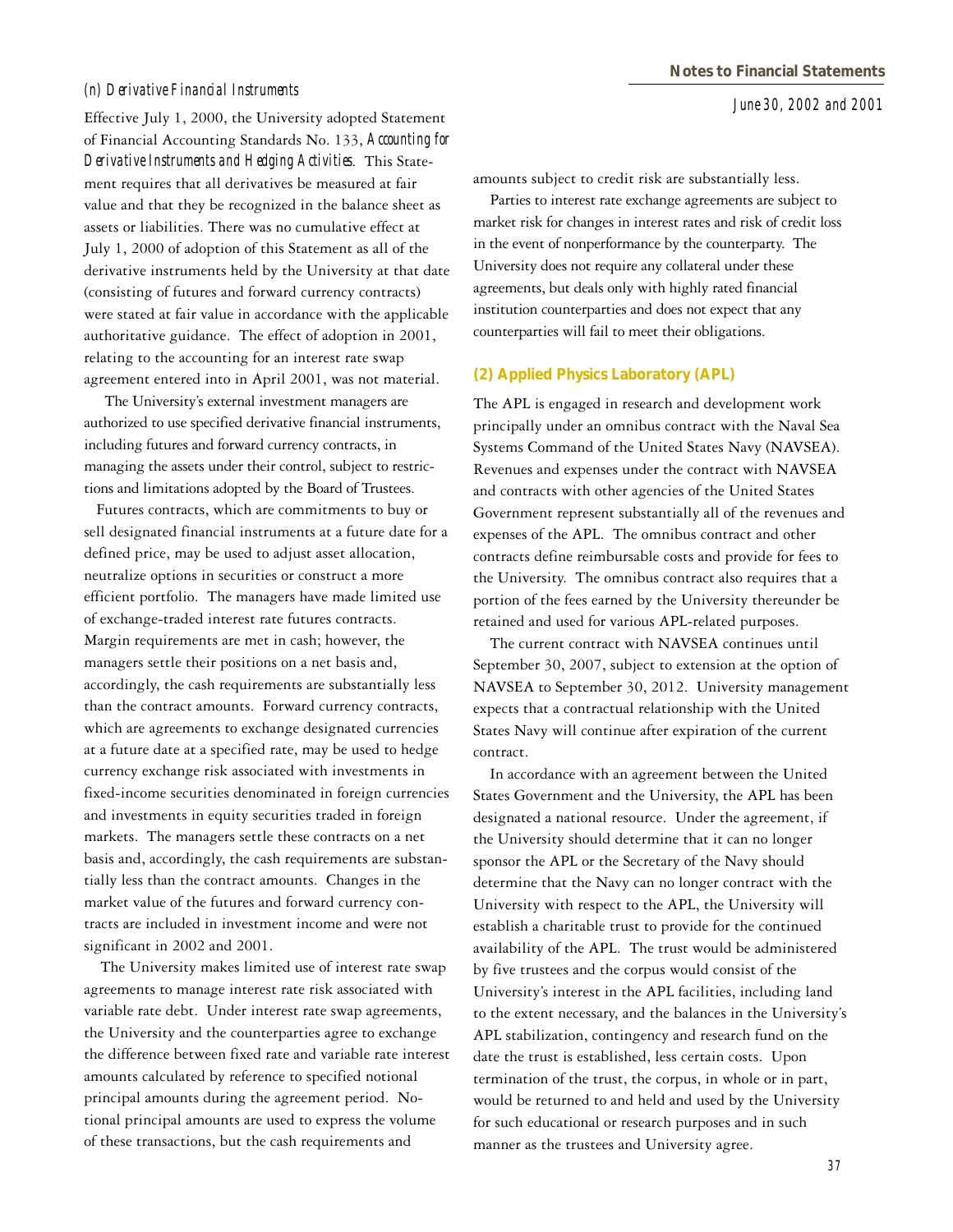### (n) Derivative Financial Instruments

Effective July 1, 2000, the University adopted Statement of Financial Accounting Standards No. 133, *Accounting for Derivative Instruments and Hedging Activities*. This Statement requires that all derivatives be measured at fair value and that they be recognized in the balance sheet as assets or liabilities. There was no cumulative effect at July 1, 2000 of adoption of this Statement as all of the derivative instruments held by the University at that date (consisting of futures and forward currency contracts) were stated at fair value in accordance with the applicable authoritative guidance. The effect of adoption in 2001, relating to the accounting for an interest rate swap agreement entered into in April 2001, was not material.

The University's external investment managers are authorized to use specified derivative financial instruments, including futures and forward currency contracts, in managing the assets under their control, subject to restrictions and limitations adopted by the Board of Trustees.

Futures contracts, which are commitments to buy or sell designated financial instruments at a future date for a defined price, may be used to adjust asset allocation, neutralize options in securities or construct a more efficient portfolio. The managers have made limited use of exchange-traded interest rate futures contracts. Margin requirements are met in cash; however, the managers settle their positions on a net basis and, accordingly, the cash requirements are substantially less than the contract amounts. Forward currency contracts, which are agreements to exchange designated currencies at a future date at a specified rate, may be used to hedge currency exchange risk associated with investments in fixed-income securities denominated in foreign currencies and investments in equity securities traded in foreign markets. The managers settle these contracts on a net basis and, accordingly, the cash requirements are substantially less than the contract amounts. Changes in the market value of the futures and forward currency contracts are included in investment income and were not significant in 2002 and 2001.

The University makes limited use of interest rate swap agreements to manage interest rate risk associated with variable rate debt. Under interest rate swap agreements, the University and the counterparties agree to exchange the difference between fixed rate and variable rate interest amounts calculated by reference to specified notional principal amounts during the agreement period. Notional principal amounts are used to express the volume of these transactions, but the cash requirements and amounts subject to credit risk are substantially less.

Parties to interest rate exchange agreements are subject to market risk for changes in interest rates and risk of credit loss in the event of nonperformance by the counterparty. The University does not require any collateral under these agreements, but deals only with highly rated financial institution counterparties and does not expect that any counterparties will fail to meet their obligations.

## (2) Applied Physics Laboratory (APL)

The APL is engaged in research and development work principally under an omnibus contract with the Naval Sea Systems Command of the United States Navy (NAVSEA). Revenues and expenses under the contract with NAVSEA and contracts with other agencies of the United States Government represent substantially all of the revenues and expenses of the APL. The omnibus contract and other contracts define reimbursable costs and provide for fees to the University. The omnibus contract also requires that a portion of the fees earned by the University thereunder be retained and used for various APL-related purposes.

The current contract with NAVSEA continues until September 30, 2007, subject to extension at the option of NAVSEA to September 30, 2012. University management expects that a contractual relationship with the United States Navy will continue after expiration of the current contract.

In accordance with an agreement between the United States Government and the University, the APL has been designated a national resource. Under the agreement, if the University should determine that it can no longer sponsor the APL or the Secretary of the Navy should determine that the Navy can no longer contract with the University with respect to the APL, the University will establish a charitable trust to provide for the continued availability of the APL. The trust would be administered by five trustees and the corpus would consist of the University's interest in the APL facilities, including land to the extent necessary, and the balances in the University's APL stabilization, contingency and research fund on the date the trust is established, less certain costs. Upon termination of the trust, the corpus, in whole or in part, would be returned to and held and used by the University for such educational or research purposes and in such manner as the trustees and University agree.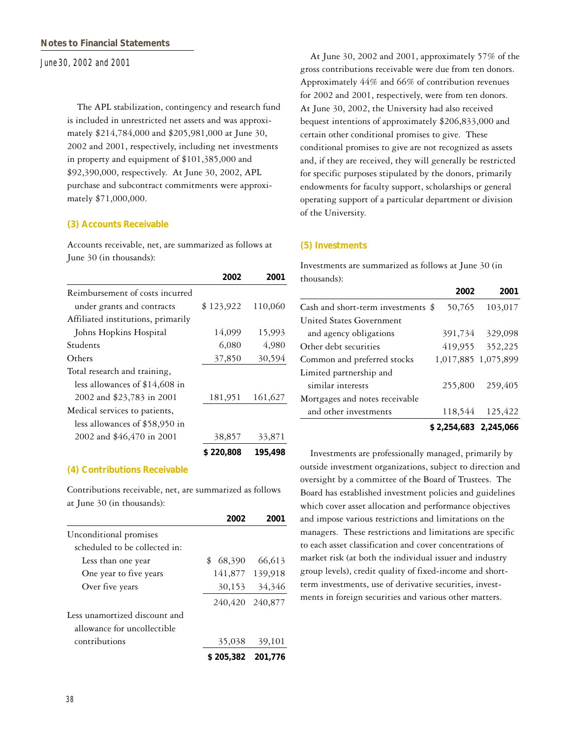The APL stabilization, contingency and research fund is included in unrestricted net assets and was approximately $214,784,000 and $205,981,000 at June 30, 2002 and 2001, respectively, including net investments in property and equipment of $101,385,000 and $92,390,000, respectively. At June 30, 2002, APL purchase and subcontract commitments were approximately $71,000,000.

### (3) Accounts Receivable

Accounts receivable, net, are summarized as follows at June 30 (in thousands):

| | 2002 | 2001 |
|---|---|---|
| Reimbursement of costs incurred under grants and contracts | $ 123,922 | 110,060 |
| Affiliated institutions, primarily Johns Hopkins Hospital | 14,099 | 15,993 |
| Students | 6,080 | 4,980 |
| Others | 37,850 | 30,594 |
| Total research and training, less allowances of $14,608 in 2002 and $23,783 in 2001 | 181,951 | 161,627 |
| Medical services to patients, less allowances of $58,950 in 2002 and $46,470 in 2001 | 38,857 | 33,871 |
| | **$ 220,808** | **195,498** |

### (4) Contributions Receivable

Contributions receivable, net, are summarized as follows at June 30 (in thousands):

| | 2002 | 2001 |
|---|---|---|
| Unconditional promises scheduled to be collected in: | | |
| Less than one year | $ 68,390 | 66,613 |
| One year to five years | 141,877 | 139,918 |
| Over five years | 30,153 | 34,346 |
| | 240,420 | 240,877 |
| Less unamortized discount and allowance for uncollectible contributions | 35,038 | 39,101 |
| | **$ 205,382** | **201,776** |

At June 30, 2002 and 2001, approximately 57% of the gross contributions receivable were due from ten donors. Approximately 44% and 66% of contribution revenues for 2002 and 2001, respectively, were from ten donors. At June 30, 2002, the University had also received bequest intentions of approximately $206,833,000 and certain other conditional promises to give. These conditional promises to give are not recognized as assets and, if they are received, they will generally be restricted for specific purposes stipulated by the donors, primarily endowments for faculty support, scholarships or general operating support of a particular department or division of the University.

### (5) Investments

Investments are summarized as follows at June 30 (in thousands):

| | 2002 | 2001 |
|---|---|---|
| Cash and short-term investments | $ 50,765 | 103,017 |
| United States Government and agency obligations | 391,734 | 329,098 |
| Other debt securities | 419,955 | 352,225 |
| Common and preferred stocks | 1,017,885 | 1,075,899 |
| Limited partnership and similar interests | 255,800 | 259,405 |
| Mortgages and notes receivable and other investments | 118,544 | 125,422 |
| | **$ 2,254,683** | **2,245,066** |

Investments are professionally managed, primarily by outside investment organizations, subject to direction and oversight by a committee of the Board of Trustees. The Board has established investment policies and guidelines which cover asset allocation and performance objectives and impose various restrictions and limitations on the managers. These restrictions and limitations are specific to each asset classification and cover concentrations of market risk (at both the individual issuer and industry group levels), credit quality of fixed-income and short-term investments, use of derivative securities, investments in foreign securities and various other matters.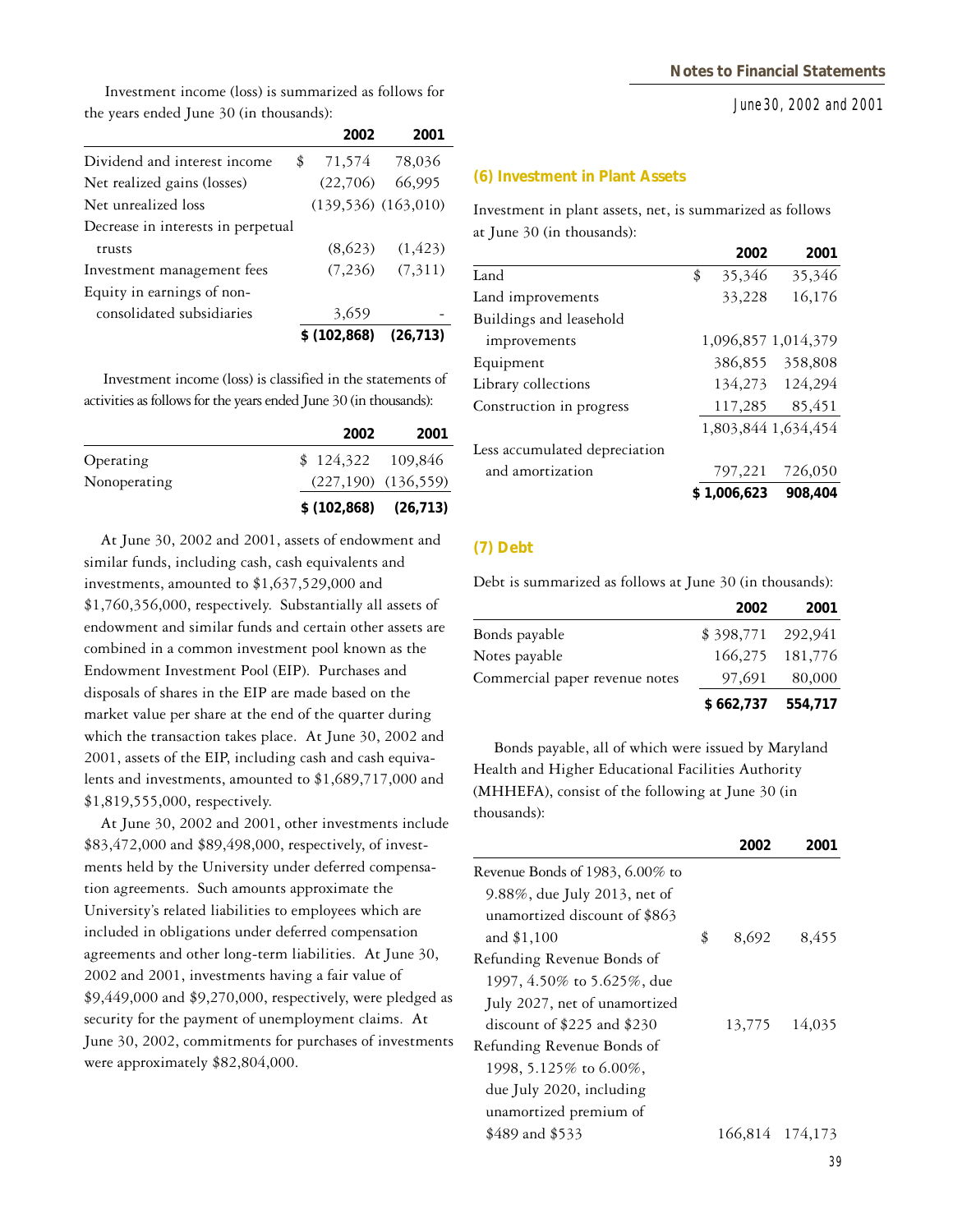Investment income (loss) is summarized as follows for the years ended June 30 (in thousands):

| | 2002 | 2001 |
|---|---|---|
| Dividend and interest income | $ 71,574 | 78,036 |
| Net realized gains (losses) | (22,706) | 66,995 |
| Net unrealized loss | (139,536) | (163,010) |
| Decrease in interests in perpetual trusts | (8,623) | (1,423) |
| Investment management fees | (7,236) | (7,311) |
| Equity in earnings of non-consolidated subsidiaries | 3,659 | - |
| | **$ (102,868)** | **(26,713)** |

Investment income (loss) is classified in the statements of activities as follows for the years ended June 30 (in thousands):

| | 2002 | 2001 |
|---|---|---|
| Operating | $ 124,322 | 109,846 |
| Nonoperating | (227,190) | (136,559) |
| | **$ (102,868)** | **(26,713)** |

At June 30, 2002 and 2001, assets of endowment and similar funds, including cash, cash equivalents and investments, amounted to $1,637,529,000 and $1,760,356,000, respectively. Substantially all assets of endowment and similar funds and certain other assets are combined in a common investment pool known as the Endowment Investment Pool (EIP). Purchases and disposals of shares in the EIP are made based on the market value per share at the end of the quarter during which the transaction takes place. At June 30, 2002 and 2001, assets of the EIP, including cash and cash equivalents and investments, amounted to $1,689,717,000 and $1,819,555,000, respectively.

At June 30, 2002 and 2001, other investments include $83,472,000 and $89,498,000, respectively, of investments held by the University under deferred compensation agreements. Such amounts approximate the University's related liabilities to employees which are included in obligations under deferred compensation agreements and other long-term liabilities. At June 30, 2002 and 2001, investments having a fair value of $9,449,000 and $9,270,000, respectively, were pledged as security for the payment of unemployment claims. At June 30, 2002, commitments for purchases of investments were approximately $82,804,000.

## (6) Investment in Plant Assets

Investment in plant assets, net, is summarized as follows at June 30 (in thousands):

| | 2002 | 2001 |
|---|---|---|
| Land | $ 35,346 | 35,346 |
| Land improvements | 33,228 | 16,176 |
| Buildings and leasehold improvements | 1,096,857 | 1,014,379 |
| Equipment | 386,855 | 358,808 |
| Library collections | 134,273 | 124,294 |
| Construction in progress | 117,285 | 85,451 |
| | 1,803,844 | 1,634,454 |
| Less accumulated depreciation and amortization | 797,221 | 726,050 |
| | **$ 1,006,623** | **908,404** |

## (7) Debt

Debt is summarized as follows at June 30 (in thousands):

| | 2002 | 2001 |
|---|---|---|
| Bonds payable | $ 398,771 | 292,941 |
| Notes payable | 166,275 | 181,776 |
| Commercial paper revenue notes | 97,691 | 80,000 |
| | **$ 662,737** | **554,717** |

Bonds payable, all of which were issued by Maryland Health and Higher Educational Facilities Authority (MHHEFA), consist of the following at June 30 (in thousands):

| | 2002 | 2001 |
|---|---|---|
| Revenue Bonds of 1983, 6.00% to 9.88%, due July 2013, net of unamortized discount of $863 and $1,100 | $ 8,692 | 8,455 |
| Refunding Revenue Bonds of 1997, 4.50% to 5.625%, due July 2027, net of unamortized discount of $225 and $230 | 13,775 | 14,035 |
| Refunding Revenue Bonds of 1998, 5.125% to 6.00%, due July 2020, including unamortized premium of $489 and $533 | 166,814 | 174,173 |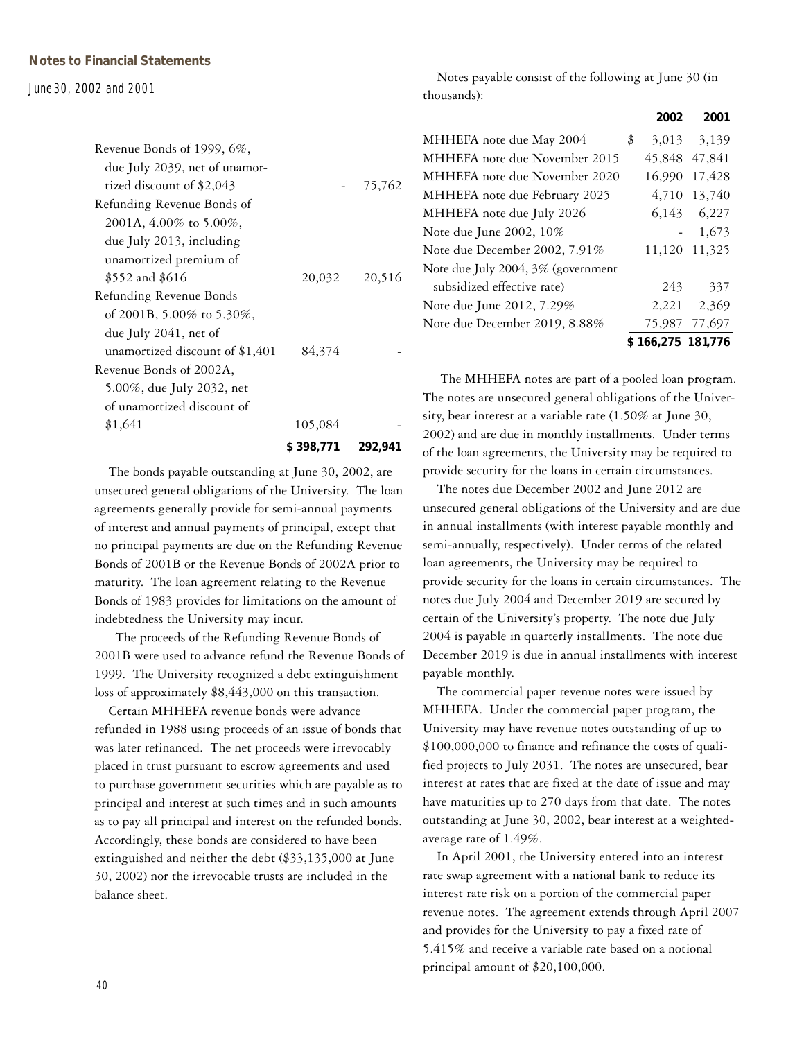| | | |
|---|---|---|
| Revenue Bonds of 1999, 6%, due July 2039, net of unamortized discount of $2,043 | - | 75,762 |
| Refunding Revenue Bonds of 2001A, 4.00% to 5.00%, due July 2013, including unamortized premium of $552 and $616 | 20,032 | 20,516 |
| Refunding Revenue Bonds of 2001B, 5.00% to 5.30%, due July 2041, net of unamortized discount of $1,401 | 84,374 | - |
| Revenue Bonds of 2002A, 5.00%, due July 2032, net of unamortized discount of $1,641 | 105,084 | - |
| | **$ 398,771** | **292,941** |

The bonds payable outstanding at June 30, 2002, are unsecured general obligations of the University. The loan agreements generally provide for semi-annual payments of interest and annual payments of principal, except that no principal payments are due on the Refunding Revenue Bonds of 2001B or the Revenue Bonds of 2002A prior to maturity. The loan agreement relating to the Revenue Bonds of 1983 provides for limitations on the amount of indebtedness the University may incur.

The proceeds of the Refunding Revenue Bonds of 2001B were used to advance refund the Revenue Bonds of 1999. The University recognized a debt extinguishment loss of approximately $8,443,000 on this transaction.

Certain MHHEFA revenue bonds were advance refunded in 1988 using proceeds of an issue of bonds that was later refinanced. The net proceeds were irrevocably placed in trust pursuant to escrow agreements and used to purchase government securities which are payable as to principal and interest at such times and in such amounts as to pay all principal and interest on the refunded bonds. Accordingly, these bonds are considered to have been extinguished and neither the debt ($33,135,000 at June 30, 2002) nor the irrevocable trusts are included in the balance sheet.

Notes payable consist of the following at June 30 (in thousands):

| | **2002** | **2001** |
|---|---|---|
| MHHEFA note due May 2004 | $ 3,013 | 3,139 |
| MHHEFA note due November 2015 | 45,848 | 47,841 |
| MHHEFA note due November 2020 | 16,990 | 17,428 |
| MHHEFA note due February 2025 | 4,710 | 13,740 |
| MHHEFA note due July 2026 | 6,143 | 6,227 |
| Note due June 2002, 10% | - | 1,673 |
| Note due December 2002, 7.91% | 11,120 | 11,325 |
| Note due July 2004, 3% (government subsidized effective rate) | 243 | 337 |
| Note due June 2012, 7.29% | 2,221 | 2,369 |
| Note due December 2019, 8.88% | 75,987 | 77,697 |
| | **$ 166,275** | **181,776** |

The MHHEFA notes are part of a pooled loan program. The notes are unsecured general obligations of the University, bear interest at a variable rate (1.50% at June 30, 2002) and are due in monthly installments. Under terms of the loan agreements, the University may be required to provide security for the loans in certain circumstances.

The notes due December 2002 and June 2012 are unsecured general obligations of the University and are due in annual installments (with interest payable monthly and semi-annually, respectively). Under terms of the related loan agreements, the University may be required to provide security for the loans in certain circumstances. The notes due July 2004 and December 2019 are secured by certain of the University's property. The note due July 2004 is payable in quarterly installments. The note due December 2019 is due in annual installments with interest payable monthly.

The commercial paper revenue notes were issued by MHHEFA. Under the commercial paper program, the University may have revenue notes outstanding of up to $100,000,000 to finance and refinance the costs of qualified projects to July 2031. The notes are unsecured, bear interest at rates that are fixed at the date of issue and may have maturities up to 270 days from that date. The notes outstanding at June 30, 2002, bear interest at a weighted-average rate of 1.49%.

In April 2001, the University entered into an interest rate swap agreement with a national bank to reduce its interest rate risk on a portion of the commercial paper revenue notes. The agreement extends through April 2007 and provides for the University to pay a fixed rate of 5.415% and receive a variable rate based on a notional principal amount of $20,100,000.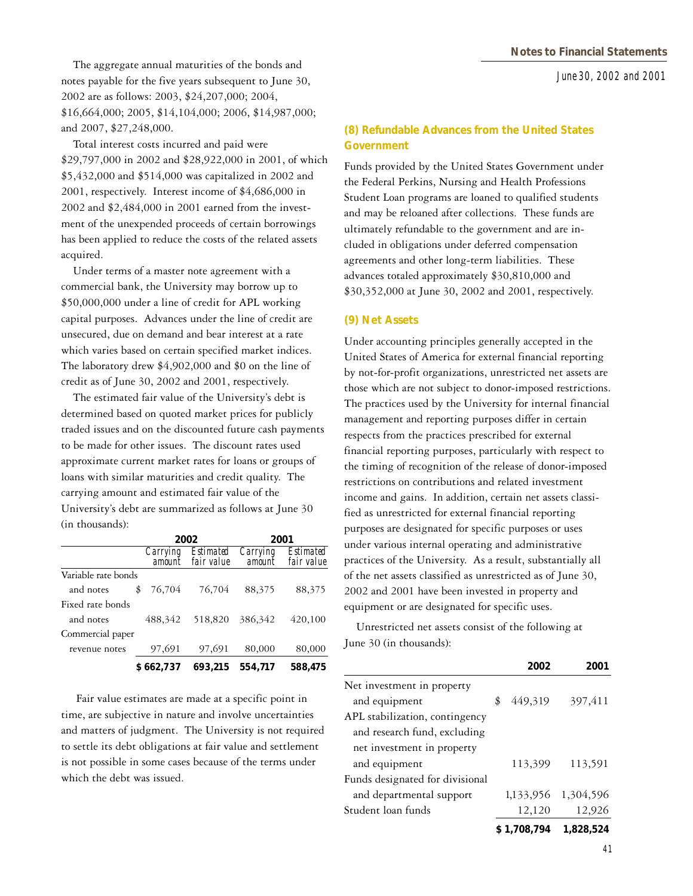The aggregate annual maturities of the bonds and notes payable for the five years subsequent to June 30, 2002 are as follows: 2003, $24,207,000; 2004, $16,664,000; 2005, $14,104,000; 2006, $14,987,000; and 2007, $27,248,000.

Total interest costs incurred and paid were $29,797,000 in 2002 and $28,922,000 in 2001, of which $5,432,000 and $514,000 was capitalized in 2002 and 2001, respectively. Interest income of $4,686,000 in 2002 and $2,484,000 in 2001 earned from the investment of the unexpended proceeds of certain borrowings has been applied to reduce the costs of the related assets acquired.

Under terms of a master note agreement with a commercial bank, the University may borrow up to $50,000,000 under a line of credit for APL working capital purposes. Advances under the line of credit are unsecured, due on demand and bear interest at a rate which varies based on certain specified market indices. The laboratory drew $4,902,000 and $0 on the line of credit as of June 30, 2002 and 2001, respectively.

The estimated fair value of the University's debt is determined based on quoted market prices for publicly traded issues and on the discounted future cash payments to be made for other issues. The discount rates used approximate current market rates for loans or groups of loans with similar maturities and credit quality. The carrying amount and estimated fair value of the University's debt are summarized as follows at June 30 (in thousands):

| | 2002 | | 2001 | |
|---|---|---|---|---|
| | *Carrying amount* | *Estimated fair value* | *Carrying amount* | *Estimated fair value* |
| Variable rate bonds and notes | $ 76,704 | 76,704 | 88,375 | 88,375 |
| Fixed rate bonds and notes | 488,342 | 518,820 | 386,342 | 420,100 |
| Commercial paper revenue notes | 97,691 | 97,691 | 80,000 | 80,000 |
| | **$ 662,737** | **693,215** | **554,717** | **588,475** |

Fair value estimates are made at a specific point in time, are subjective in nature and involve uncertainties and matters of judgment. The University is not required to settle its debt obligations at fair value and settlement is not possible in some cases because of the terms under which the debt was issued.

## (8) Refundable Advances from the United States Government

Funds provided by the United States Government under the Federal Perkins, Nursing and Health Professions Student Loan programs are loaned to qualified students and may be reloaned after collections. These funds are ultimately refundable to the government and are included in obligations under deferred compensation agreements and other long-term liabilities. These advances totaled approximately $30,810,000 and $30,352,000 at June 30, 2002 and 2001, respectively.

## (9) Net Assets

Under accounting principles generally accepted in the United States of America for external financial reporting by not-for-profit organizations, unrestricted net assets are those which are not subject to donor-imposed restrictions. The practices used by the University for internal financial management and reporting purposes differ in certain respects from the practices prescribed for external financial reporting purposes, particularly with respect to the timing of recognition of the release of donor-imposed restrictions on contributions and related investment income and gains. In addition, certain net assets classified as unrestricted for external financial reporting purposes are designated for specific purposes or uses under various internal operating and administrative practices of the University. As a result, substantially all of the net assets classified as unrestricted as of June 30, 2002 and 2001 have been invested in property and equipment or are designated for specific uses.

Unrestricted net assets consist of the following at June 30 (in thousands):

| | 2002 | 2001 |
|---|---|---|
| Net investment in property and equipment | $ 449,319 | 397,411 |
| APL stabilization, contingency and research fund, excluding net investment in property and equipment | 113,399 | 113,591 |
| Funds designated for divisional and departmental support | 1,133,956 | 1,304,596 |
| Student loan funds | 12,120 | 12,926 |
| | **$ 1,708,794** | **1,828,524** |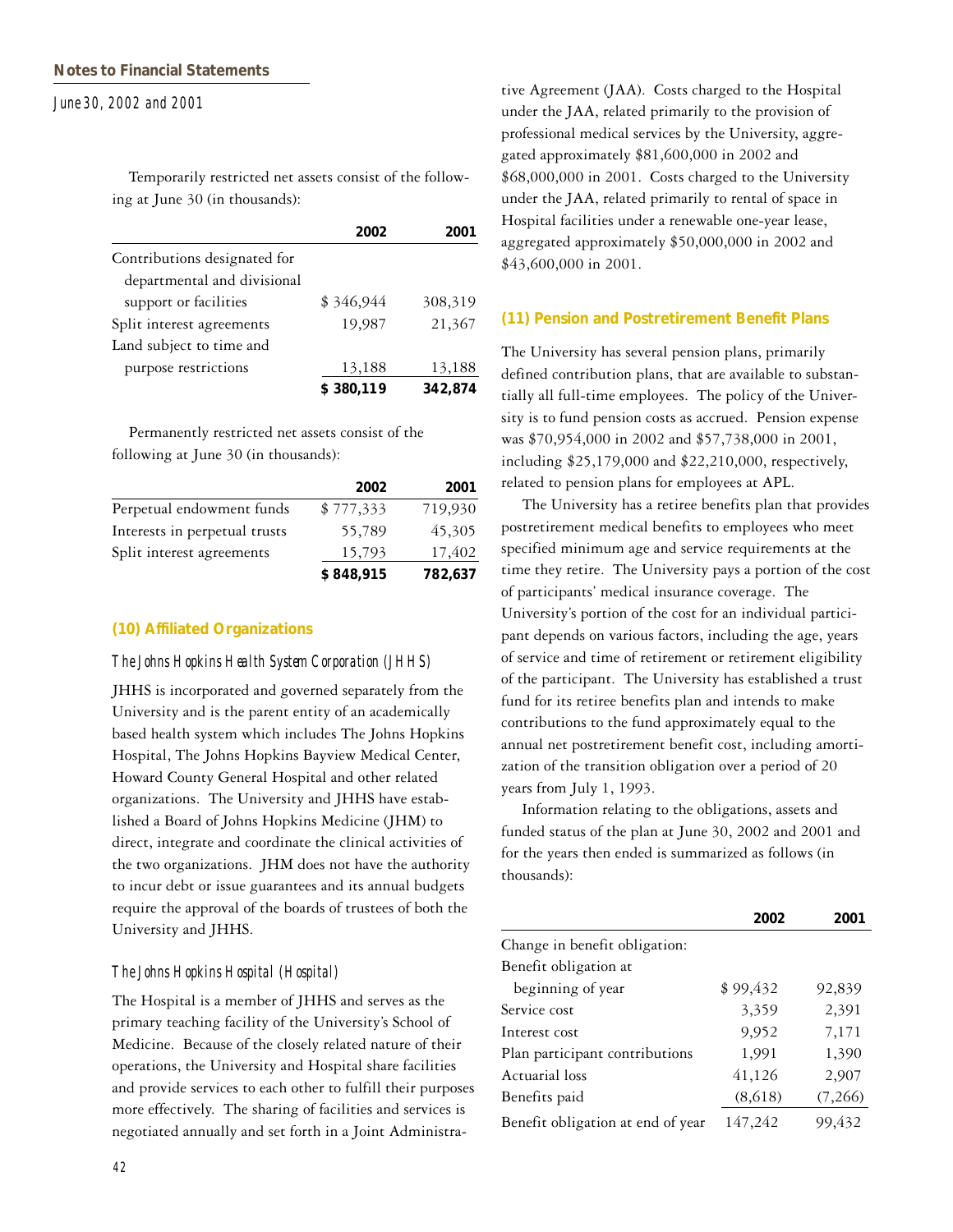Temporarily restricted net assets consist of the following at June 30 (in thousands):

| | 2002 | 2001 |
|---|---|---|
| Contributions designated for departmental and divisional support or facilities | $ 346,944 | 308,319 |
| Split interest agreements | 19,987 | 21,367 |
| Land subject to time and purpose restrictions | 13,188 | 13,188 |
| | **$ 380,119** | **342,874** |

Permanently restricted net assets consist of the following at June 30 (in thousands):

| | 2002 | 2001 |
|---|---|---|
| Perpetual endowment funds | $ 777,333 | 719,930 |
| Interests in perpetual trusts | 55,789 | 45,305 |
| Split interest agreements | 15,793 | 17,402 |
| | **$ 848,915** | **782,637** |

## (10) Affiliated Organizations

*The Johns Hopkins Health System Corporation (JHHS)*

JHHS is incorporated and governed separately from the University and is the parent entity of an academically based health system which includes The Johns Hopkins Hospital, The Johns Hopkins Bayview Medical Center, Howard County General Hospital and other related organizations. The University and JHHS have established a Board of Johns Hopkins Medicine (JHM) to direct, integrate and coordinate the clinical activities of the two organizations. JHM does not have the authority to incur debt or issue guarantees and its annual budgets require the approval of the boards of trustees of both the University and JHHS.

*The Johns Hopkins Hospital (Hospital)*

The Hospital is a member of JHHS and serves as the primary teaching facility of the University's School of Medicine. Because of the closely related nature of their operations, the University and Hospital share facilities and provide services to each other to fulfill their purposes more effectively. The sharing of facilities and services is negotiated annually and set forth in a Joint Administrative Agreement (JAA). Costs charged to the Hospital under the JAA, related primarily to the provision of professional medical services by the University, aggregated approximately $81,600,000 in 2002 and $68,000,000 in 2001. Costs charged to the University under the JAA, related primarily to rental of space in Hospital facilities under a renewable one-year lease, aggregated approximately $50,000,000 in 2002 and $43,600,000 in 2001.

## (11) Pension and Postretirement Benefit Plans

The University has several pension plans, primarily defined contribution plans, that are available to substantially all full-time employees. The policy of the University is to fund pension costs as accrued. Pension expense was $70,954,000 in 2002 and $57,738,000 in 2001, including $25,179,000 and $22,210,000, respectively, related to pension plans for employees at APL.

The University has a retiree benefits plan that provides postretirement medical benefits to employees who meet specified minimum age and service requirements at the time they retire. The University pays a portion of the cost of participants' medical insurance coverage. The University's portion of the cost for an individual participant depends on various factors, including the age, years of service and time of retirement or retirement eligibility of the participant. The University has established a trust fund for its retiree benefits plan and intends to make contributions to the fund approximately equal to the annual net postretirement benefit cost, including amortization of the transition obligation over a period of 20 years from July 1, 1993.

Information relating to the obligations, assets and funded status of the plan at June 30, 2002 and 2001 and for the years then ended is summarized as follows (in thousands):

| | 2002 | 2001 |
|---|---|---|
| Change in benefit obligation: | | |
| Benefit obligation at beginning of year | $ 99,432 | 92,839 |
| Service cost | 3,359 | 2,391 |
| Interest cost | 9,952 | 7,171 |
| Plan participant contributions | 1,991 | 1,390 |
| Actuarial loss | 41,126 | 2,907 |
| Benefits paid | (8,618) | (7,266) |
| Benefit obligation at end of year | 147,242 | 99,432 |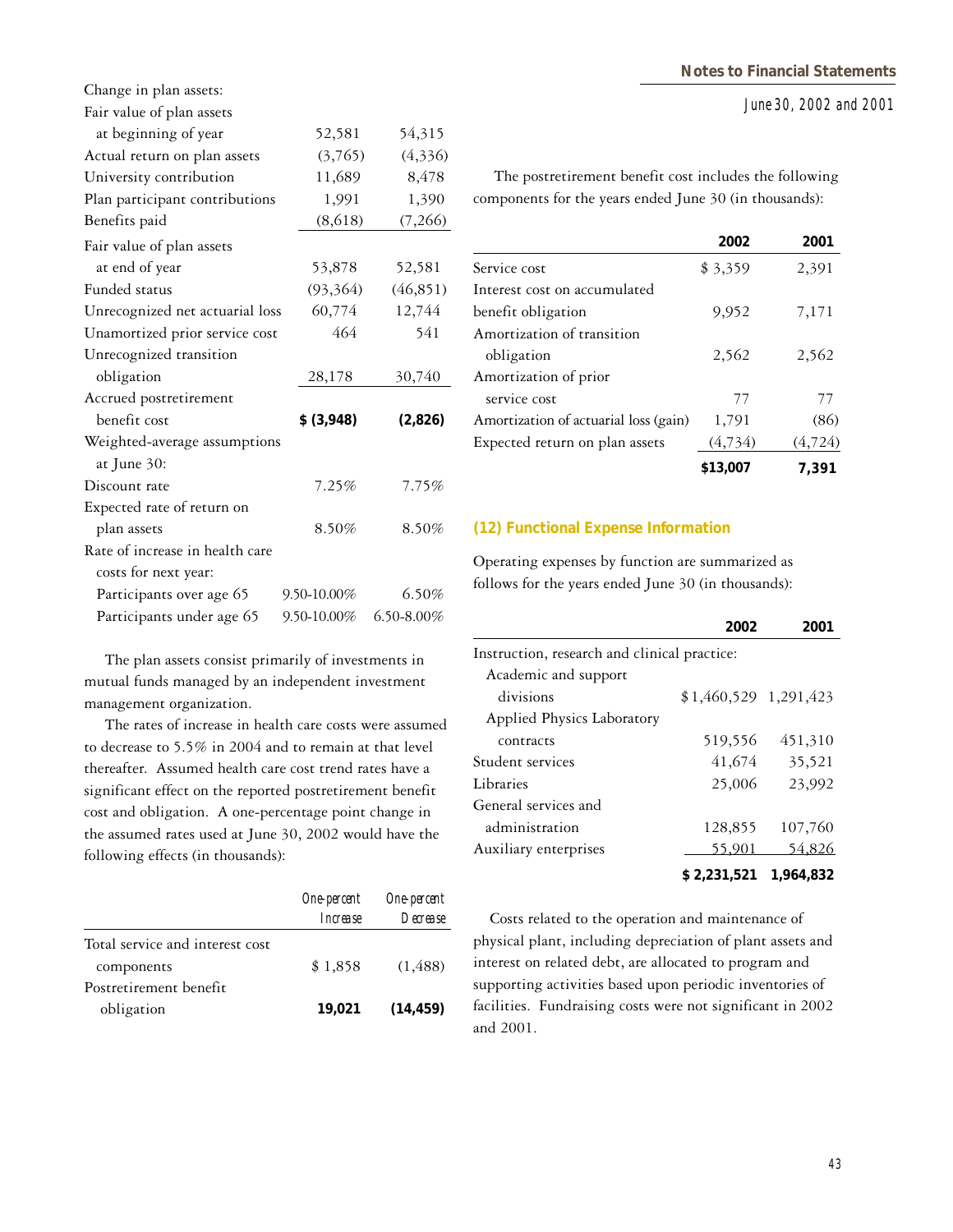| | | |
|---|---|---|
| Change in plan assets: | | |
| Fair value of plan assets at beginning of year | 52,581 | 54,315 |
| Actual return on plan assets | (3,765) | (4,336) |
| University contribution | 11,689 | 8,478 |
| Plan participant contributions | 1,991 | 1,390 |
| Benefits paid | (8,618) | (7,266) |
| Fair value of plan assets at end of year | 53,878 | 52,581 |
| Funded status | (93,364) | (46,851) |
| Unrecognized net actuarial loss | 60,774 | 12,744 |
| Unamortized prior service cost | 464 | 541 |
| Unrecognized transition obligation | 28,178 | 30,740 |
| Accrued postretirement benefit cost | **$ (3,948)** | **(2,826)** |
| Weighted-average assumptions at June 30: | | |
| Discount rate | 7.25% | 7.75% |
| Expected rate of return on plan assets | 8.50% | 8.50% |
| Rate of increase in health care costs for next year: | | |
| Participants over age 65 | 9.50-10.00% | 6.50% |
| Participants under age 65 | 9.50-10.00% | 6.50-8.00% |

The plan assets consist primarily of investments in mutual funds managed by an independent investment management organization.

The rates of increase in health care costs were assumed to decrease to 5.5% in 2004 and to remain at that level thereafter. Assumed health care cost trend rates have a significant effect on the reported postretirement benefit cost and obligation. A one-percentage point change in the assumed rates used at June 30, 2002 would have the following effects (in thousands):

| | *One-percent Increase* | *One-percent Decrease* |
|---|---|---|
| Total service and interest cost components | $ 1,858 | (1,488) |
| Postretirement benefit obligation | **19,021** | **(14,459)** |

The postretirement benefit cost includes the following components for the years ended June 30 (in thousands):

| | **2002** | **2001** |
|---|---|---|
| Service cost | $ 3,359 | 2,391 |
| Interest cost on accumulated benefit obligation | 9,952 | 7,171 |
| Amortization of transition obligation | 2,562 | 2,562 |
| Amortization of prior service cost | 77 | 77 |
| Amortization of actuarial loss (gain) | 1,791 | (86) |
| Expected return on plan assets | (4,734) | (4,724) |
| | **$13,007** | **7,391** |

## (12) Functional Expense Information

Operating expenses by function are summarized as follows for the years ended June 30 (in thousands):

| | **2002** | **2001** |
|---|---|---|
| Instruction, research and clinical practice: | | |
| Academic and support divisions | $1,460,529 | 1,291,423 |
| Applied Physics Laboratory contracts | 519,556 | 451,310 |
| Student services | 41,674 | 35,521 |
| Libraries | 25,006 | 23,992 |
| General services and administration | 128,855 | 107,760 |
| Auxiliary enterprises | 55,901 | 54,826 |
| | **$ 2,231,521** | **1,964,832** |

Costs related to the operation and maintenance of physical plant, including depreciation of plant assets and interest on related debt, are allocated to program and supporting activities based upon periodic inventories of facilities. Fundraising costs were not significant in 2002 and 2001.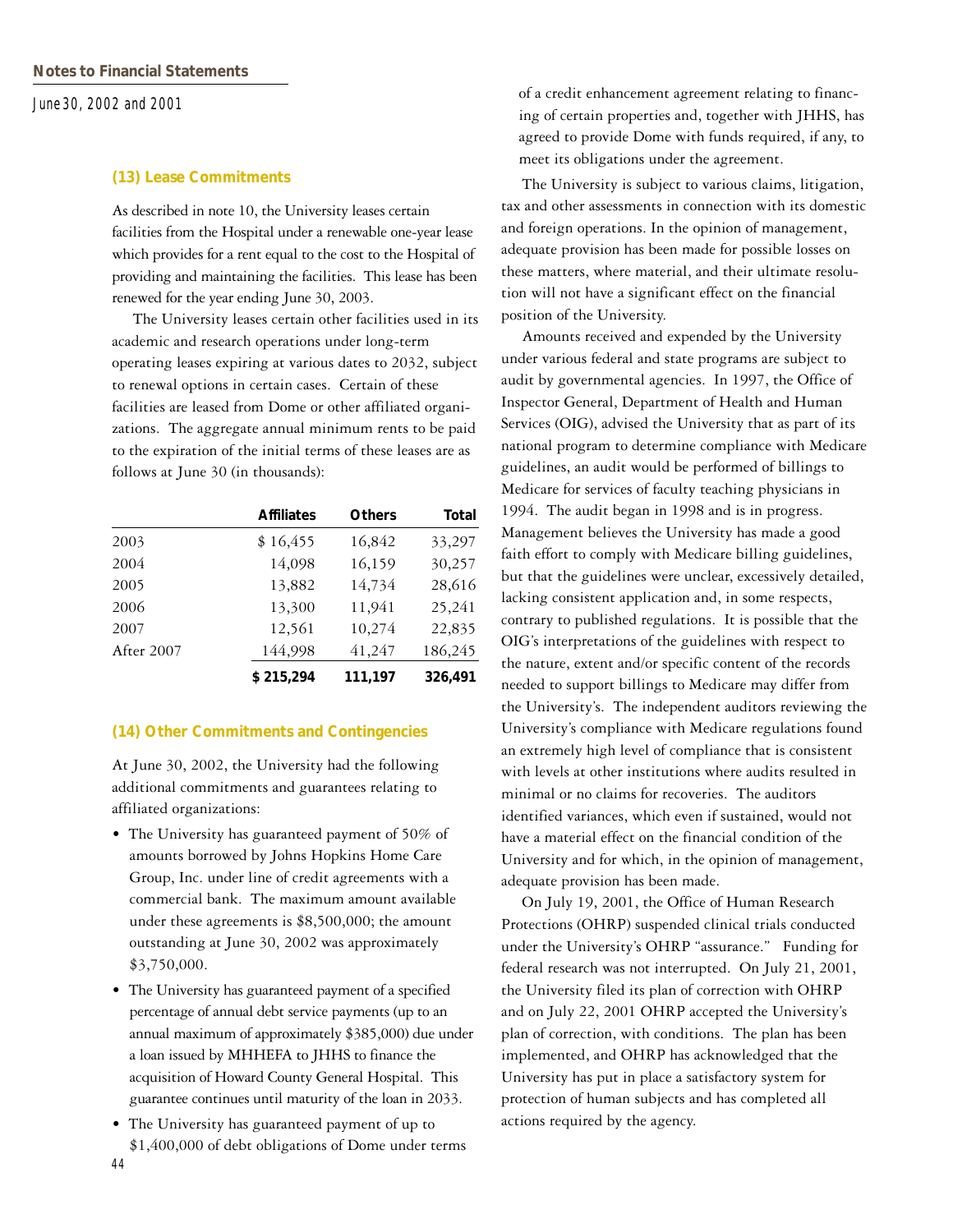## (13) Lease Commitments

As described in note 10, the University leases certain facilities from the Hospital under a renewable one-year lease which provides for a rent equal to the cost to the Hospital of providing and maintaining the facilities. This lease has been renewed for the year ending June 30, 2003.

The University leases certain other facilities used in its academic and research operations under long-term operating leases expiring at various dates to 2032, subject to renewal options in certain cases. Certain of these facilities are leased from Dome or other affiliated organizations. The aggregate annual minimum rents to be paid to the expiration of the initial terms of these leases are as follows at June 30 (in thousands):

| | Affiliates | Others | Total |
|---|---|---|---|
| 2003 | $ 16,455 | 16,842 | 33,297 |
| 2004 | 14,098 | 16,159 | 30,257 |
| 2005 | 13,882 | 14,734 | 28,616 |
| 2006 | 13,300 | 11,941 | 25,241 |
| 2007 | 12,561 | 10,274 | 22,835 |
| After 2007 | 144,998 | 41,247 | 186,245 |
| | **$ 215,294** | **111,197** | **326,491** |

## (14) Other Commitments and Contingencies

At June 30, 2002, the University had the following additional commitments and guarantees relating to affiliated organizations:

- The University has guaranteed payment of 50% of amounts borrowed by Johns Hopkins Home Care Group, Inc. under line of credit agreements with a commercial bank. The maximum amount available under these agreements is $8,500,000; the amount outstanding at June 30, 2002 was approximately $3,750,000.
- The University has guaranteed payment of a specified percentage of annual debt service payments (up to an annual maximum of approximately $385,000) due under a loan issued by MHHEFA to JHHS to finance the acquisition of Howard County General Hospital. This guarantee continues until maturity of the loan in 2033.
- The University has guaranteed payment of up to $1,400,000 of debt obligations of Dome under terms of a credit enhancement agreement relating to financing of certain properties and, together with JHHS, has agreed to provide Dome with funds required, if any, to meet its obligations under the agreement.

The University is subject to various claims, litigation, tax and other assessments in connection with its domestic and foreign operations. In the opinion of management, adequate provision has been made for possible losses on these matters, where material, and their ultimate resolution will not have a significant effect on the financial position of the University.

Amounts received and expended by the University under various federal and state programs are subject to audit by governmental agencies. In 1997, the Office of Inspector General, Department of Health and Human Services (OIG), advised the University that as part of its national program to determine compliance with Medicare guidelines, an audit would be performed of billings to Medicare for services of faculty teaching physicians in 1994. The audit began in 1998 and is in progress. Management believes the University has made a good faith effort to comply with Medicare billing guidelines, but that the guidelines were unclear, excessively detailed, lacking consistent application and, in some respects, contrary to published regulations. It is possible that the OIG's interpretations of the guidelines with respect to the nature, extent and/or specific content of the records needed to support billings to Medicare may differ from the University's. The independent auditors reviewing the University's compliance with Medicare regulations found an extremely high level of compliance that is consistent with levels at other institutions where audits resulted in minimal or no claims for recoveries. The auditors identified variances, which even if sustained, would not have a material effect on the financial condition of the University and for which, in the opinion of management, adequate provision has been made.

On July 19, 2001, the Office of Human Research Protections (OHRP) suspended clinical trials conducted under the University's OHRP "assurance." Funding for federal research was not interrupted. On July 21, 2001, the University filed its plan of correction with OHRP and on July 22, 2001 OHRP accepted the University's plan of correction, with conditions. The plan has been implemented, and OHRP has acknowledged that the University has put in place a satisfactory system for protection of human subjects and has completed all actions required by the agency.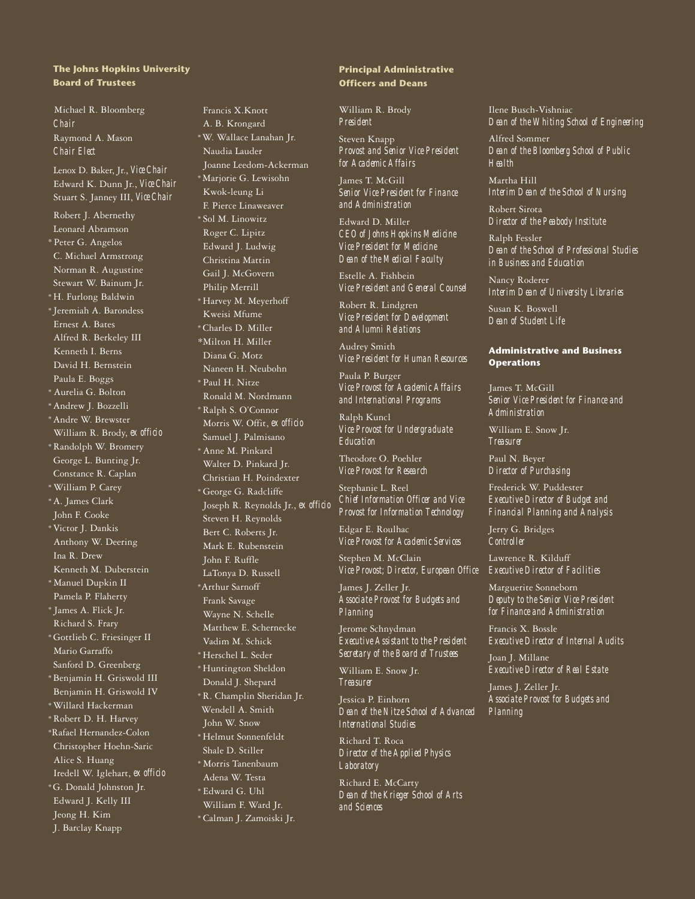## The Johns Hopkins University Board of Trustees

Michael R. Bloomberg
*Chair*

Raymond A. Mason
*Chair Elect*

Lenox D. Baker, Jr., *Vice Chair*
Edward K. Dunn Jr., *Vice Chair*
Stuart S. Janney III, *Vice Chair*

Robert J. Abernethy
Leonard Abramson
*Peter G. Angelos
C. Michael Armstrong
Norman R. Augustine
Stewart W. Bainum Jr.
*H. Furlong Baldwin
*Jeremiah A. Barondess
Ernest A. Bates
Alfred R. Berkeley III
Kenneth I. Berns
David H. Bernstein
Paula E. Boggs
*Aurelia G. Bolton
*Andrew J. Bozzelli
*Andre W. Brewster
William R. Brody, *ex officio*
*Randolph W. Bromery
George L. Bunting Jr.
Constance R. Caplan
*William P. Carey
*A. James Clark
John F. Cooke
*Victor J. Dankis
Anthony W. Deering
Ina R. Drew
Kenneth M. Duberstein
*Manuel Dupkin II
Pamela P. Flaherty
*James A. Flick Jr.
Richard S. Frary
*Gottlieb C. Friesinger II
Mario Garraffo
Sanford D. Greenberg
*Benjamin H. Griswold III
Benjamin H. Griswold IV
*Willard Hackerman
*Robert D. H. Harvey
*Rafael Hernandez-Colon
Christopher Hoehn-Saric
Alice S. Huang
Iredell W. Iglehart, *ex officio*
*G. Donald Johnston Jr.
Edward J. Kelly III
Jeong H. Kim
J. Barclay Knapp
Francis X.Knott
A. B. Krongard
*W. Wallace Lanahan Jr.
Naudia Lauder
Joanne Leedom-Ackerman
*Marjorie G. Lewisohn
Kwok-leung Li
F. Pierce Linaweaver
*Sol M. Linowitz
Roger C. Lipitz
Edward J. Ludwig
Christina Mattin
Gail J. McGovern
Philip Merrill
*Harvey M. Meyerhoff
Kweisi Mfume
*Charles D. Miller
*Milton H. Miller
Diana G. Motz
Naneen H. Neubohn
*Paul H. Nitze
Ronald M. Nordmann
*Ralph S. O'Connor
Morris W. Offit, *ex officio*
Samuel J. Palmisano
*Anne M. Pinkard
Walter D. Pinkard Jr.
Christian H. Poindexter
*George G. Radcliffe
Joseph R. Reynolds Jr., *ex officio*
Steven H. Reynolds
Bert C. Roberts Jr.
Mark E. Rubenstein
John F. Ruffle
LaTonya D. Russell
*Arthur Sarnoff
Frank Savage
Wayne N. Schelle
Matthew E. Schernecke
Vadim M. Schick
*Herschel L. Seder
*Huntington Sheldon
Donald J. Shepard
*R. Champlin Sheridan Jr.
Wendell A. Smith
John W. Snow
*Helmut Sonnenfeldt
Shale D. Stiller
*Morris Tanenbaum
Adena W. Testa
*Edward G. Uhl
William F. Ward Jr.
*Calman J. Zamoiski Jr.

## Principal Administrative Officers and Deans

William R. Brody
*President*

Steven Knapp
*Provost and Senior Vice President for Academic Affairs*

James T. McGill
*Senior Vice President for Finance and Administration*

Edward D. Miller
*CEO of Johns Hopkins Medicine*
*Vice President for Medicine*
*Dean of the Medical Faculty*

Estelle A. Fishbein
*Vice President and General Counsel*

Robert R. Lindgren
*Vice President for Development and Alumni Relations*

Audrey Smith
*Vice President for Human Resources*

Paula P. Burger
*Vice Provost for Academic Affairs and International Programs*

Ralph Kuncl
*Vice Provost for Undergraduate Education*

Theodore O. Poehler
*Vice Provost for Research*

Stephanie L. Reel
*Chief Information Officer and Vice Provost for Information Technology*

Edgar E. Roulhac
*Vice Provost for Academic Services*

Stephen M. McClain
*Vice Provost; Director, European Office*

James J. Zeller Jr.
*Associate Provost for Budgets and Planning*

Jerome Schnydman
*Executive Assistant to the President*
*Secretary of the Board of Trustees*

William E. Snow Jr.
*Treasurer*

Jessica P. Einhorn
*Dean of the Nitze School of Advanced International Studies*

Richard T. Roca
*Director of the Applied Physics Laboratory*

Richard E. McCarty
*Dean of the Krieger School of Arts and Sciences*

Ilene Busch-Vishniac
*Dean of the Whiting School of Engineering*

Alfred Sommer
*Dean of the Bloomberg School of Public Health*

Martha Hill
*Interim Dean of the School of Nursing*

Robert Sirota
*Director of the Peabody Institute*

Ralph Fessler
*Dean of the School of Professional Studies in Business and Education*

Nancy Roderer
*Interim Dean of University Libraries*

Susan K. Boswell
*Dean of Student Life*

## Administrative and Business Operations

James T. McGill
*Senior Vice President for Finance and Administration*

William E. Snow Jr.
*Treasurer*

Paul N. Beyer
*Director of Purchasing*

Frederick W. Puddester
*Executive Director of Budget and Financial Planning and Analysis*

Jerry G. Bridges
*Controller*

Lawrence R. Kilduff
*Executive Director of Facilities*

Marguerite Sonneborn
*Deputy to the Senior Vice President for Finance and Administration*

Francis X. Bossle
*Executive Director of Internal Audits*

Joan J. Millane
*Executive Director of Real Estate*

James J. Zeller Jr.
*Associate Provost for Budgets and Planning*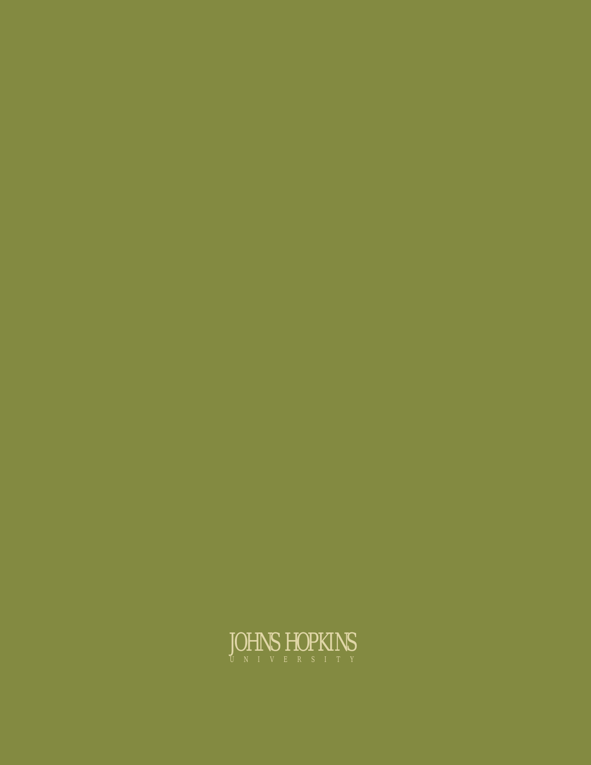JOHNS HOPKINS

UNIVERSITY